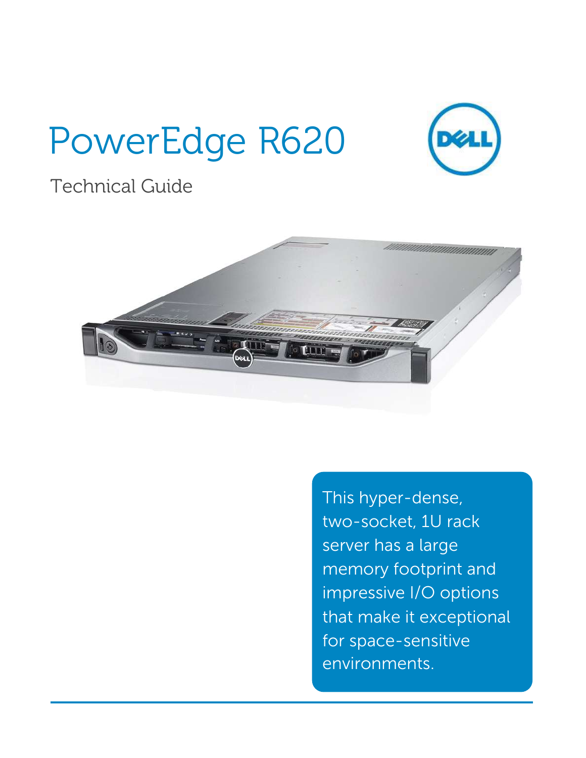# PowerEdge R620

Technical Guide

This hyper-dense, two-socket, 1U rack server has a large memory footprint and impressive I/O options that make it exceptional for space-sensitive environments.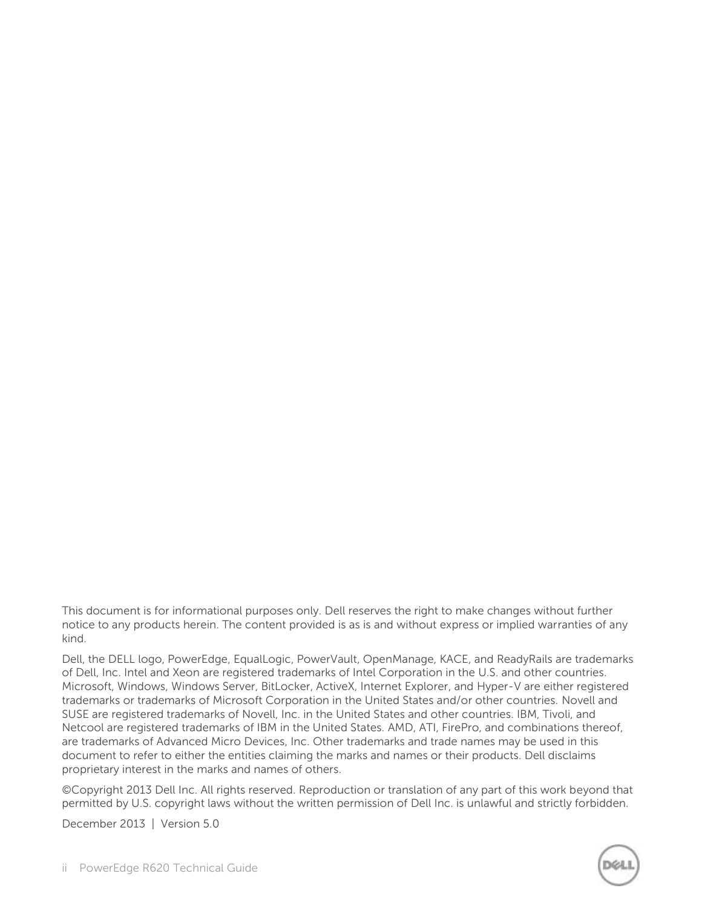This document is for informational purposes only. Dell reserves the right to make changes without further notice to any products herein. The content provided is as is and without express or implied warranties of any kind.

Dell, the DELL logo, PowerEdge, EqualLogic, PowerVault, OpenManage, KACE, and ReadyRails are trademarks of Dell, Inc. Intel and Xeon are registered trademarks of Intel Corporation in the U.S. and other countries. Microsoft, Windows, Windows Server, BitLocker, ActiveX, Internet Explorer, and Hyper-V are either registered trademarks or trademarks of Microsoft Corporation in the United States and/or other countries. Novell and SUSE are registered trademarks of Novell, Inc. in the United States and other countries. IBM, Tivoli, and Netcool are registered trademarks of IBM in the United States. AMD, ATI, FirePro, and combinations thereof, are trademarks of Advanced Micro Devices, Inc. Other trademarks and trade names may be used in this document to refer to either the entities claiming the marks and names or their products. Dell disclaims proprietary interest in the marks and names of others.

©Copyright 2013 Dell Inc. All rights reserved. Reproduction or translation of any part of this work beyond that permitted by U.S. copyright laws without the written permission of Dell Inc. is unlawful and strictly forbidden.

December 2013 | Version 5.0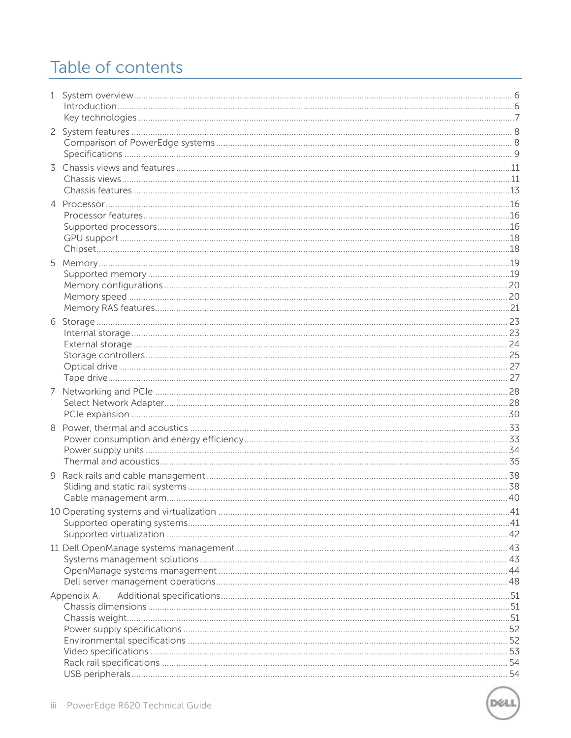# Table of contents

1 System overview ... 6
- Introduction ... 6
- Key technologies ... 7

2 System features ... 8
- Comparison of PowerEdge systems ... 8
- Specifications ... 9

3 Chassis views and features ... 11
- Chassis views ... 11
- Chassis features ... 13

4 Processor ... 16
- Processor features ... 16
- Supported processors ... 16
- GPU support ... 18
- Chipset ... 18

5 Memory ... 19
- Supported memory ... 19
- Memory configurations ... 20
- Memory speed ... 20
- Memory RAS features ... 21

6 Storage ... 23
- Internal storage ... 23
- External storage ... 24
- Storage controllers ... 25
- Optical drive ... 27
- Tape drive ... 27

7 Networking and PCIe ... 28
- Select Network Adapter ... 28
- PCIe expansion ... 30

8 Power, thermal and acoustics ... 33
- Power consumption and energy efficiency ... 33
- Power supply units ... 34
- Thermal and acoustics ... 35

9 Rack rails and cable management ... 38
- Sliding and static rail systems ... 38
- Cable management arm ... 40

10 Operating systems and virtualization ... 41
- Supported operating systems ... 41
- Supported virtualization ... 42

11 Dell OpenManage systems management ... 43
- Systems management solutions ... 43
- OpenManage systems management ... 44
- Dell server management operations ... 48

Appendix A. Additional specifications ... 51
- Chassis dimensions ... 51
- Chassis weight ... 51
- Power supply specifications ... 52
- Environmental specifications ... 52
- Video specifications ... 53
- Rack rail specifications ... 54
- USB peripherals ... 54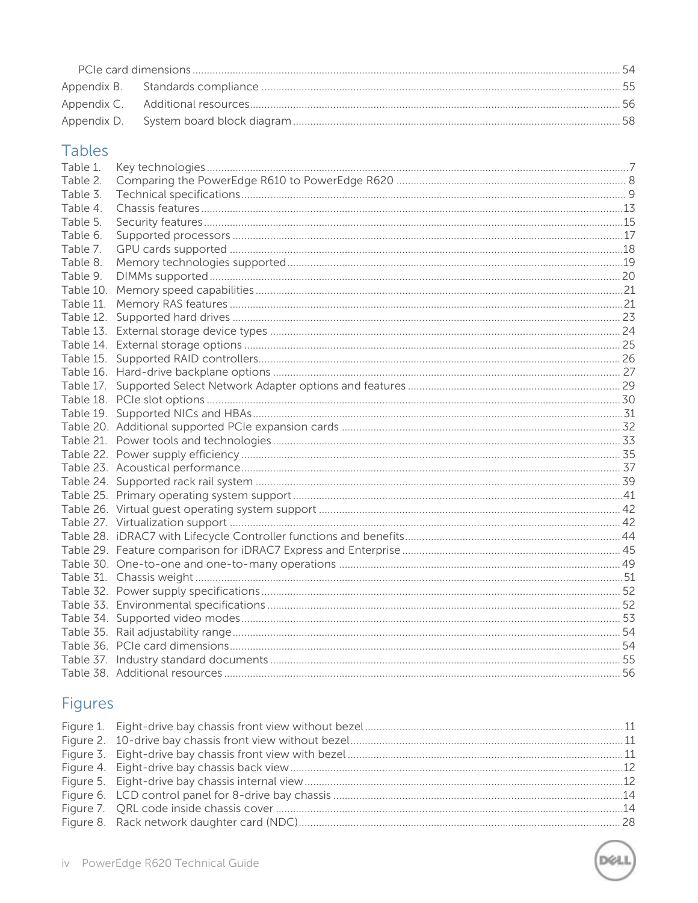PCIe card dimensions ..... 54

Appendix B. Standards compliance ..... 55

Appendix C. Additional resources ..... 56

Appendix D. System board block diagram ..... 58

## Tables

Table 1. Key technologies ..... 7
Table 2. Comparing the PowerEdge R610 to PowerEdge R620 ..... 8
Table 3. Technical specifications ..... 9
Table 4. Chassis features ..... 13
Table 5. Security features ..... 15
Table 6. Supported processors ..... 17
Table 7. GPU cards supported ..... 18
Table 8. Memory technologies supported ..... 19
Table 9. DIMMs supported ..... 20
Table 10. Memory speed capabilities ..... 21
Table 11. Memory RAS features ..... 21
Table 12. Supported hard drives ..... 23
Table 13. External storage device types ..... 24
Table 14. External storage options ..... 25
Table 15. Supported RAID controllers ..... 26
Table 16. Hard-drive backplane options ..... 27
Table 17. Supported Select Network Adapter options and features ..... 29
Table 18. PCIe slot options ..... 30
Table 19. Supported NICs and HBAs ..... 31
Table 20. Additional supported PCIe expansion cards ..... 32
Table 21. Power tools and technologies ..... 33
Table 22. Power supply efficiency ..... 35
Table 23. Acoustical performance ..... 37
Table 24. Supported rack rail system ..... 39
Table 25. Primary operating system support ..... 41
Table 26. Virtual guest operating system support ..... 42
Table 27. Virtualization support ..... 42
Table 28. iDRAC7 with Lifecycle Controller functions and benefits ..... 44
Table 29. Feature comparison for iDRAC7 Express and Enterprise ..... 45
Table 30. One-to-one and one-to-many operations ..... 49
Table 31. Chassis weight ..... 51
Table 32. Power supply specifications ..... 52
Table 33. Environmental specifications ..... 52
Table 34. Supported video modes ..... 53
Table 35. Rail adjustability range ..... 54
Table 36. PCIe card dimensions ..... 54
Table 37. Industry standard documents ..... 55
Table 38. Additional resources ..... 56

## Figures

Figure 1. Eight-drive bay chassis front view without bezel ..... 11
Figure 2. 10-drive bay chassis front view without bezel ..... 11
Figure 3. Eight-drive bay chassis front view with bezel ..... 11
Figure 4. Eight-drive bay chassis back view ..... 12
Figure 5. Eight-drive bay chassis internal view ..... 12
Figure 6. LCD control panel for 8-drive bay chassis ..... 14
Figure 7. QRL code inside chassis cover ..... 14
Figure 8. Rack network daughter card (NDC) ..... 28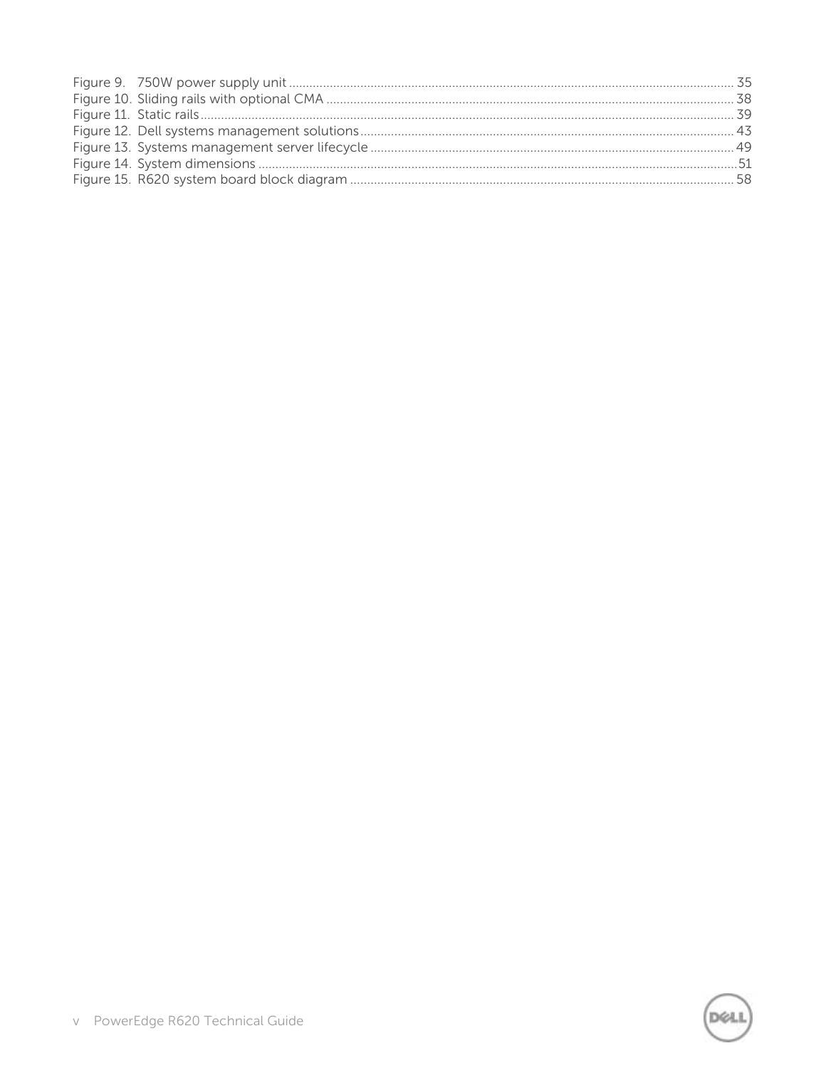Figure 9. 750W power supply unit .......... 35
Figure 10. Sliding rails with optional CMA .......... 38
Figure 11. Static rails .......... 39
Figure 12. Dell systems management solutions .......... 43
Figure 13. Systems management server lifecycle .......... 49
Figure 14. System dimensions .......... 51
Figure 15. R620 system board block diagram .......... 58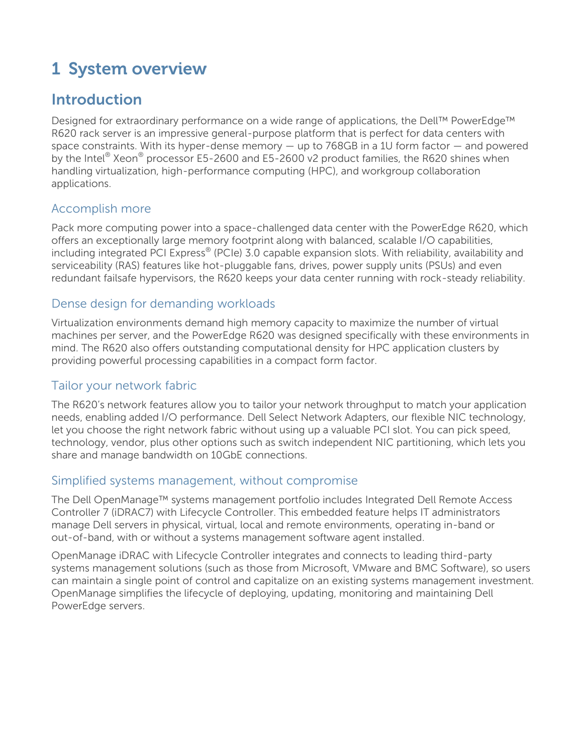# 1 System overview

## Introduction

Designed for extraordinary performance on a wide range of applications, the Dell™ PowerEdge™ R620 rack server is an impressive general-purpose platform that is perfect for data centers with space constraints. With its hyper-dense memory — up to 768GB in a 1U form factor — and powered by the Intel® Xeon® processor E5-2600 and E5-2600 v2 product families, the R620 shines when handling virtualization, high-performance computing (HPC), and workgroup collaboration applications.

### Accomplish more

Pack more computing power into a space-challenged data center with the PowerEdge R620, which offers an exceptionally large memory footprint along with balanced, scalable I/O capabilities, including integrated PCI Express® (PCIe) 3.0 capable expansion slots. With reliability, availability and serviceability (RAS) features like hot-pluggable fans, drives, power supply units (PSUs) and even redundant failsafe hypervisors, the R620 keeps your data center running with rock-steady reliability.

### Dense design for demanding workloads

Virtualization environments demand high memory capacity to maximize the number of virtual machines per server, and the PowerEdge R620 was designed specifically with these environments in mind. The R620 also offers outstanding computational density for HPC application clusters by providing powerful processing capabilities in a compact form factor.

### Tailor your network fabric

The R620's network features allow you to tailor your network throughput to match your application needs, enabling added I/O performance. Dell Select Network Adapters, our flexible NIC technology, let you choose the right network fabric without using up a valuable PCI slot. You can pick speed, technology, vendor, plus other options such as switch independent NIC partitioning, which lets you share and manage bandwidth on 10GbE connections.

### Simplified systems management, without compromise

The Dell OpenManage™ systems management portfolio includes Integrated Dell Remote Access Controller 7 (iDRAC7) with Lifecycle Controller. This embedded feature helps IT administrators manage Dell servers in physical, virtual, local and remote environments, operating in-band or out-of-band, with or without a systems management software agent installed.

OpenManage iDRAC with Lifecycle Controller integrates and connects to leading third-party systems management solutions (such as those from Microsoft, VMware and BMC Software), so users can maintain a single point of control and capitalize on an existing systems management investment. OpenManage simplifies the lifecycle of deploying, updating, monitoring and maintaining Dell PowerEdge servers.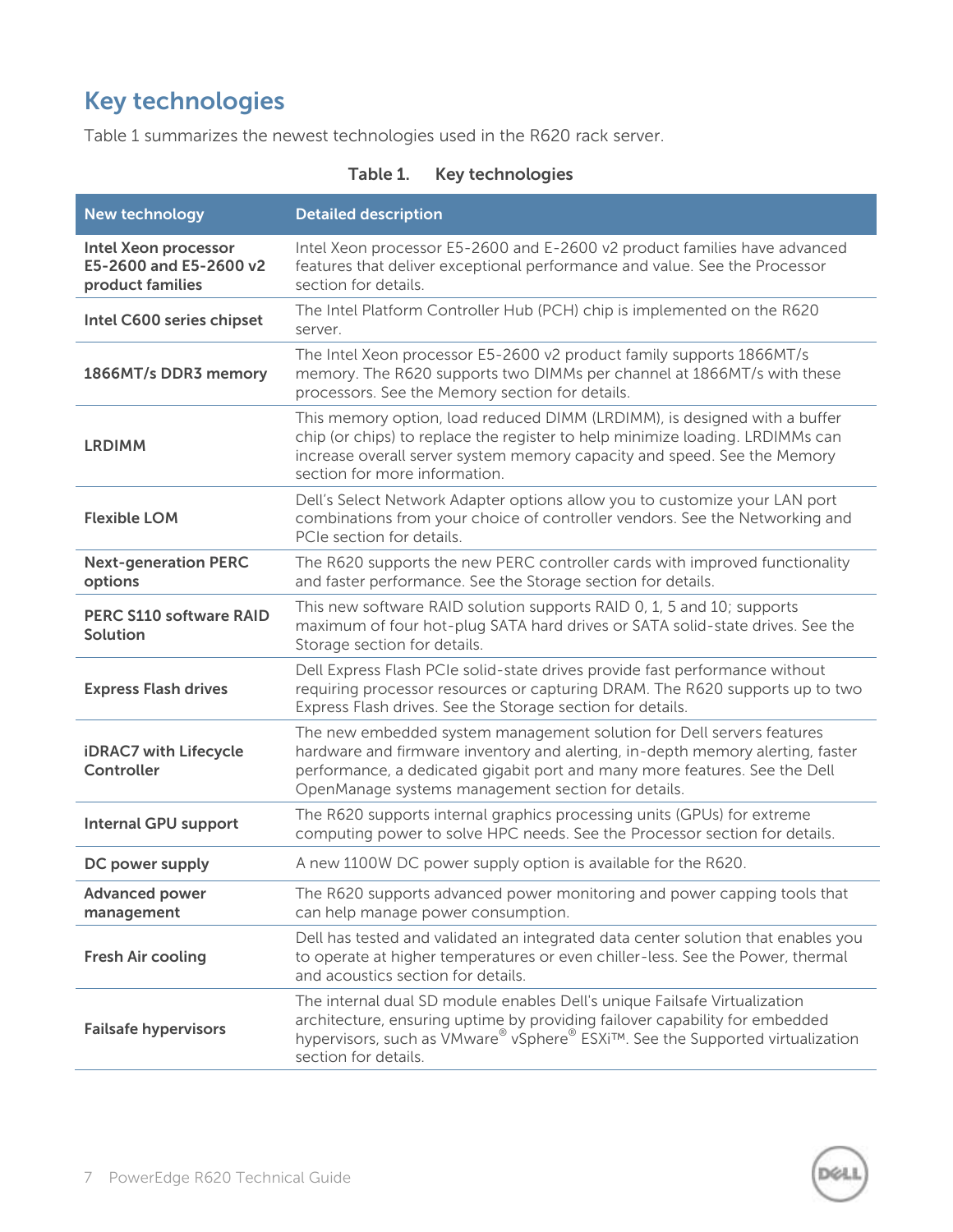## Key technologies

Table 1 summarizes the newest technologies used in the R620 rack server.

**Table 1. Key technologies**

| New technology | Detailed description |
|---|---|
| **Intel Xeon processor E5-2600 and E5-2600 v2 product families** | Intel Xeon processor E5-2600 and E-2600 v2 product families have advanced features that deliver exceptional performance and value. See the Processor section for details. |
| **Intel C600 series chipset** | The Intel Platform Controller Hub (PCH) chip is implemented on the R620 server. |
| **1866MT/s DDR3 memory** | The Intel Xeon processor E5-2600 v2 product family supports 1866MT/s memory. The R620 supports two DIMMs per channel at 1866MT/s with these processors. See the Memory section for details. |
| **LRDIMM** | This memory option, load reduced DIMM (LRDIMM), is designed with a buffer chip (or chips) to replace the register to help minimize loading. LRDIMMs can increase overall server system memory capacity and speed. See the Memory section for more information. |
| **Flexible LOM** | Dell's Select Network Adapter options allow you to customize your LAN port combinations from your choice of controller vendors. See the Networking and PCIe section for details. |
| **Next-generation PERC options** | The R620 supports the new PERC controller cards with improved functionality and faster performance. See the Storage section for details. |
| **PERC S110 software RAID Solution** | This new software RAID solution supports RAID 0, 1, 5 and 10; supports maximum of four hot-plug SATA hard drives or SATA solid-state drives. See the Storage section for details. |
| **Express Flash drives** | Dell Express Flash PCIe solid-state drives provide fast performance without requiring processor resources or capturing DRAM. The R620 supports up to two Express Flash drives. See the Storage section for details. |
| **iDRAC7 with Lifecycle Controller** | The new embedded system management solution for Dell servers features hardware and firmware inventory and alerting, in-depth memory alerting, faster performance, a dedicated gigabit port and many more features. See the Dell OpenManage systems management section for details. |
| **Internal GPU support** | The R620 supports internal graphics processing units (GPUs) for extreme computing power to solve HPC needs. See the Processor section for details. |
| **DC power supply** | A new 1100W DC power supply option is available for the R620. |
| **Advanced power management** | The R620 supports advanced power monitoring and power capping tools that can help manage power consumption. |
| **Fresh Air cooling** | Dell has tested and validated an integrated data center solution that enables you to operate at higher temperatures or even chiller-less. See the Power, thermal and acoustics section for details. |
| **Failsafe hypervisors** | The internal dual SD module enables Dell's unique Failsafe Virtualization architecture, ensuring uptime by providing failover capability for embedded hypervisors, such as VMware® vSphere® ESXi™. See the Supported virtualization section for details. |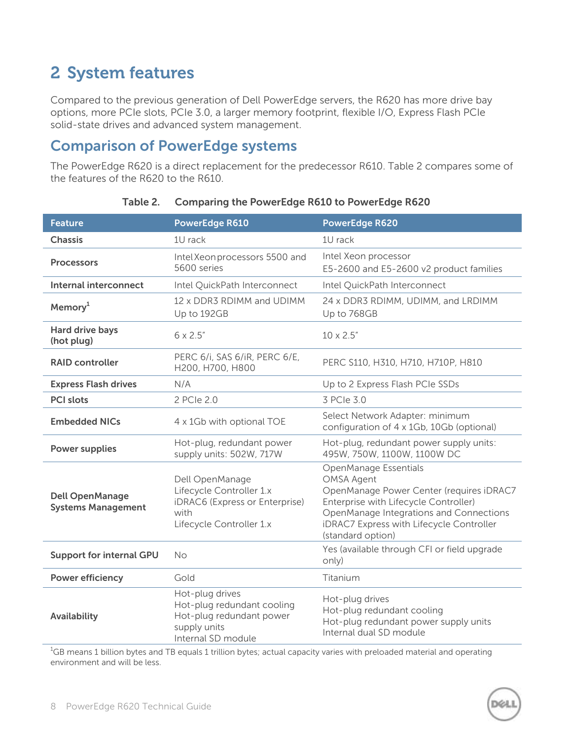# 2 System features

Compared to the previous generation of Dell PowerEdge servers, the R620 has more drive bay options, more PCIe slots, PCIe 3.0, a larger memory footprint, flexible I/O, Express Flash PCIe solid-state drives and advanced system management.

## Comparison of PowerEdge systems

The PowerEdge R620 is a direct replacement for the predecessor R610. Table 2 compares some of the features of the R620 to the R610.

**Table 2. Comparing the PowerEdge R610 to PowerEdge R620**

| Feature | PowerEdge R610 | PowerEdge R620 |
|---|---|---|
| **Chassis** | 1U rack | 1U rack |
| **Processors** | Intel Xeon processors 5500 and 5600 series | Intel Xeon processor<br>E5-2600 and E5-2600 v2 product families |
| **Internal interconnect** | Intel QuickPath Interconnect | Intel QuickPath Interconnect |
| **Memory**[1] | 12 x DDR3 RDIMM and UDIMM<br>Up to 192GB | 24 x DDR3 RDIMM, UDIMM, and LRDIMM<br>Up to 768GB |
| **Hard drive bays (hot plug)** | 6 x 2.5" | 10 x 2.5" |
| **RAID controller** | PERC 6/i, SAS 6/iR, PERC 6/E, H200, H700, H800 | PERC S110, H310, H710, H710P, H810 |
| **Express Flash drives** | N/A | Up to 2 Express Flash PCIe SSDs |
| **PCI slots** | 2 PCIe 2.0 | 3 PCIe 3.0 |
| **Embedded NICs** | 4 x 1Gb with optional TOE | Select Network Adapter: minimum configuration of 4 x 1Gb, 10Gb (optional) |
| **Power supplies** | Hot-plug, redundant power supply units: 502W, 717W | Hot-plug, redundant power supply units: 495W, 750W, 1100W, 1100W DC |
| **Dell OpenManage Systems Management** | Dell OpenManage<br>Lifecycle Controller 1.x<br>iDRAC6 (Express or Enterprise) with<br>Lifecycle Controller 1.x | OpenManage Essentials<br>OMSA Agent<br>OpenManage Power Center (requires iDRAC7 Enterprise with Lifecycle Controller)<br>OpenManage Integrations and Connections<br>iDRAC7 Express with Lifecycle Controller (standard option) |
| **Support for internal GPU** | No | Yes (available through CFI or field upgrade only) |
| **Power efficiency** | Gold | Titanium |
| **Availability** | Hot-plug drives<br>Hot-plug redundant cooling<br>Hot-plug redundant power supply units<br>Internal SD module | Hot-plug drives<br>Hot-plug redundant cooling<br>Hot-plug redundant power supply units<br>Internal dual SD module |

[1]GB means 1 billion bytes and TB equals 1 trillion bytes; actual capacity varies with preloaded material and operating environment and will be less.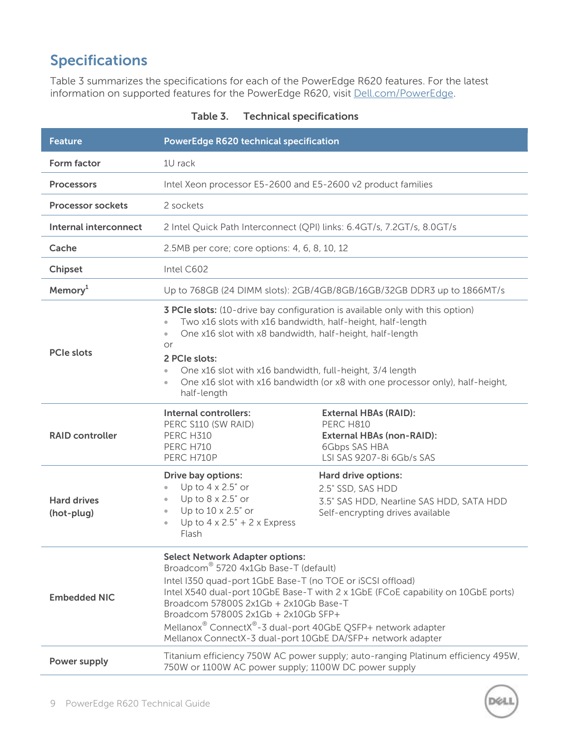## Specifications

Table 3 summarizes the specifications for each of the PowerEdge R620 features. For the latest information on supported features for the PowerEdge R620, visit Dell.com/PowerEdge.

**Table 3. Technical specifications**

| Feature | PowerEdge R620 technical specification |
|---|---|
| **Form factor** | 1U rack |
| **Processors** | Intel Xeon processor E5-2600 and E5-2600 v2 product families |
| **Processor sockets** | 2 sockets |
| **Internal interconnect** | 2 Intel Quick Path Interconnect (QPI) links: 6.4GT/s, 7.2GT/s, 8.0GT/s |
| **Cache** | 2.5MB per core; core options: 4, 6, 8, 10, 12 |
| **Chipset** | Intel C602 |
| **Memory**[1] | Up to 768GB (24 DIMM slots): 2GB/4GB/8GB/16GB/32GB DDR3 up to 1866MT/s |
| **PCIe slots** | **3 PCIe slots:** (10-drive bay configuration is available only with this option)<br>• Two x16 slots with x16 bandwidth, half-height, half-length<br>• One x16 slot with x8 bandwidth, half-height, half-length<br>or<br>**2 PCIe slots:**<br>• One x16 slot with x16 bandwidth, full-height, 3/4 length<br>• One x16 slot with x16 bandwidth (or x8 with one processor only), half-height, half-length |
| **RAID controller** | **Internal controllers:**<br>PERC S110 (SW RAID)<br>PERC H310<br>PERC H710<br>PERC H710P<br>**External HBAs (RAID):**<br>PERC H810<br>**External HBAs (non-RAID):**<br>6Gbps SAS HBA<br>LSI SAS 9207-8i 6Gb/s SAS |
| **Hard drives (hot-plug)** | **Drive bay options:**<br>• Up to 4 x 2.5" or<br>• Up to 8 x 2.5" or<br>• Up to 10 x 2.5" or<br>• Up to 4 x 2.5" + 2 x Express Flash<br>**Hard drive options:**<br>2.5" SSD, SAS HDD<br>3.5" SAS HDD, Nearline SAS HDD, SATA HDD<br>Self-encrypting drives available |
| **Embedded NIC** | **Select Network Adapter options:**<br>Broadcom® 5720 4x1Gb Base-T (default)<br>Intel I350 quad-port 1GbE Base-T (no TOE or iSCSI offload)<br>Intel X540 dual-port 10GbE Base-T with 2 x 1GbE (FCoE capability on 10GbE ports)<br>Broadcom 57800S 2x1Gb + 2x10Gb Base-T<br>Broadcom 57800S 2x1Gb + 2x10Gb SFP+<br>Mellanox® ConnectX®-3 dual-port 40GbE QSFP+ network adapter<br>Mellanox ConnectX-3 dual-port 10GbE DA/SFP+ network adapter |
| **Power supply** | Titanium efficiency 750W AC power supply; auto-ranging Platinum efficiency 495W, 750W or 1100W AC power supply; 1100W DC power supply |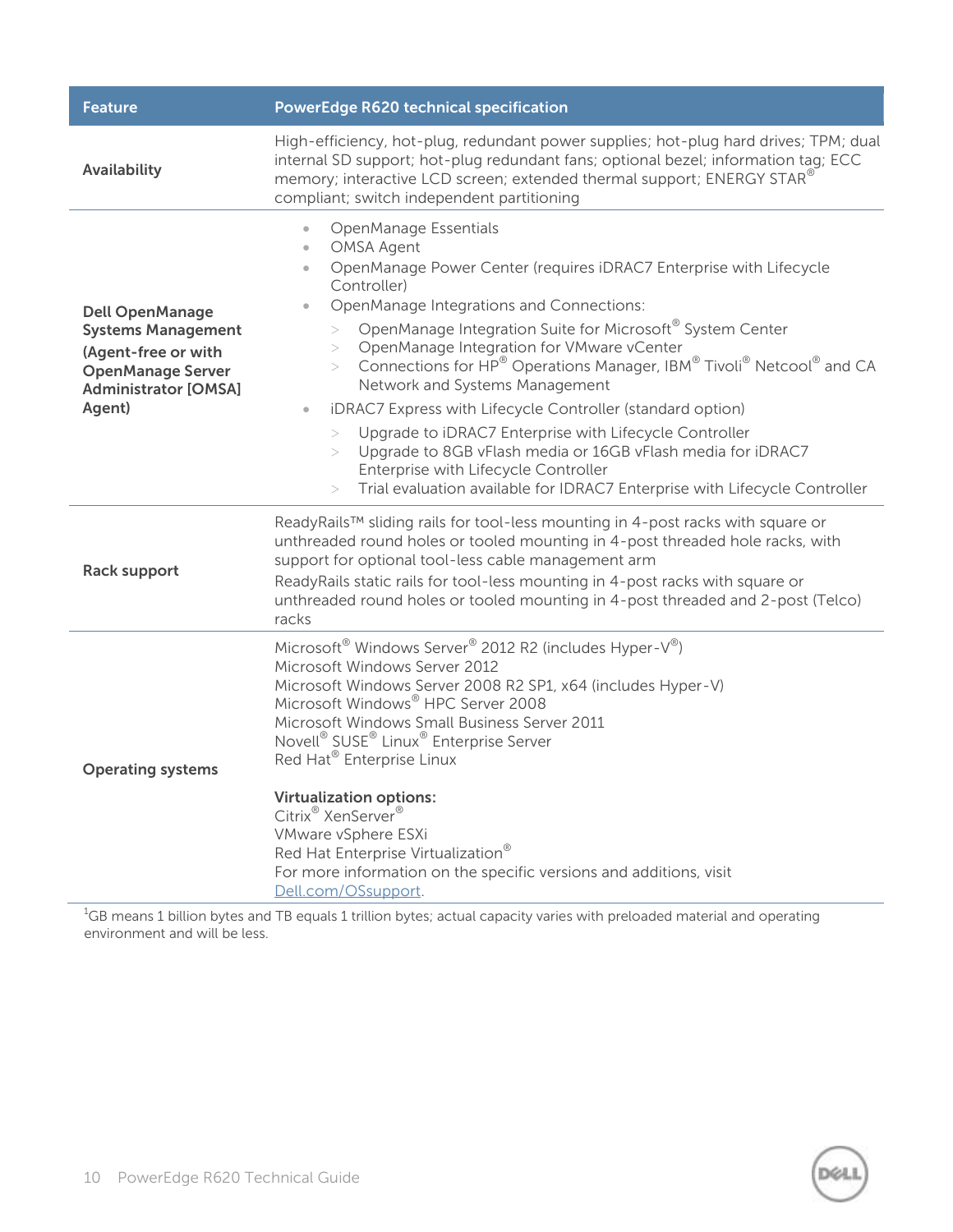| Feature | PowerEdge R620 technical specification |
| --- | --- |
| **Availability** | High-efficiency, hot-plug, redundant power supplies; hot-plug hard drives; TPM; dual internal SD support; hot-plug redundant fans; optional bezel; information tag; ECC memory; interactive LCD screen; extended thermal support; ENERGY STAR® compliant; switch independent partitioning |
| **Dell OpenManage Systems Management (Agent-free or with OpenManage Server Administrator [OMSA] Agent)** | • OpenManage Essentials<br>• OMSA Agent<br>• OpenManage Power Center (requires iDRAC7 Enterprise with Lifecycle Controller)<br>• OpenManage Integrations and Connections:<br>  > OpenManage Integration Suite for Microsoft® System Center<br>  > OpenManage Integration for VMware vCenter<br>  > Connections for HP® Operations Manager, IBM® Tivoli® Netcool® and CA Network and Systems Management<br>• iDRAC7 Express with Lifecycle Controller (standard option)<br>  > Upgrade to iDRAC7 Enterprise with Lifecycle Controller<br>  > Upgrade to 8GB vFlash media or 16GB vFlash media for iDRAC7 Enterprise with Lifecycle Controller<br>  > Trial evaluation available for IDRAC7 Enterprise with Lifecycle Controller |
| **Rack support** | ReadyRails™ sliding rails for tool-less mounting in 4-post racks with square or unthreaded round holes or tooled mounting in 4-post threaded hole racks, with support for optional tool-less cable management arm<br>ReadyRails static rails for tool-less mounting in 4-post racks with square or unthreaded round holes or tooled mounting in 4-post threaded and 2-post (Telco) racks |
| **Operating systems** | Microsoft® Windows Server® 2012 R2 (includes Hyper-V®)<br>Microsoft Windows Server 2012<br>Microsoft Windows Server 2008 R2 SP1, x64 (includes Hyper-V)<br>Microsoft Windows® HPC Server 2008<br>Microsoft Windows Small Business Server 2011<br>Novell® SUSE® Linux® Enterprise Server<br>Red Hat® Enterprise Linux<br><br>**Virtualization options:**<br>Citrix® XenServer®<br>VMware vSphere ESXi<br>Red Hat Enterprise Virtualization®<br>For more information on the specific versions and additions, visit [Dell.com/OSsupport](Dell.com/OSsupport). |

[1]GB means 1 billion bytes and TB equals 1 trillion bytes; actual capacity varies with preloaded material and operating environment and will be less.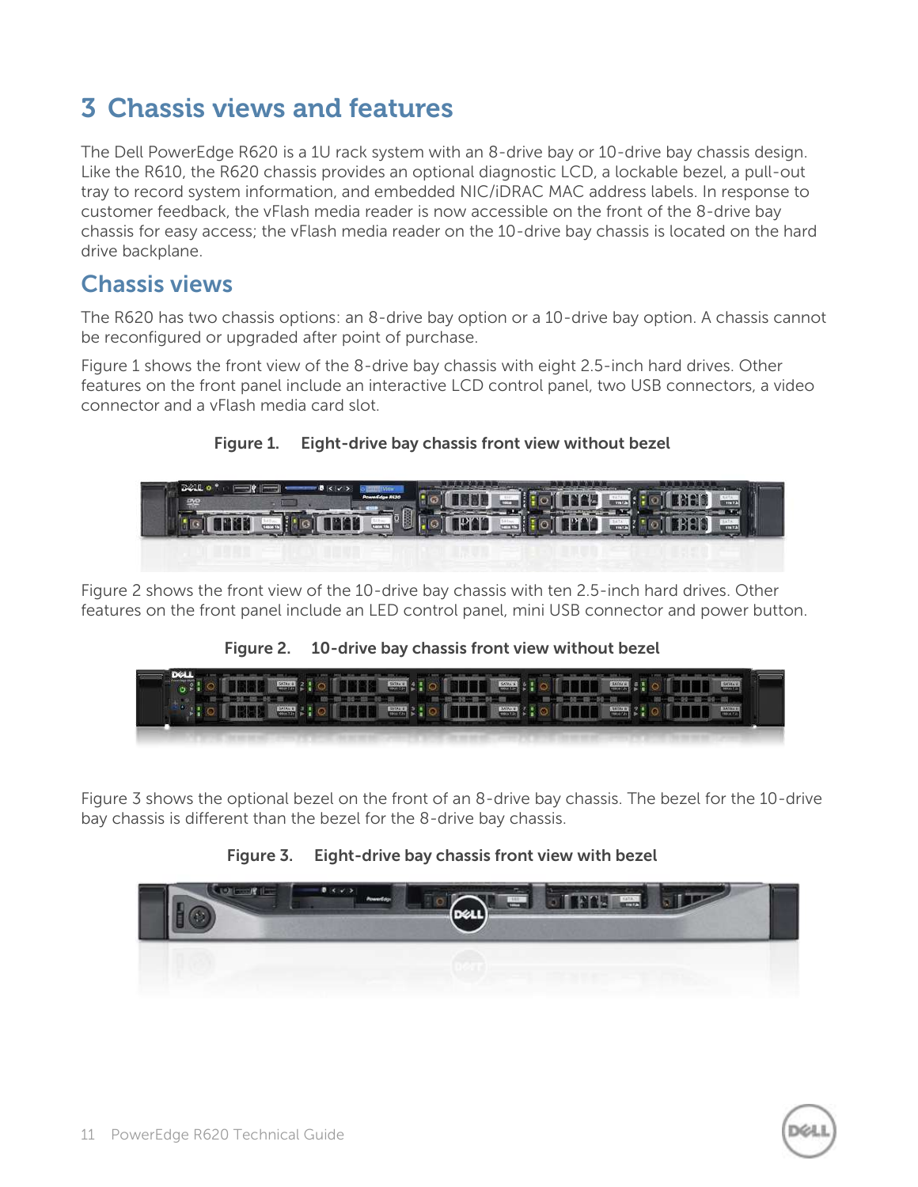# 3 Chassis views and features

The Dell PowerEdge R620 is a 1U rack system with an 8-drive bay or 10-drive bay chassis design. Like the R610, the R620 chassis provides an optional diagnostic LCD, a lockable bezel, a pull-out tray to record system information, and embedded NIC/iDRAC MAC address labels. In response to customer feedback, the vFlash media reader is now accessible on the front of the 8-drive bay chassis for easy access; the vFlash media reader on the 10-drive bay chassis is located on the hard drive backplane.

## Chassis views

The R620 has two chassis options: an 8-drive bay option or a 10-drive bay option. A chassis cannot be reconfigured or upgraded after point of purchase.

Figure 1 shows the front view of the 8-drive bay chassis with eight 2.5-inch hard drives. Other features on the front panel include an interactive LCD control panel, two USB connectors, a video connector and a vFlash media card slot.

**Figure 1. Eight-drive bay chassis front view without bezel**

Figure 2 shows the front view of the 10-drive bay chassis with ten 2.5-inch hard drives. Other features on the front panel include an LED control panel, mini USB connector and power button.

**Figure 2. 10-drive bay chassis front view without bezel**

Figure 3 shows the optional bezel on the front of an 8-drive bay chassis. The bezel for the 10-drive bay chassis is different than the bezel for the 8-drive bay chassis.

**Figure 3. Eight-drive bay chassis front view with bezel**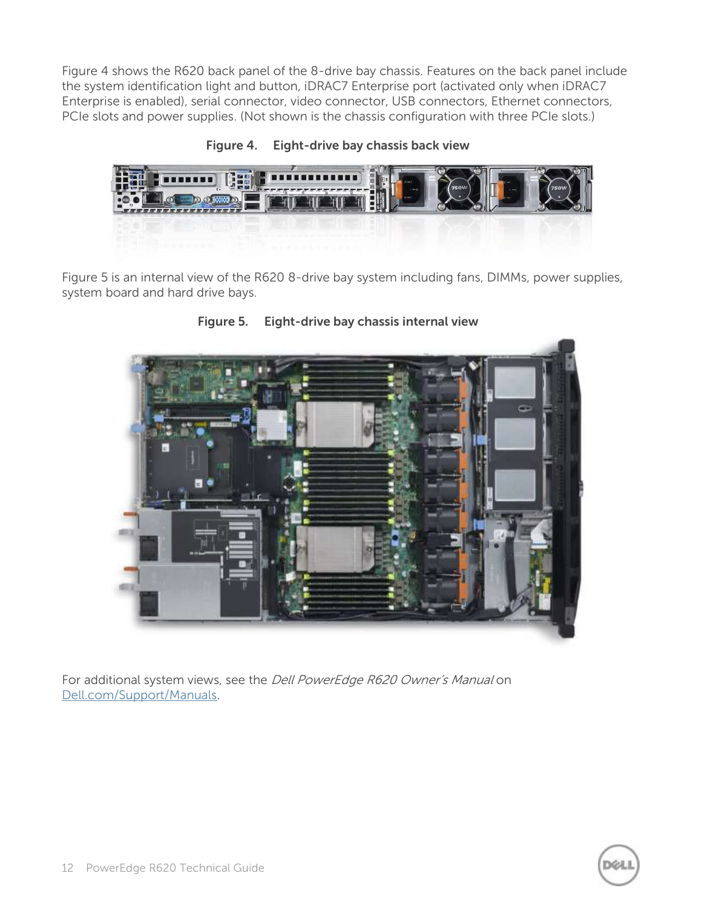Figure 4 shows the R620 back panel of the 8-drive bay chassis. Features on the back panel include the system identification light and button, iDRAC7 Enterprise port (activated only when iDRAC7 Enterprise is enabled), serial connector, video connector, USB connectors, Ethernet connectors, PCIe slots and power supplies. (Not shown is the chassis configuration with three PCIe slots.)

**Figure 4. Eight-drive bay chassis back view**

Figure 5 is an internal view of the R620 8-drive bay system including fans, DIMMs, power supplies, system board and hard drive bays.

**Figure 5. Eight-drive bay chassis internal view**

For additional system views, see the *Dell PowerEdge R620 Owner's Manual* on [Dell.com/Support/Manuals](Dell.com/Support/Manuals).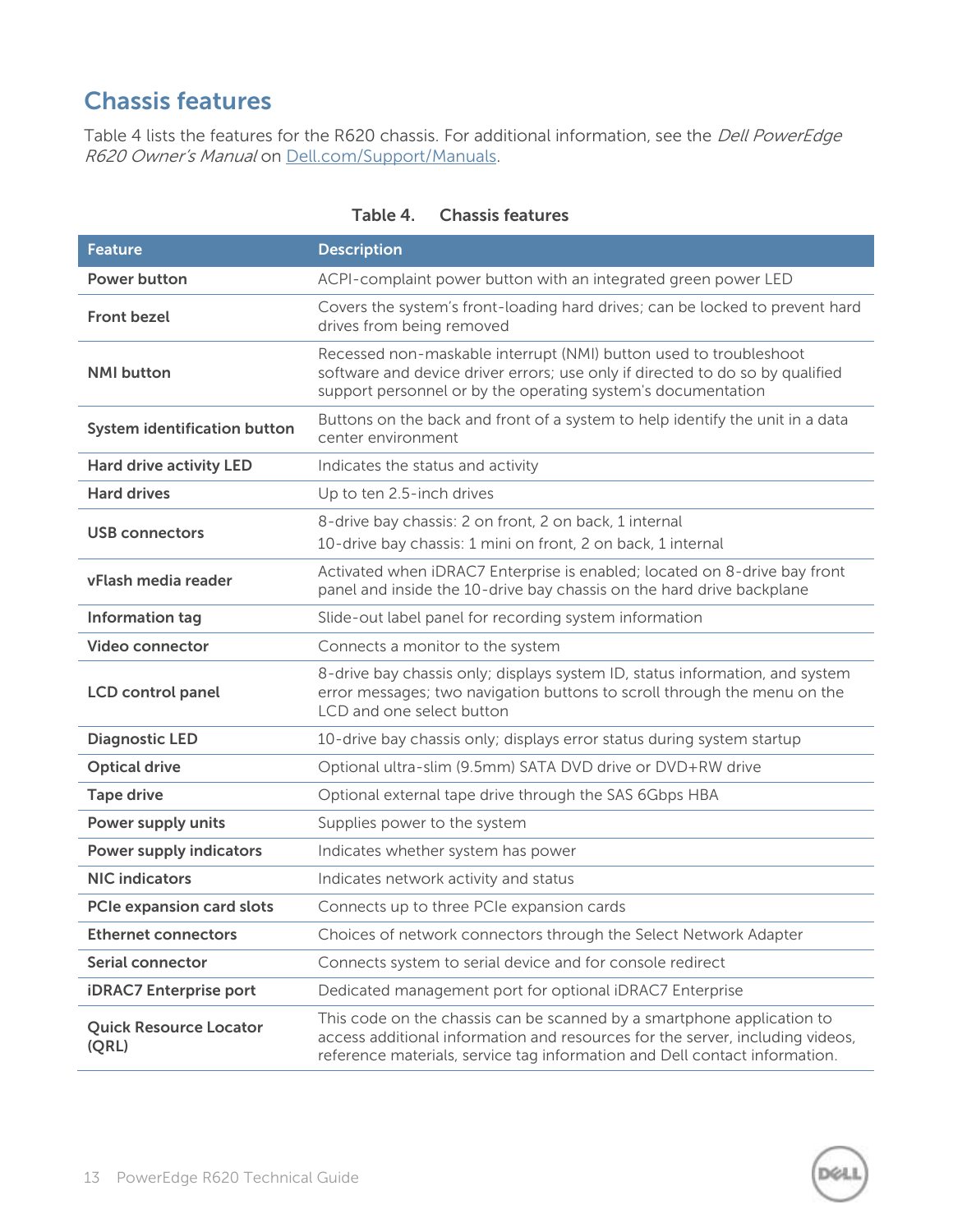## Chassis features

Table 4 lists the features for the R620 chassis. For additional information, see the *Dell PowerEdge R620 Owner's Manual* on [Dell.com/Support/Manuals](Dell.com/Support/Manuals).

**Table 4. Chassis features**

| Feature | Description |
|---|---|
| **Power button** | ACPI-complaint power button with an integrated green power LED |
| **Front bezel** | Covers the system's front-loading hard drives; can be locked to prevent hard drives from being removed |
| **NMI button** | Recessed non-maskable interrupt (NMI) button used to troubleshoot software and device driver errors; use only if directed to do so by qualified support personnel or by the operating system's documentation |
| **System identification button** | Buttons on the back and front of a system to help identify the unit in a data center environment |
| **Hard drive activity LED** | Indicates the status and activity |
| **Hard drives** | Up to ten 2.5-inch drives |
| **USB connectors** | 8-drive bay chassis: 2 on front, 2 on back, 1 internal<br>10-drive bay chassis: 1 mini on front, 2 on back, 1 internal |
| **vFlash media reader** | Activated when iDRAC7 Enterprise is enabled; located on 8-drive bay front panel and inside the 10-drive bay chassis on the hard drive backplane |
| **Information tag** | Slide-out label panel for recording system information |
| **Video connector** | Connects a monitor to the system |
| **LCD control panel** | 8-drive bay chassis only; displays system ID, status information, and system error messages; two navigation buttons to scroll through the menu on the LCD and one select button |
| **Diagnostic LED** | 10-drive bay chassis only; displays error status during system startup |
| **Optical drive** | Optional ultra-slim (9.5mm) SATA DVD drive or DVD+RW drive |
| **Tape drive** | Optional external tape drive through the SAS 6Gbps HBA |
| **Power supply units** | Supplies power to the system |
| **Power supply indicators** | Indicates whether system has power |
| **NIC indicators** | Indicates network activity and status |
| **PCIe expansion card slots** | Connects up to three PCIe expansion cards |
| **Ethernet connectors** | Choices of network connectors through the Select Network Adapter |
| **Serial connector** | Connects system to serial device and for console redirect |
| **iDRAC7 Enterprise port** | Dedicated management port for optional iDRAC7 Enterprise |
| **Quick Resource Locator (QRL)** | This code on the chassis can be scanned by a smartphone application to access additional information and resources for the server, including videos, reference materials, service tag information and Dell contact information. |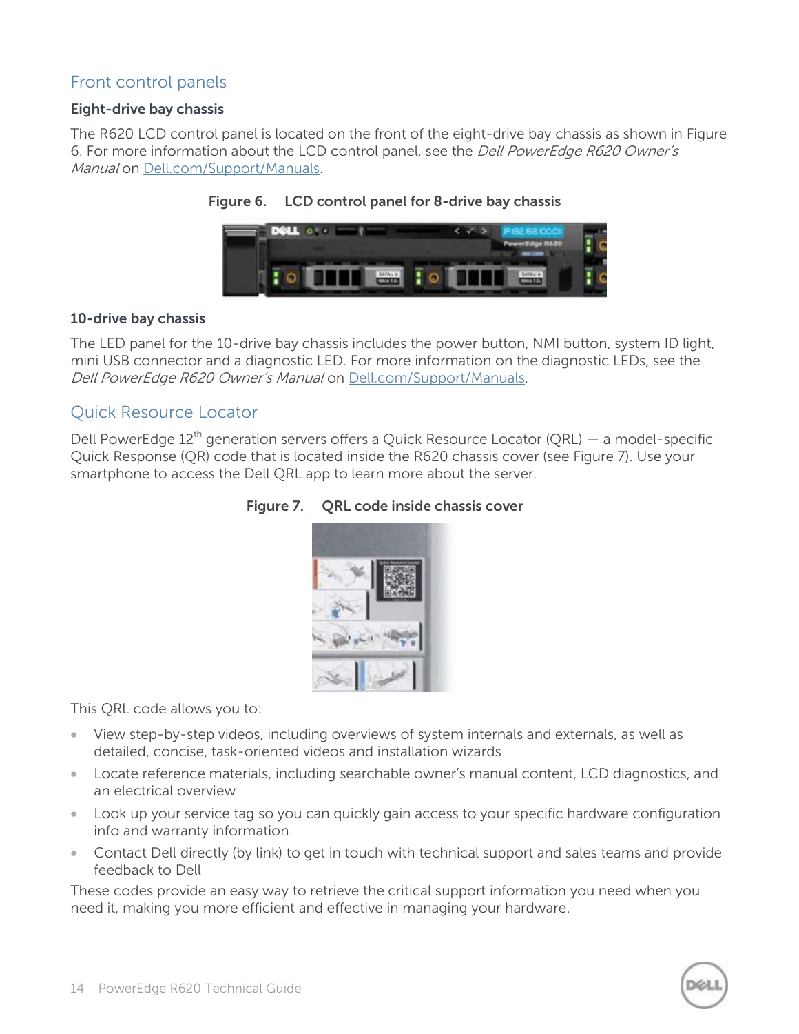## Front control panels

### Eight-drive bay chassis

The R620 LCD control panel is located on the front of the eight-drive bay chassis as shown in Figure 6. For more information about the LCD control panel, see the *Dell PowerEdge R620 Owner's Manual* on Dell.com/Support/Manuals.

**Figure 6. LCD control panel for 8-drive bay chassis**

### 10-drive bay chassis

The LED panel for the 10-drive bay chassis includes the power button, NMI button, system ID light, mini USB connector and a diagnostic LED. For more information on the diagnostic LEDs, see the *Dell PowerEdge R620 Owner's Manual* on Dell.com/Support/Manuals.

## Quick Resource Locator

Dell PowerEdge 12th generation servers offers a Quick Resource Locator (QRL) — a model-specific Quick Response (QR) code that is located inside the R620 chassis cover (see Figure 7). Use your smartphone to access the Dell QRL app to learn more about the server.

**Figure 7. QRL code inside chassis cover**

This QRL code allows you to:

- View step-by-step videos, including overviews of system internals and externals, as well as detailed, concise, task-oriented videos and installation wizards
- Locate reference materials, including searchable owner's manual content, LCD diagnostics, and an electrical overview
- Look up your service tag so you can quickly gain access to your specific hardware configuration info and warranty information
- Contact Dell directly (by link) to get in touch with technical support and sales teams and provide feedback to Dell

These codes provide an easy way to retrieve the critical support information you need when you need it, making you more efficient and effective in managing your hardware.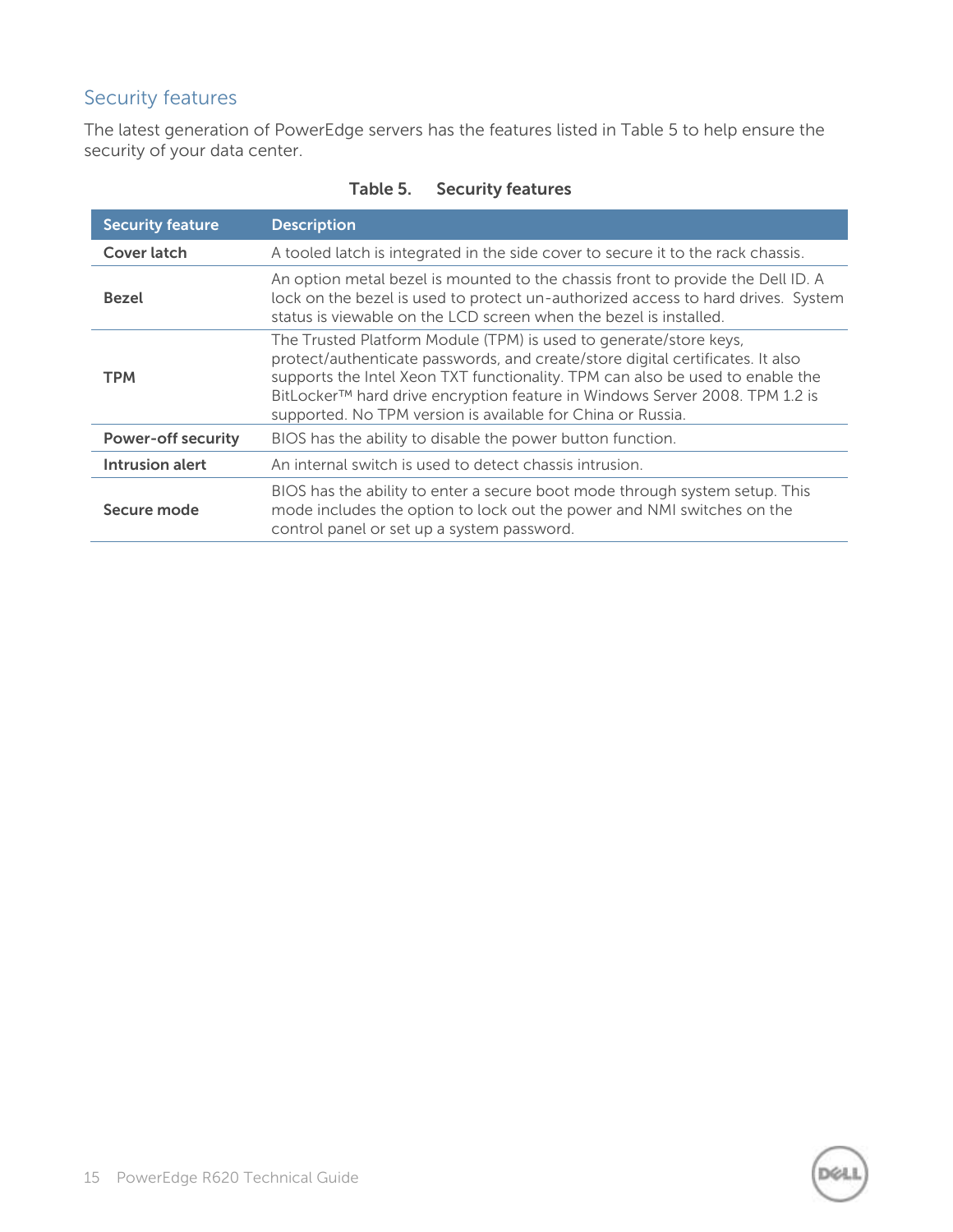## Security features

The latest generation of PowerEdge servers has the features listed in Table 5 to help ensure the security of your data center.

**Table 5. Security features**

| Security feature | Description |
|---|---|
| **Cover latch** | A tooled latch is integrated in the side cover to secure it to the rack chassis. |
| **Bezel** | An option metal bezel is mounted to the chassis front to provide the Dell ID. A lock on the bezel is used to protect un-authorized access to hard drives. System status is viewable on the LCD screen when the bezel is installed. |
| **TPM** | The Trusted Platform Module (TPM) is used to generate/store keys, protect/authenticate passwords, and create/store digital certificates. It also supports the Intel Xeon TXT functionality. TPM can also be used to enable the BitLocker™ hard drive encryption feature in Windows Server 2008. TPM 1.2 is supported. No TPM version is available for China or Russia. |
| **Power-off security** | BIOS has the ability to disable the power button function. |
| **Intrusion alert** | An internal switch is used to detect chassis intrusion. |
| **Secure mode** | BIOS has the ability to enter a secure boot mode through system setup. This mode includes the option to lock out the power and NMI switches on the control panel or set up a system password. |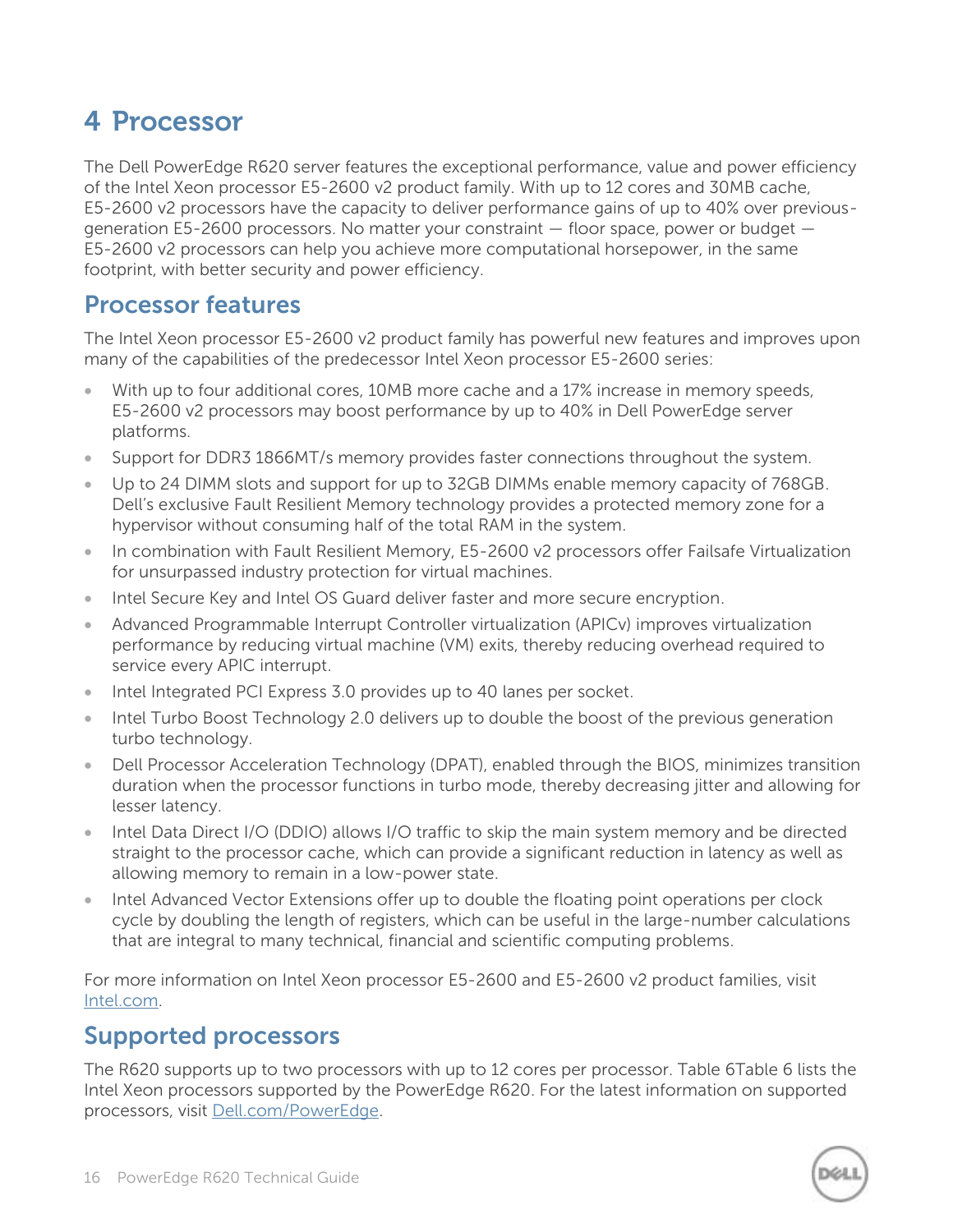# 4 Processor

The Dell PowerEdge R620 server features the exceptional performance, value and power efficiency of the Intel Xeon processor E5-2600 v2 product family. With up to 12 cores and 30MB cache, E5-2600 v2 processors have the capacity to deliver performance gains of up to 40% over previous-generation E5-2600 processors. No matter your constraint — floor space, power or budget — E5-2600 v2 processors can help you achieve more computational horsepower, in the same footprint, with better security and power efficiency.

## Processor features

The Intel Xeon processor E5-2600 v2 product family has powerful new features and improves upon many of the capabilities of the predecessor Intel Xeon processor E5-2600 series:

- With up to four additional cores, 10MB more cache and a 17% increase in memory speeds, E5-2600 v2 processors may boost performance by up to 40% in Dell PowerEdge server platforms.
- Support for DDR3 1866MT/s memory provides faster connections throughout the system.
- Up to 24 DIMM slots and support for up to 32GB DIMMs enable memory capacity of 768GB. Dell's exclusive Fault Resilient Memory technology provides a protected memory zone for a hypervisor without consuming half of the total RAM in the system.
- In combination with Fault Resilient Memory, E5-2600 v2 processors offer Failsafe Virtualization for unsurpassed industry protection for virtual machines.
- Intel Secure Key and Intel OS Guard deliver faster and more secure encryption.
- Advanced Programmable Interrupt Controller virtualization (APICv) improves virtualization performance by reducing virtual machine (VM) exits, thereby reducing overhead required to service every APIC interrupt.
- Intel Integrated PCI Express 3.0 provides up to 40 lanes per socket.
- Intel Turbo Boost Technology 2.0 delivers up to double the boost of the previous generation turbo technology.
- Dell Processor Acceleration Technology (DPAT), enabled through the BIOS, minimizes transition duration when the processor functions in turbo mode, thereby decreasing jitter and allowing for lesser latency.
- Intel Data Direct I/O (DDIO) allows I/O traffic to skip the main system memory and be directed straight to the processor cache, which can provide a significant reduction in latency as well as allowing memory to remain in a low-power state.
- Intel Advanced Vector Extensions offer up to double the floating point operations per clock cycle by doubling the length of registers, which can be useful in the large-number calculations that are integral to many technical, financial and scientific computing problems.

For more information on Intel Xeon processor E5-2600 and E5-2600 v2 product families, visit Intel.com.

## Supported processors

The R620 supports up to two processors with up to 12 cores per processor. Table 6Table 6 lists the Intel Xeon processors supported by the PowerEdge R620. For the latest information on supported processors, visit Dell.com/PowerEdge.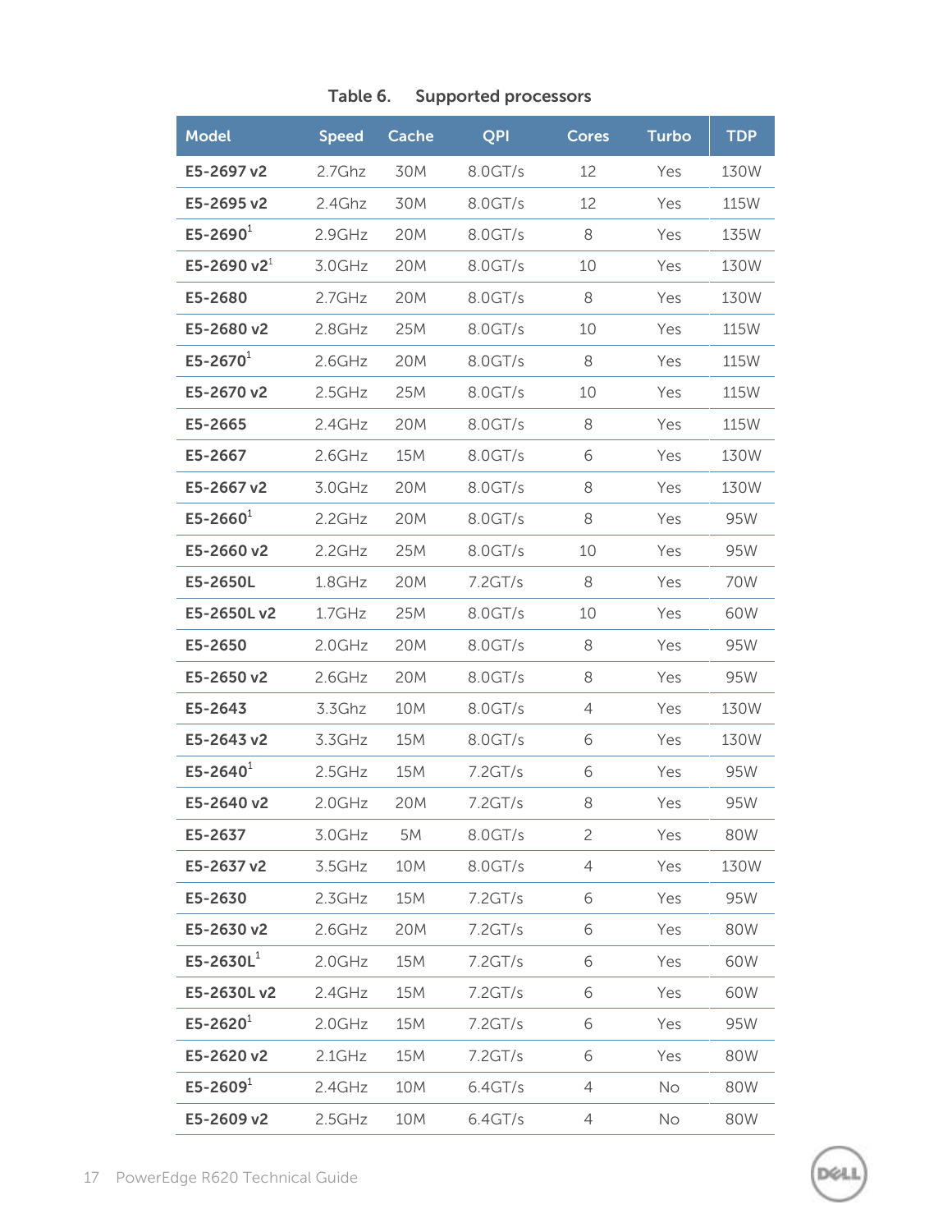Table 6. Supported processors

| Model | Speed | Cache | QPI | Cores | Turbo | TDP |
|---|---|---|---|---|---|---|
| **E5-2697 v2** | 2.7Ghz | 30M | 8.0GT/s | 12 | Yes | 130W |
| **E5-2695 v2** | 2.4Ghz | 30M | 8.0GT/s | 12 | Yes | 115W |
| **E5-2690**[1] | 2.9GHz | 20M | 8.0GT/s | 8 | Yes | 135W |
| **E5-2690 v2**[1] | 3.0GHz | 20M | 8.0GT/s | 10 | Yes | 130W |
| **E5-2680** | 2.7GHz | 20M | 8.0GT/s | 8 | Yes | 130W |
| **E5-2680 v2** | 2.8GHz | 25M | 8.0GT/s | 10 | Yes | 115W |
| **E5-2670**[1] | 2.6GHz | 20M | 8.0GT/s | 8 | Yes | 115W |
| **E5-2670 v2** | 2.5GHz | 25M | 8.0GT/s | 10 | Yes | 115W |
| **E5-2665** | 2.4GHz | 20M | 8.0GT/s | 8 | Yes | 115W |
| **E5-2667** | 2.6GHz | 15M | 8.0GT/s | 6 | Yes | 130W |
| **E5-2667 v2** | 3.0GHz | 20M | 8.0GT/s | 8 | Yes | 130W |
| **E5-2660**[1] | 2.2GHz | 20M | 8.0GT/s | 8 | Yes | 95W |
| **E5-2660 v2** | 2.2GHz | 25M | 8.0GT/s | 10 | Yes | 95W |
| **E5-2650L** | 1.8GHz | 20M | 7.2GT/s | 8 | Yes | 70W |
| **E5-2650L v2** | 1.7GHz | 25M | 8.0GT/s | 10 | Yes | 60W |
| **E5-2650** | 2.0GHz | 20M | 8.0GT/s | 8 | Yes | 95W |
| **E5-2650 v2** | 2.6GHz | 20M | 8.0GT/s | 8 | Yes | 95W |
| **E5-2643** | 3.3Ghz | 10M | 8.0GT/s | 4 | Yes | 130W |
| **E5-2643 v2** | 3.3GHz | 15M | 8.0GT/s | 6 | Yes | 130W |
| **E5-2640**[1] | 2.5GHz | 15M | 7.2GT/s | 6 | Yes | 95W |
| **E5-2640 v2** | 2.0GHz | 20M | 7.2GT/s | 8 | Yes | 95W |
| **E5-2637** | 3.0GHz | 5M | 8.0GT/s | 2 | Yes | 80W |
| **E5-2637 v2** | 3.5GHz | 10M | 8.0GT/s | 4 | Yes | 130W |
| **E5-2630** | 2.3GHz | 15M | 7.2GT/s | 6 | Yes | 95W |
| **E5-2630 v2** | 2.6GHz | 20M | 7.2GT/s | 6 | Yes | 80W |
| **E5-2630L**[1] | 2.0GHz | 15M | 7.2GT/s | 6 | Yes | 60W |
| **E5-2630L v2** | 2.4GHz | 15M | 7.2GT/s | 6 | Yes | 60W |
| **E5-2620**[1] | 2.0GHz | 15M | 7.2GT/s | 6 | Yes | 95W |
| **E5-2620 v2** | 2.1GHz | 15M | 7.2GT/s | 6 | Yes | 80W |
| **E5-2609**[1] | 2.4GHz | 10M | 6.4GT/s | 4 | No | 80W |
| **E5-2609 v2** | 2.5GHz | 10M | 6.4GT/s | 4 | No | 80W |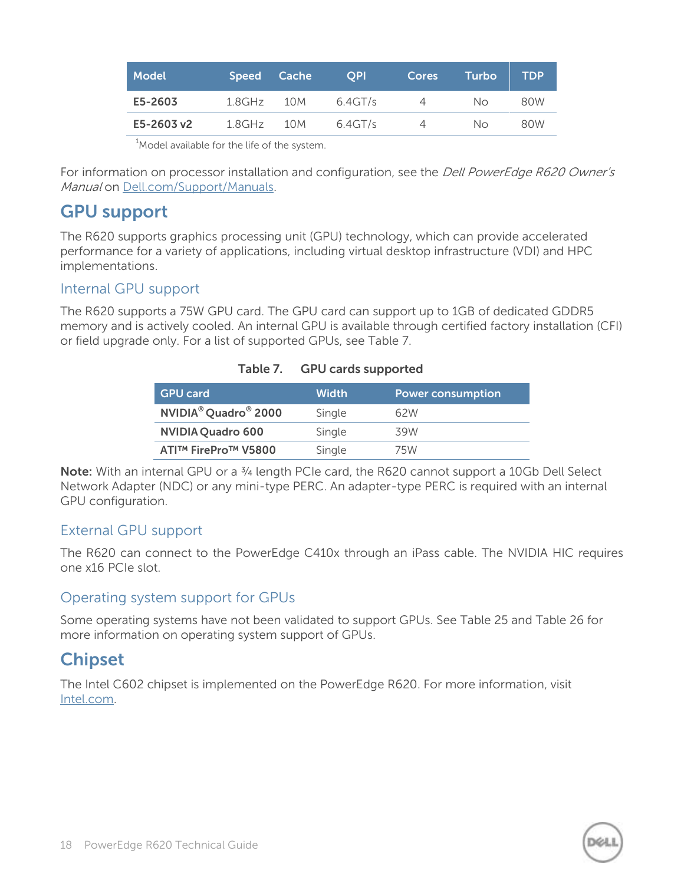| Model | Speed | Cache | QPI | Cores | Turbo | TDP |
| --- | --- | --- | --- | --- | --- | --- |
| **E5-2603** | 1.8GHz | 10M | 6.4GT/s | 4 | No | 80W |
| **E5-2603 v2** | 1.8GHz | 10M | 6.4GT/s | 4 | No | 80W |

[1]Model available for the life of the system.

For information on processor installation and configuration, see the *Dell PowerEdge R620 Owner's Manual* on Dell.com/Support/Manuals.

## GPU support

The R620 supports graphics processing unit (GPU) technology, which can provide accelerated performance for a variety of applications, including virtual desktop infrastructure (VDI) and HPC implementations.

### Internal GPU support

The R620 supports a 75W GPU card. The GPU card can support up to 1GB of dedicated GDDR5 memory and is actively cooled. An internal GPU is available through certified factory installation (CFI) or field upgrade only. For a list of supported GPUs, see Table 7.

**Table 7. GPU cards supported**

| GPU card | Width | Power consumption |
| --- | --- | --- |
| **NVIDIA® Quadro® 2000** | Single | 62W |
| **NVIDIA Quadro 600** | Single | 39W |
| **ATI™ FirePro™ V5800** | Single | 75W |

**Note:** With an internal GPU or a ¾ length PCIe card, the R620 cannot support a 10Gb Dell Select Network Adapter (NDC) or any mini-type PERC. An adapter-type PERC is required with an internal GPU configuration.

### External GPU support

The R620 can connect to the PowerEdge C410x through an iPass cable. The NVIDIA HIC requires one x16 PCIe slot.

### Operating system support for GPUs

Some operating systems have not been validated to support GPUs. See Table 25 and Table 26 for more information on operating system support of GPUs.

## Chipset

The Intel C602 chipset is implemented on the PowerEdge R620. For more information, visit Intel.com.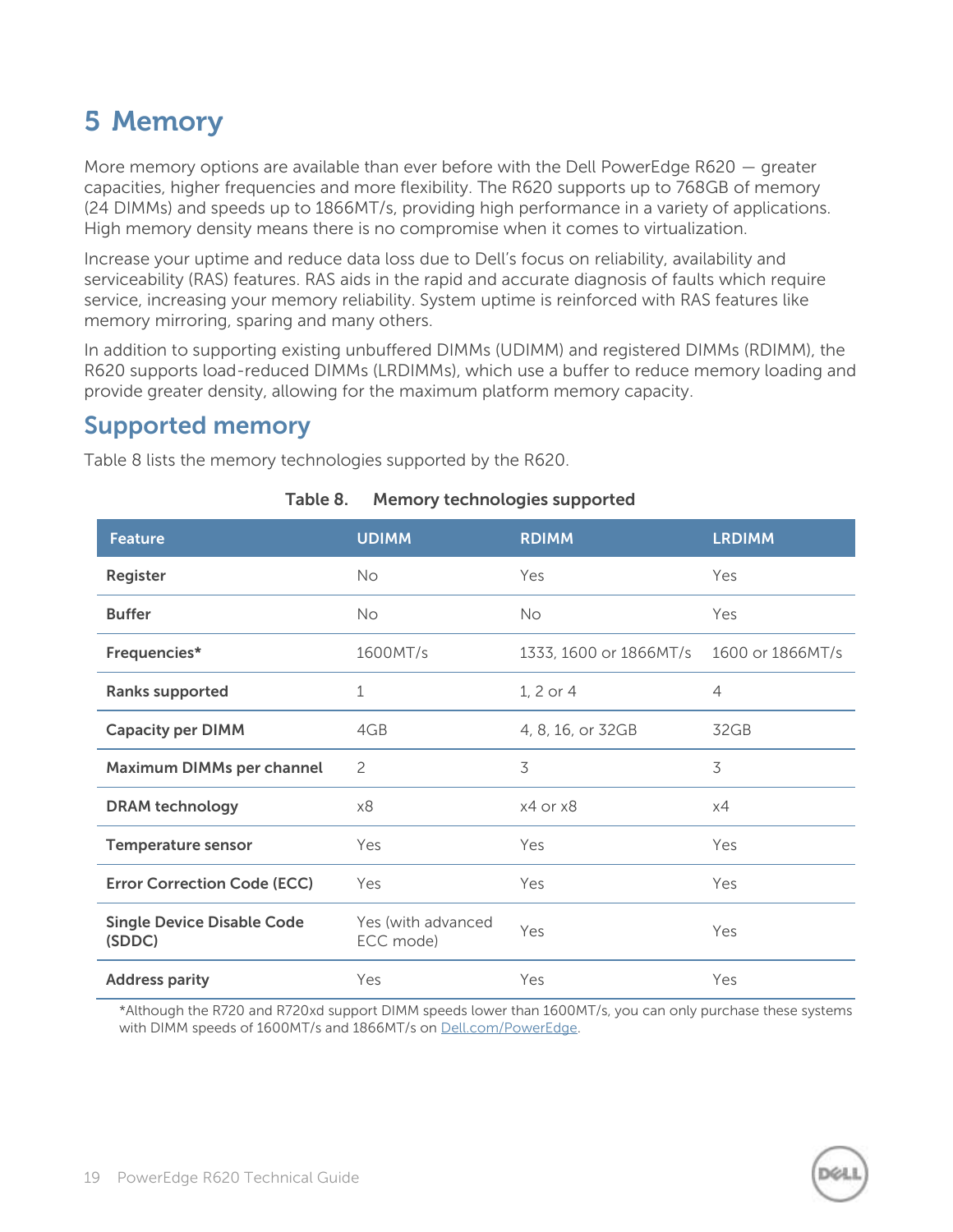# 5 Memory

More memory options are available than ever before with the Dell PowerEdge R620 — greater capacities, higher frequencies and more flexibility. The R620 supports up to 768GB of memory (24 DIMMs) and speeds up to 1866MT/s, providing high performance in a variety of applications. High memory density means there is no compromise when it comes to virtualization.

Increase your uptime and reduce data loss due to Dell's focus on reliability, availability and serviceability (RAS) features. RAS aids in the rapid and accurate diagnosis of faults which require service, increasing your memory reliability. System uptime is reinforced with RAS features like memory mirroring, sparing and many others.

In addition to supporting existing unbuffered DIMMs (UDIMM) and registered DIMMs (RDIMM), the R620 supports load-reduced DIMMs (LRDIMMs), which use a buffer to reduce memory loading and provide greater density, allowing for the maximum platform memory capacity.

## Supported memory

Table 8 lists the memory technologies supported by the R620.

**Table 8. Memory technologies supported**

| Feature | UDIMM | RDIMM | LRDIMM |
|---|---|---|---|
| **Register** | No | Yes | Yes |
| **Buffer** | No | No | Yes |
| **Frequencies*** | 1600MT/s | 1333, 1600 or 1866MT/s | 1600 or 1866MT/s |
| **Ranks supported** | 1 | 1, 2 or 4 | 4 |
| **Capacity per DIMM** | 4GB | 4, 8, 16, or 32GB | 32GB |
| **Maximum DIMMs per channel** | 2 | 3 | 3 |
| **DRAM technology** | x8 | x4 or x8 | x4 |
| **Temperature sensor** | Yes | Yes | Yes |
| **Error Correction Code (ECC)** | Yes | Yes | Yes |
| **Single Device Disable Code (SDDC)** | Yes (with advanced ECC mode) | Yes | Yes |
| **Address parity** | Yes | Yes | Yes |

*Although the R720 and R720xd support DIMM speeds lower than 1600MT/s, you can only purchase these systems with DIMM speeds of 1600MT/s and 1866MT/s on Dell.com/PowerEdge.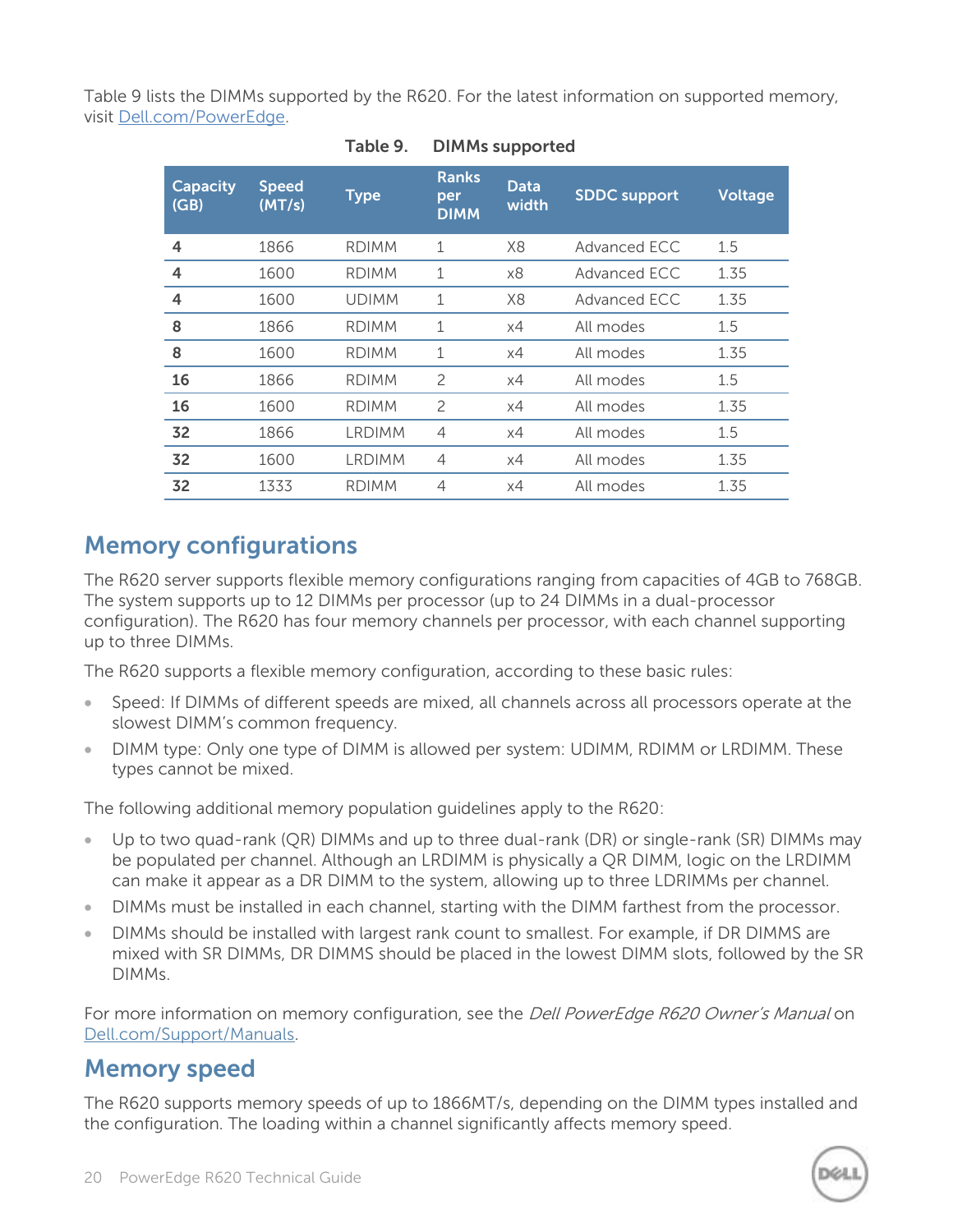Table 9 lists the DIMMs supported by the R620. For the latest information on supported memory, visit Dell.com/PowerEdge.

**Table 9. DIMMs supported**

| Capacity (GB) | Speed (MT/s) | Type | Ranks per DIMM | Data width | SDDC support | Voltage |
|---|---|---|---|---|---|---|
| **4** | 1866 | RDIMM | 1 | X8 | Advanced ECC | 1.5 |
| **4** | 1600 | RDIMM | 1 | x8 | Advanced ECC | 1.35 |
| **4** | 1600 | UDIMM | 1 | X8 | Advanced ECC | 1.35 |
| **8** | 1866 | RDIMM | 1 | x4 | All modes | 1.5 |
| **8** | 1600 | RDIMM | 1 | x4 | All modes | 1.35 |
| **16** | 1866 | RDIMM | 2 | x4 | All modes | 1.5 |
| **16** | 1600 | RDIMM | 2 | x4 | All modes | 1.35 |
| **32** | 1866 | LRDIMM | 4 | x4 | All modes | 1.5 |
| **32** | 1600 | LRDIMM | 4 | x4 | All modes | 1.35 |
| **32** | 1333 | RDIMM | 4 | x4 | All modes | 1.35 |

## Memory configurations

The R620 server supports flexible memory configurations ranging from capacities of 4GB to 768GB. The system supports up to 12 DIMMs per processor (up to 24 DIMMs in a dual-processor configuration). The R620 has four memory channels per processor, with each channel supporting up to three DIMMs.

The R620 supports a flexible memory configuration, according to these basic rules:

- Speed: If DIMMs of different speeds are mixed, all channels across all processors operate at the slowest DIMM's common frequency.
- DIMM type: Only one type of DIMM is allowed per system: UDIMM, RDIMM or LRDIMM. These types cannot be mixed.

The following additional memory population guidelines apply to the R620:

- Up to two quad-rank (QR) DIMMs and up to three dual-rank (DR) or single-rank (SR) DIMMs may be populated per channel. Although an LRDIMM is physically a QR DIMM, logic on the LRDIMM can make it appear as a DR DIMM to the system, allowing up to three LDRIMMs per channel.
- DIMMs must be installed in each channel, starting with the DIMM farthest from the processor.
- DIMMs should be installed with largest rank count to smallest. For example, if DR DIMMS are mixed with SR DIMMs, DR DIMMS should be placed in the lowest DIMM slots, followed by the SR DIMMs.

For more information on memory configuration, see the *Dell PowerEdge R620 Owner's Manual* on Dell.com/Support/Manuals.

## Memory speed

The R620 supports memory speeds of up to 1866MT/s, depending on the DIMM types installed and the configuration. The loading within a channel significantly affects memory speed.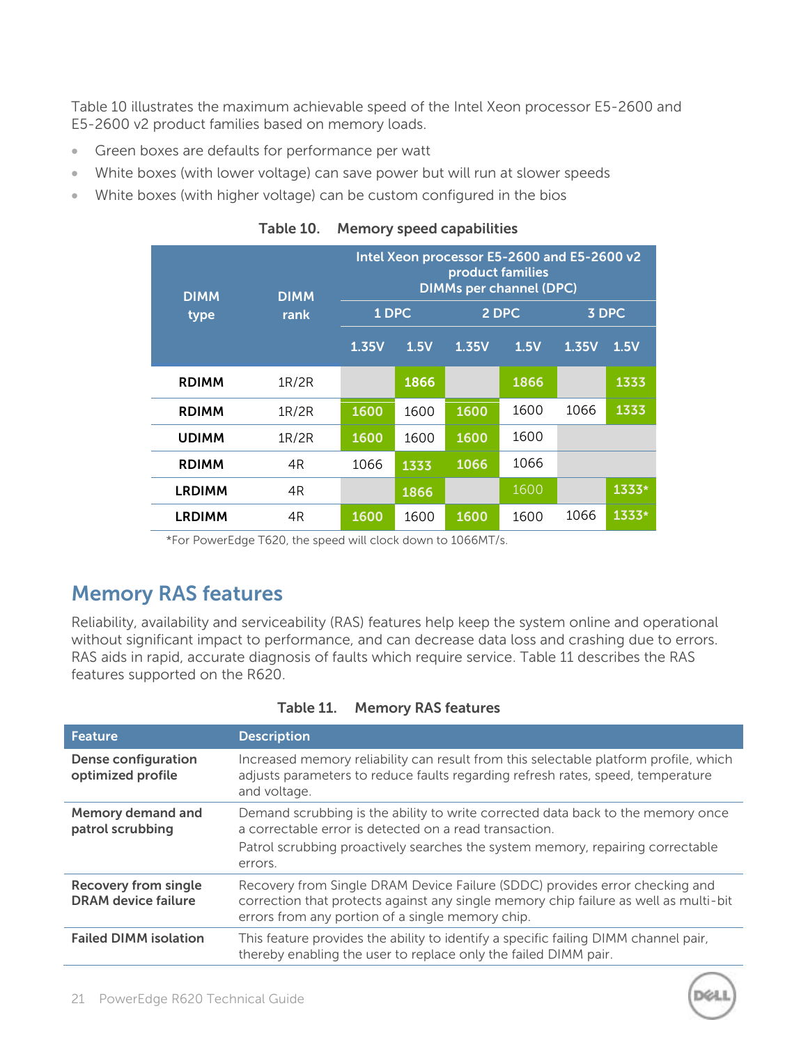Table 10 illustrates the maximum achievable speed of the Intel Xeon processor E5-2600 and E5-2600 v2 product families based on memory loads.

- Green boxes are defaults for performance per watt
- White boxes (with lower voltage) can save power but will run at slower speeds
- White boxes (with higher voltage) can be custom configured in the bios

**Table 10. Memory speed capabilities**

| DIMM type | DIMM rank | Intel Xeon processor E5-2600 and E5-2600 v2 product families DIMMs per channel (DPC) | | | | | |
|---|---|---|---|---|---|---|---|
| | | 1 DPC | | 2 DPC | | 3 DPC | |
| | | 1.35V | 1.5V | 1.35V | 1.5V | 1.35V | 1.5V |
| **RDIMM** | 1R/2R | | 1866 | | 1866 | | 1333 |
| **RDIMM** | 1R/2R | 1600 | 1600 | 1600 | 1600 | 1066 | 1333 |
| **UDIMM** | 1R/2R | 1600 | 1600 | 1600 | 1600 | | |
| **RDIMM** | 4R | 1066 | 1333 | 1066 | 1066 | | |
| **LRDIMM** | 4R | | 1866 | | 1600 | | 1333* |
| **LRDIMM** | 4R | 1600 | 1600 | 1600 | 1600 | 1066 | 1333* |

*For PowerEdge T620, the speed will clock down to 1066MT/s.

## Memory RAS features

Reliability, availability and serviceability (RAS) features help keep the system online and operational without significant impact to performance, and can decrease data loss and crashing due to errors. RAS aids in rapid, accurate diagnosis of faults which require service. Table 11 describes the RAS features supported on the R620.

**Table 11. Memory RAS features**

| Feature | Description |
|---|---|
| **Dense configuration optimized profile** | Increased memory reliability can result from this selectable platform profile, which adjusts parameters to reduce faults regarding refresh rates, speed, temperature and voltage. |
| **Memory demand and patrol scrubbing** | Demand scrubbing is the ability to write corrected data back to the memory once a correctable error is detected on a read transaction. Patrol scrubbing proactively searches the system memory, repairing correctable errors. |
| **Recovery from single DRAM device failure** | Recovery from Single DRAM Device Failure (SDDC) provides error checking and correction that protects against any single memory chip failure as well as multi-bit errors from any portion of a single memory chip. |
| **Failed DIMM isolation** | This feature provides the ability to identify a specific failing DIMM channel pair, thereby enabling the user to replace only the failed DIMM pair. |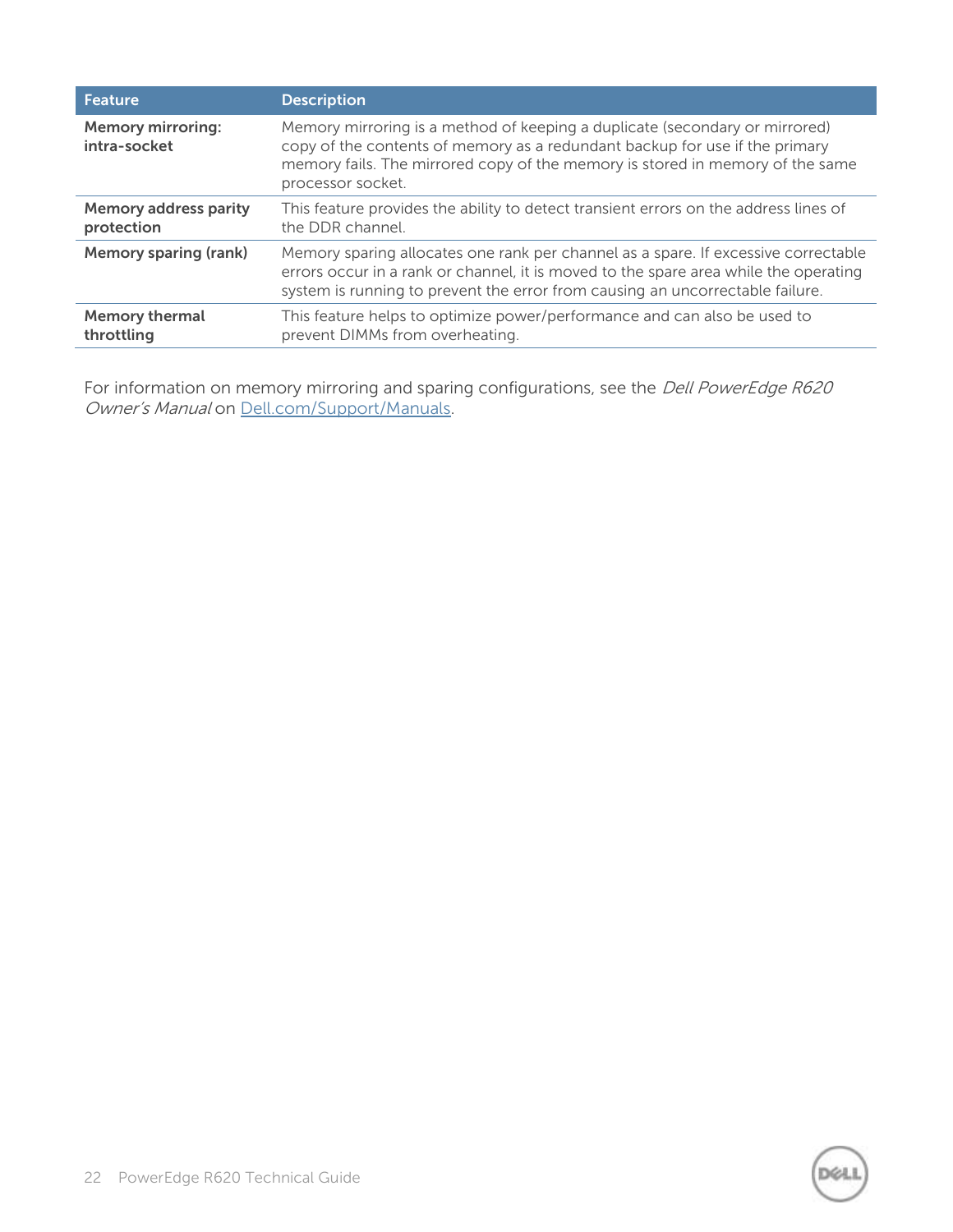| Feature | Description |
| --- | --- |
| **Memory mirroring: intra-socket** | Memory mirroring is a method of keeping a duplicate (secondary or mirrored) copy of the contents of memory as a redundant backup for use if the primary memory fails. The mirrored copy of the memory is stored in memory of the same processor socket. |
| **Memory address parity protection** | This feature provides the ability to detect transient errors on the address lines of the DDR channel. |
| **Memory sparing (rank)** | Memory sparing allocates one rank per channel as a spare. If excessive correctable errors occur in a rank or channel, it is moved to the spare area while the operating system is running to prevent the error from causing an uncorrectable failure. |
| **Memory thermal throttling** | This feature helps to optimize power/performance and can also be used to prevent DIMMs from overheating. |

For information on memory mirroring and sparing configurations, see the *Dell PowerEdge R620 Owner's Manual* on [Dell.com/Support/Manuals](http://Dell.com/Support/Manuals).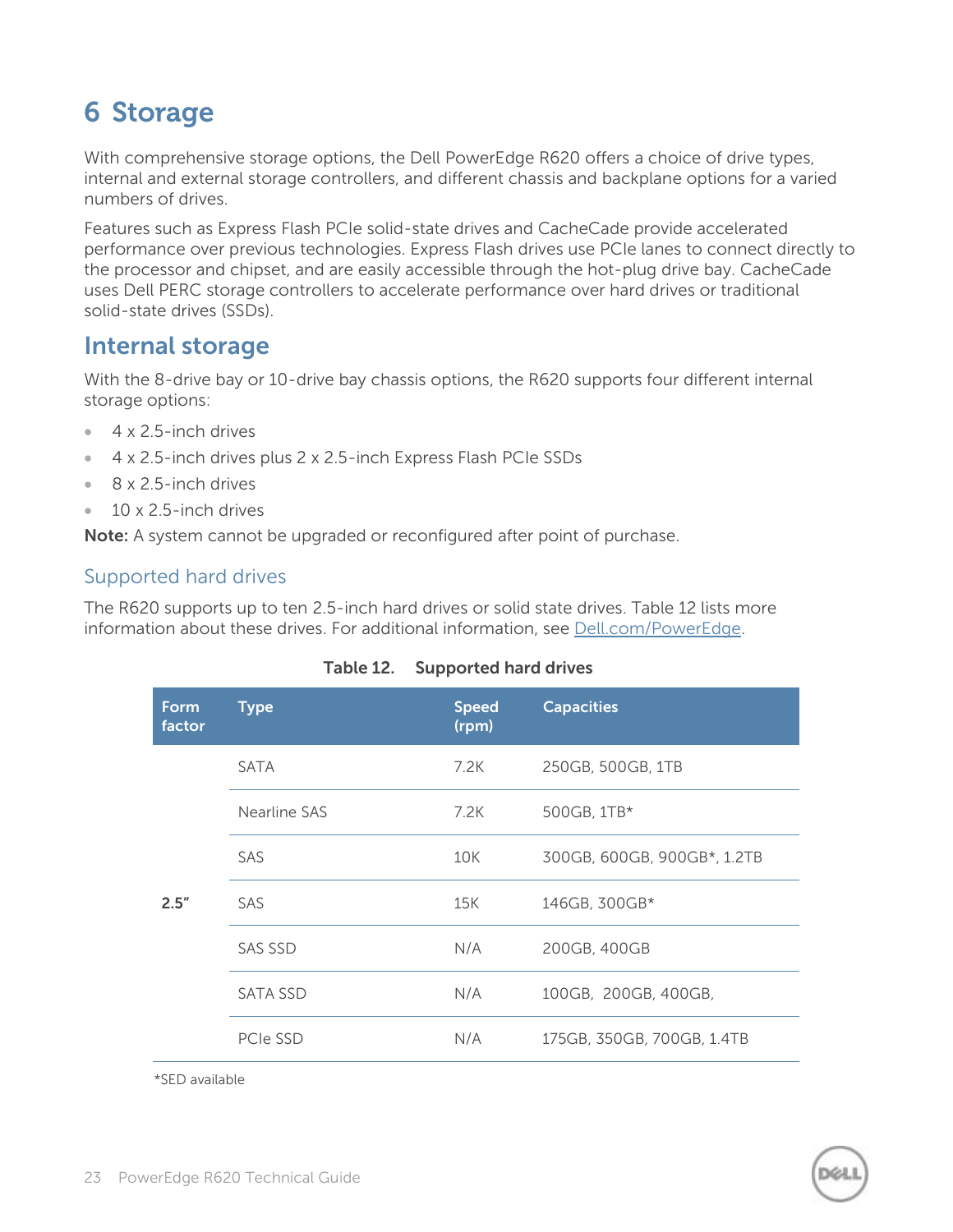# 6 Storage

With comprehensive storage options, the Dell PowerEdge R620 offers a choice of drive types, internal and external storage controllers, and different chassis and backplane options for a varied numbers of drives.

Features such as Express Flash PCIe solid-state drives and CacheCade provide accelerated performance over previous technologies. Express Flash drives use PCIe lanes to connect directly to the processor and chipset, and are easily accessible through the hot-plug drive bay. CacheCade uses Dell PERC storage controllers to accelerate performance over hard drives or traditional solid-state drives (SSDs).

## Internal storage

With the 8-drive bay or 10-drive bay chassis options, the R620 supports four different internal storage options:

- 4 x 2.5-inch drives
- 4 x 2.5-inch drives plus 2 x 2.5-inch Express Flash PCIe SSDs
- 8 x 2.5-inch drives
- 10 x 2.5-inch drives

**Note:** A system cannot be upgraded or reconfigured after point of purchase.

### Supported hard drives

The R620 supports up to ten 2.5-inch hard drives or solid state drives. Table 12 lists more information about these drives. For additional information, see Dell.com/PowerEdge.

**Table 12. Supported hard drives**

| Form factor | Type | Speed (rpm) | Capacities |
|---|---|---|---|
| 2.5″ | SATA | 7.2K | 250GB, 500GB, 1TB |
| | Nearline SAS | 7.2K | 500GB, 1TB* |
| | SAS | 10K | 300GB, 600GB, 900GB*, 1.2TB |
| | SAS | 15K | 146GB, 300GB* |
| | SAS SSD | N/A | 200GB, 400GB |
| | SATA SSD | N/A | 100GB, 200GB, 400GB, |
| | PCIe SSD | N/A | 175GB, 350GB, 700GB, 1.4TB |

*SED available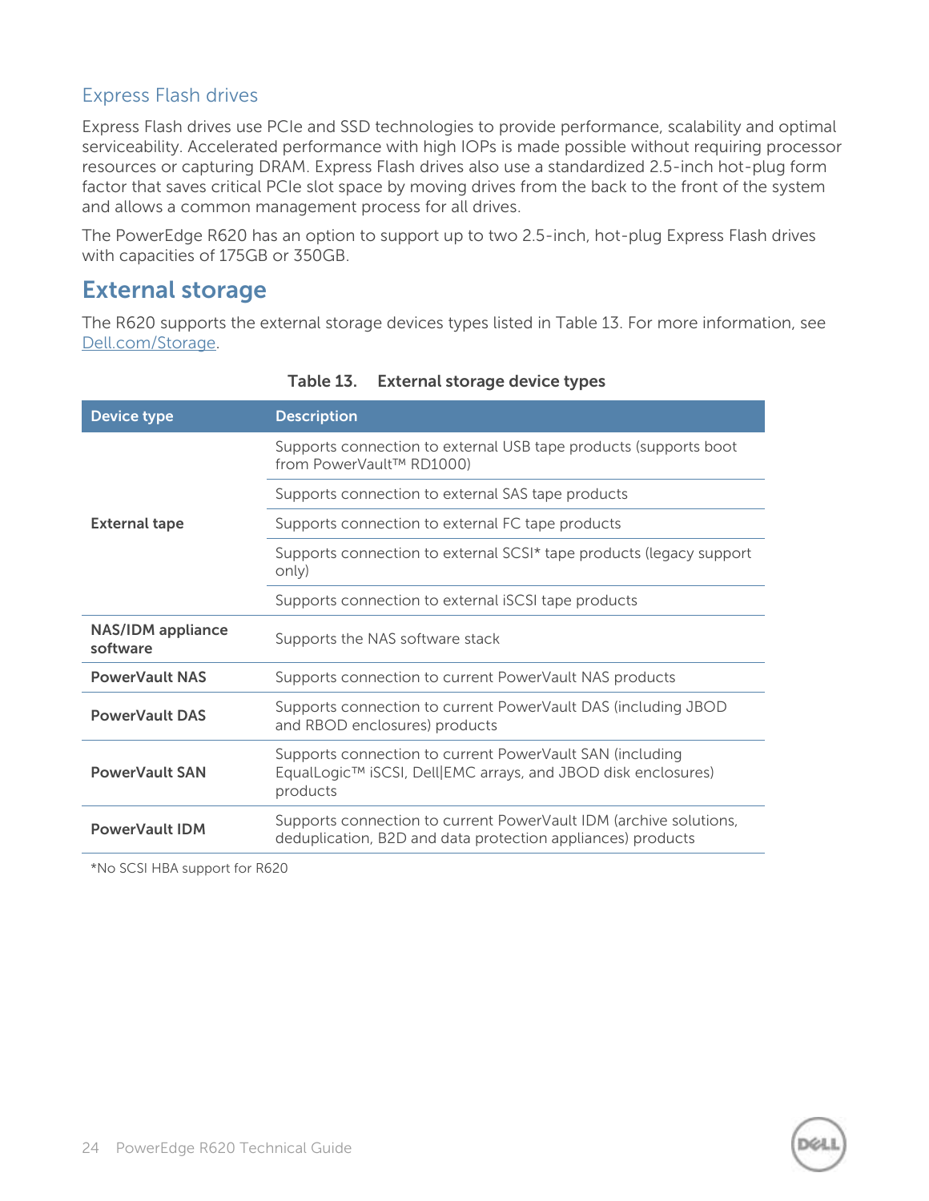### Express Flash drives

Express Flash drives use PCIe and SSD technologies to provide performance, scalability and optimal serviceability. Accelerated performance with high IOPs is made possible without requiring processor resources or capturing DRAM. Express Flash drives also use a standardized 2.5-inch hot-plug form factor that saves critical PCIe slot space by moving drives from the back to the front of the system and allows a common management process for all drives.

The PowerEdge R620 has an option to support up to two 2.5-inch, hot-plug Express Flash drives with capacities of 175GB or 350GB.

## External storage

The R620 supports the external storage devices types listed in Table 13. For more information, see Dell.com/Storage.

**Table 13. External storage device types**

| Device type | Description |
|---|---|
| **External tape** | Supports connection to external USB tape products (supports boot from PowerVault™ RD1000) |
| | Supports connection to external SAS tape products |
| | Supports connection to external FC tape products |
| | Supports connection to external SCSI* tape products (legacy support only) |
| | Supports connection to external iSCSI tape products |
| **NAS/IDM appliance software** | Supports the NAS software stack |
| **PowerVault NAS** | Supports connection to current PowerVault NAS products |
| **PowerVault DAS** | Supports connection to current PowerVault DAS (including JBOD and RBOD enclosures) products |
| **PowerVault SAN** | Supports connection to current PowerVault SAN (including EqualLogic™ iSCSI, Dell\|EMC arrays, and JBOD disk enclosures) products |
| **PowerVault IDM** | Supports connection to current PowerVault IDM (archive solutions, deduplication, B2D and data protection appliances) products |

*No SCSI HBA support for R620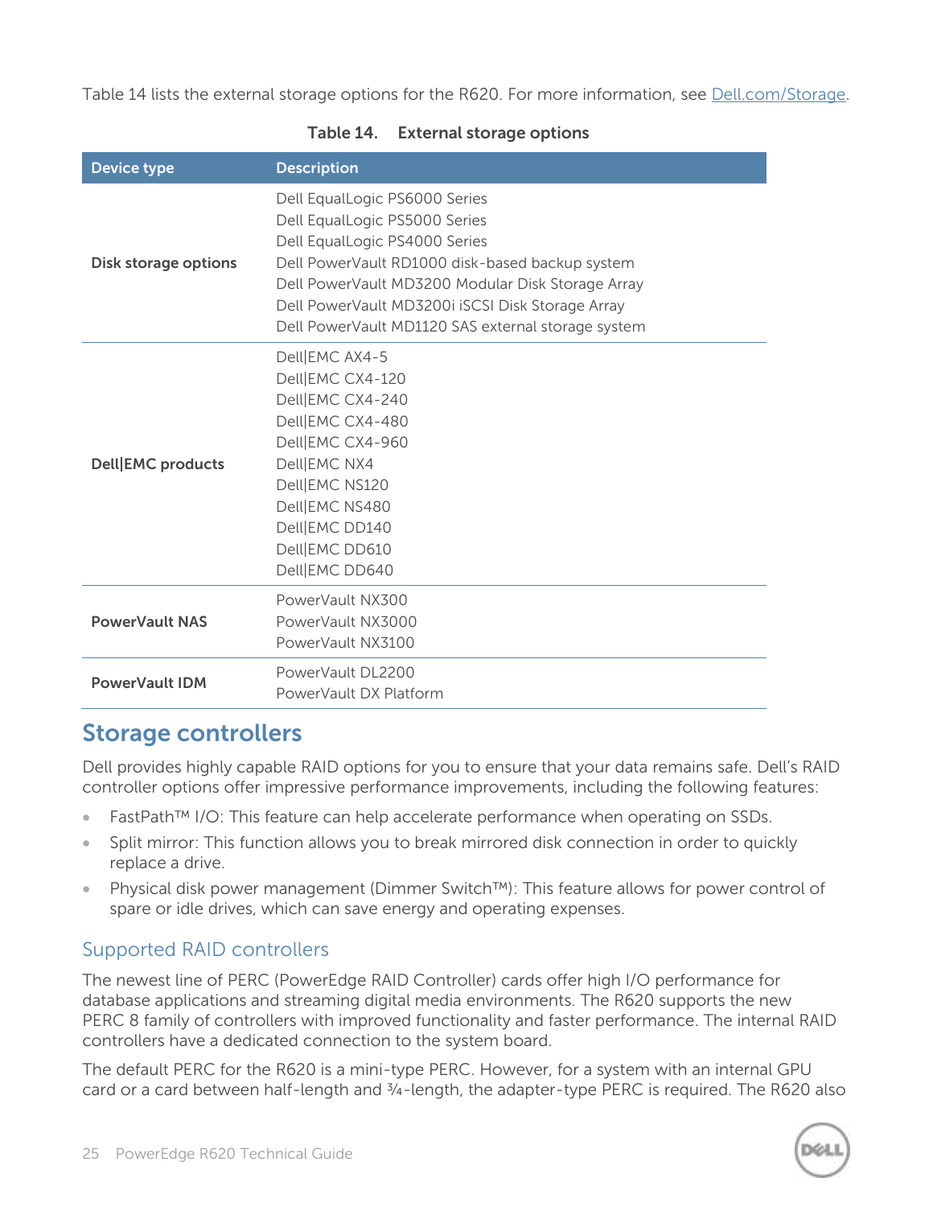Table 14 lists the external storage options for the R620. For more information, see Dell.com/Storage.

**Table 14. External storage options**

| Device type | Description |
|---|---|
| **Disk storage options** | Dell EqualLogic PS6000 Series<br>Dell EqualLogic PS5000 Series<br>Dell EqualLogic PS4000 Series<br>Dell PowerVault RD1000 disk-based backup system<br>Dell PowerVault MD3200 Modular Disk Storage Array<br>Dell PowerVault MD3200i iSCSI Disk Storage Array<br>Dell PowerVault MD1120 SAS external storage system |
| **Dell\|EMC products** | Dell\|EMC AX4-5<br>Dell\|EMC CX4-120<br>Dell\|EMC CX4-240<br>Dell\|EMC CX4-480<br>Dell\|EMC CX4-960<br>Dell\|EMC NX4<br>Dell\|EMC NS120<br>Dell\|EMC NS480<br>Dell\|EMC DD140<br>Dell\|EMC DD610<br>Dell\|EMC DD640 |
| **PowerVault NAS** | PowerVault NX300<br>PowerVault NX3000<br>PowerVault NX3100 |
| **PowerVault IDM** | PowerVault DL2200<br>PowerVault DX Platform |

## Storage controllers

Dell provides highly capable RAID options for you to ensure that your data remains safe. Dell's RAID controller options offer impressive performance improvements, including the following features:

- FastPath™ I/O: This feature can help accelerate performance when operating on SSDs.
- Split mirror: This function allows you to break mirrored disk connection in order to quickly replace a drive.
- Physical disk power management (Dimmer Switch™): This feature allows for power control of spare or idle drives, which can save energy and operating expenses.

### Supported RAID controllers

The newest line of PERC (PowerEdge RAID Controller) cards offer high I/O performance for database applications and streaming digital media environments. The R620 supports the new PERC 8 family of controllers with improved functionality and faster performance. The internal RAID controllers have a dedicated connection to the system board.

The default PERC for the R620 is a mini-type PERC. However, for a system with an internal GPU card or a card between half-length and ¾-length, the adapter-type PERC is required. The R620 also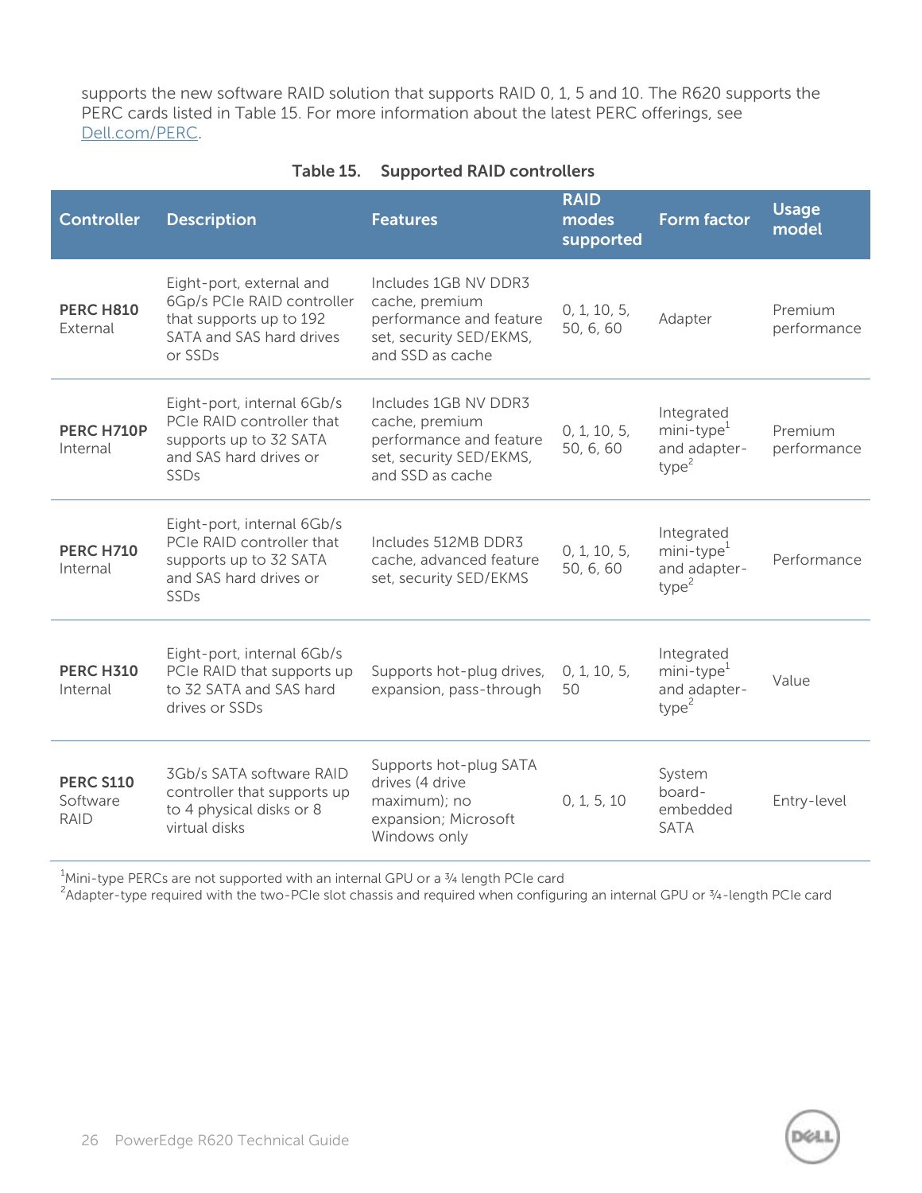supports the new software RAID solution that supports RAID 0, 1, 5 and 10. The R620 supports the PERC cards listed in Table 15. For more information about the latest PERC offerings, see Dell.com/PERC.

Table 15. Supported RAID controllers

| Controller | Description | Features | RAID modes supported | Form factor | Usage model |
|---|---|---|---|---|---|
| **PERC H810** External | Eight-port, external and 6Gp/s PCIe RAID controller that supports up to 192 SATA and SAS hard drives or SSDs | Includes 1GB NV DDR3 cache, premium performance and feature set, security SED/EKMS, and SSD as cache | 0, 1, 10, 5, 50, 6, 60 | Adapter | Premium performance |
| **PERC H710P** Internal | Eight-port, internal 6Gb/s PCIe RAID controller that supports up to 32 SATA and SAS hard drives or SSDs | Includes 1GB NV DDR3 cache, premium performance and feature set, security SED/EKMS, and SSD as cache | 0, 1, 10, 5, 50, 6, 60 | Integrated mini-type[1] and adapter-type[2] | Premium performance |
| **PERC H710** Internal | Eight-port, internal 6Gb/s PCIe RAID controller that supports up to 32 SATA and SAS hard drives or SSDs | Includes 512MB DDR3 cache, advanced feature set, security SED/EKMS | 0, 1, 10, 5, 50, 6, 60 | Integrated mini-type[1] and adapter-type[2] | Performance |
| **PERC H310** Internal | Eight-port, internal 6Gb/s PCIe RAID that supports up to 32 SATA and SAS hard drives or SSDs | Supports hot-plug drives, expansion, pass-through | 0, 1, 10, 5, 50 | Integrated mini-type[1] and adapter-type[2] | Value |
| **PERC S110** Software RAID | 3Gb/s SATA software RAID controller that supports up to 4 physical disks or 8 virtual disks | Supports hot-plug SATA drives (4 drive maximum); no expansion; Microsoft Windows only | 0, 1, 5, 10 | System board-embedded SATA | Entry-level |

[1]Mini-type PERCs are not supported with an internal GPU or a ¾ length PCIe card
[2]Adapter-type required with the two-PCIe slot chassis and required when configuring an internal GPU or ¾-length PCIe card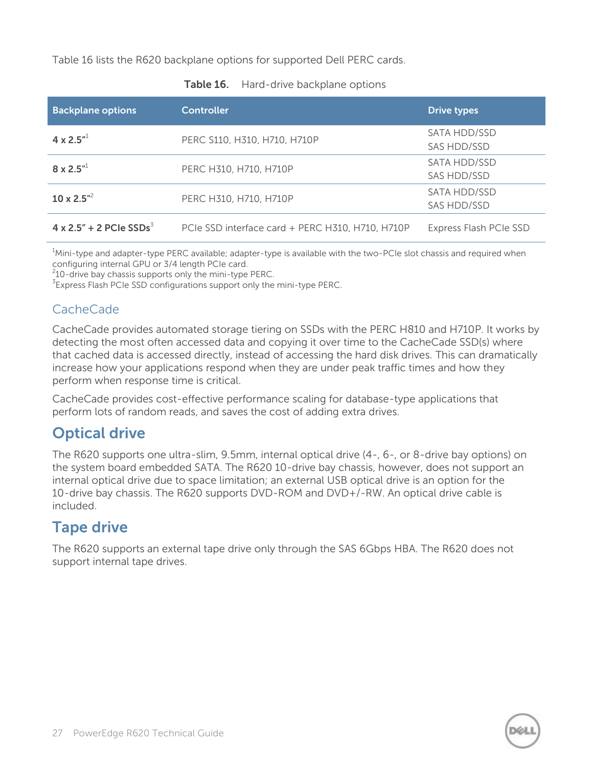Table 16 lists the R620 backplane options for supported Dell PERC cards.

**Table 16.** Hard-drive backplane options

| Backplane options | Controller | Drive types |
|---|---|---|
| **4 x 2.5"**[1] | PERC S110, H310, H710, H710P | SATA HDD/SSD<br>SAS HDD/SSD |
| **8 x 2.5"**[1] | PERC H310, H710, H710P | SATA HDD/SSD<br>SAS HDD/SSD |
| **10 x 2.5"**[2] | PERC H310, H710, H710P | SATA HDD/SSD<br>SAS HDD/SSD |
| **4 x 2.5" + 2 PCIe SSDs**[3] | PCIe SSD interface card + PERC H310, H710, H710P | Express Flash PCIe SSD |

[1]Mini-type and adapter-type PERC available; adapter-type is available with the two-PCIe slot chassis and required when configuring internal GPU or 3/4 length PCIe card.
[2]10-drive bay chassis supports only the mini-type PERC.
[3]Express Flash PCIe SSD configurations support only the mini-type PERC.

### CacheCade

CacheCade provides automated storage tiering on SSDs with the PERC H810 and H710P. It works by detecting the most often accessed data and copying it over time to the CacheCade SSD(s) where that cached data is accessed directly, instead of accessing the hard disk drives. This can dramatically increase how your applications respond when they are under peak traffic times and how they perform when response time is critical.

CacheCade provides cost-effective performance scaling for database-type applications that perform lots of random reads, and saves the cost of adding extra drives.

## Optical drive

The R620 supports one ultra-slim, 9.5mm, internal optical drive (4-, 6-, or 8-drive bay options) on the system board embedded SATA. The R620 10-drive bay chassis, however, does not support an internal optical drive due to space limitation; an external USB optical drive is an option for the 10-drive bay chassis. The R620 supports DVD-ROM and DVD+/-RW. An optical drive cable is included.

## Tape drive

The R620 supports an external tape drive only through the SAS 6Gbps HBA. The R620 does not support internal tape drives.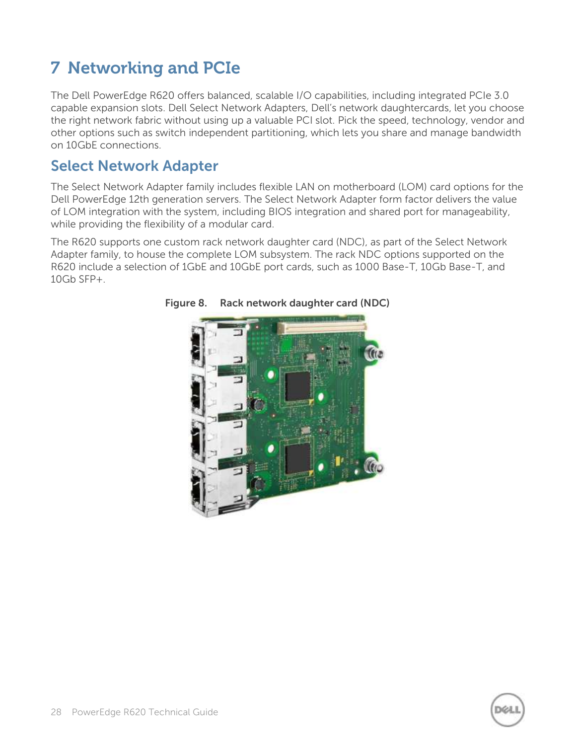# 7 Networking and PCIe

The Dell PowerEdge R620 offers balanced, scalable I/O capabilities, including integrated PCIe 3.0 capable expansion slots. Dell Select Network Adapters, Dell's network daughtercards, let you choose the right network fabric without using up a valuable PCI slot. Pick the speed, technology, vendor and other options such as switch independent partitioning, which lets you share and manage bandwidth on 10GbE connections.

## Select Network Adapter

The Select Network Adapter family includes flexible LAN on motherboard (LOM) card options for the Dell PowerEdge 12th generation servers. The Select Network Adapter form factor delivers the value of LOM integration with the system, including BIOS integration and shared port for manageability, while providing the flexibility of a modular card.

The R620 supports one custom rack network daughter card (NDC), as part of the Select Network Adapter family, to house the complete LOM subsystem. The rack NDC options supported on the R620 include a selection of 1GbE and 10GbE port cards, such as 1000 Base-T, 10Gb Base-T, and 10Gb SFP+.

**Figure 8. Rack network daughter card (NDC)**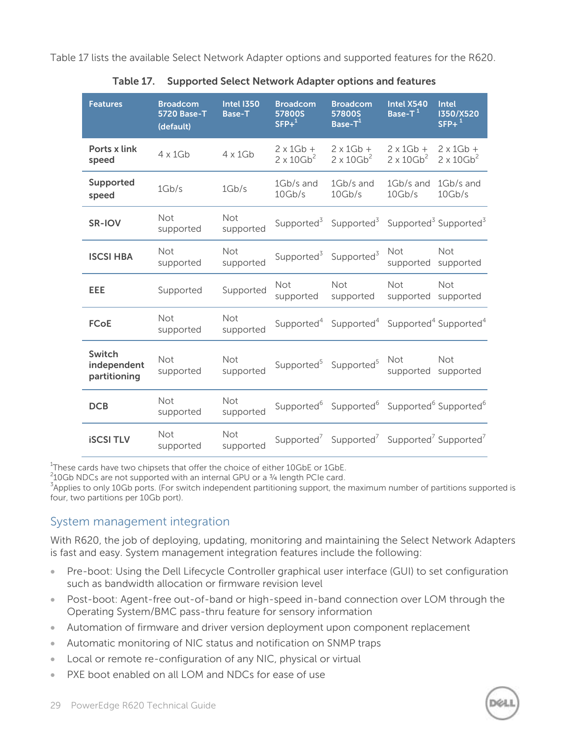Table 17 lists the available Select Network Adapter options and supported features for the R620.

**Table 17. Supported Select Network Adapter options and features**

| Features | Broadcom 5720 Base-T (default) | Intel I350 Base-T | Broadcom 57800S SFP+[1] | Broadcom 57800S Base-T[1] | Intel X540 Base-T [1] | Intel I350/X520 SFP+ [1] |
|---|---|---|---|---|---|---|
| Ports x link speed | 4 x 1Gb | 4 x 1Gb | 2 x 1Gb + 2 x 10Gb[2] | 2 x 1Gb + 2 x 10Gb[2] | 2 x 1Gb + 2 x 10Gb[2] | 2 x 1Gb + 2 x 10Gb[2] |
| Supported speed | 1Gb/s | 1Gb/s | 1Gb/s and 10Gb/s | 1Gb/s and 10Gb/s | 1Gb/s and 10Gb/s | 1Gb/s and 10Gb/s |
| SR-IOV | Not supported | Not supported | Supported[3] | Supported[3] | Supported[3] | Supported[3] |
| ISCSI HBA | Not supported | Not supported | Supported[3] | Supported[3] | Not supported | Not supported |
| EEE | Supported | Supported | Not supported | Not supported | Not supported | Not supported |
| FCoE | Not supported | Not supported | Supported[4] | Supported[4] | Supported[4] | Supported[4] |
| Switch independent partitioning | Not supported | Not supported | Supported[5] | Supported[5] | Not supported | Not supported |
| DCB | Not supported | Not supported | Supported[6] | Supported[6] | Supported[6] | Supported[6] |
| iSCSI TLV | Not supported | Not supported | Supported[7] | Supported[7] | Supported[7] | Supported[7] |

[1]These cards have two chipsets that offer the choice of either 10GbE or 1GbE.
[2]10Gb NDCs are not supported with an internal GPU or a ¾ length PCIe card.
[3]Applies to only 10Gb ports. (For switch independent partitioning support, the maximum number of partitions supported is four, two partitions per 10Gb port).

## System management integration

With R620, the job of deploying, updating, monitoring and maintaining the Select Network Adapters is fast and easy. System management integration features include the following:

- Pre-boot: Using the Dell Lifecycle Controller graphical user interface (GUI) to set configuration such as bandwidth allocation or firmware revision level
- Post-boot: Agent-free out-of-band or high-speed in-band connection over LOM through the Operating System/BMC pass-thru feature for sensory information
- Automation of firmware and driver version deployment upon component replacement
- Automatic monitoring of NIC status and notification on SNMP traps
- Local or remote re-configuration of any NIC, physical or virtual
- PXE boot enabled on all LOM and NDCs for ease of use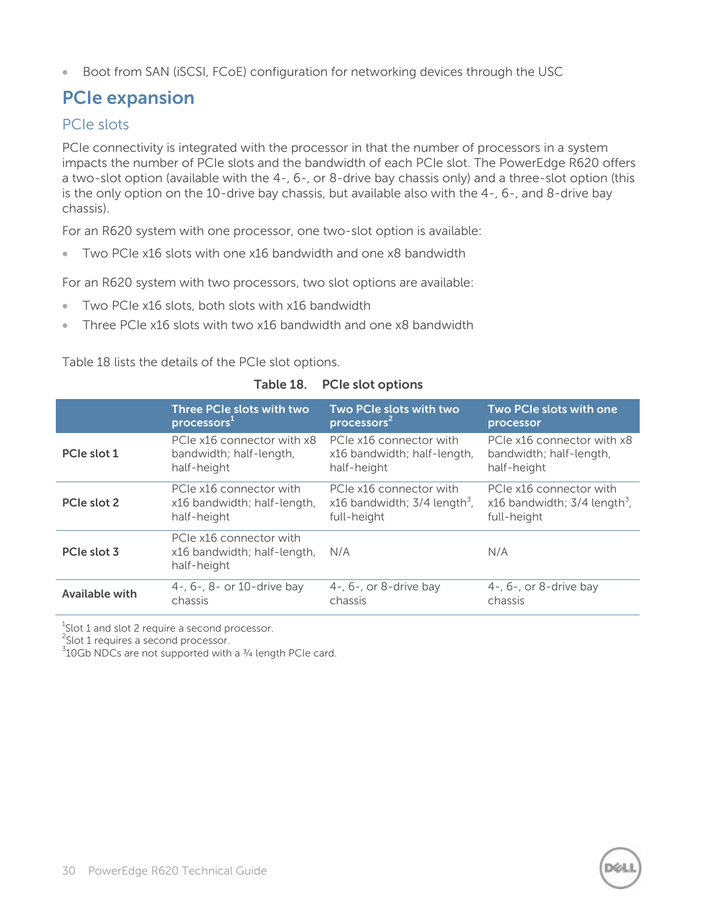- Boot from SAN (iSCSI, FCoE) configuration for networking devices through the USC

## PCIe expansion

### PCIe slots

PCIe connectivity is integrated with the processor in that the number of processors in a system impacts the number of PCIe slots and the bandwidth of each PCIe slot. The PowerEdge R620 offers a two-slot option (available with the 4-, 6-, or 8-drive bay chassis only) and a three-slot option (this is the only option on the 10-drive bay chassis, but available also with the 4-, 6-, and 8-drive bay chassis).

For an R620 system with one processor, one two-slot option is available:

- Two PCIe x16 slots with one x16 bandwidth and one x8 bandwidth

For an R620 system with two processors, two slot options are available:

- Two PCIe x16 slots, both slots with x16 bandwidth
- Three PCIe x16 slots with two x16 bandwidth and one x8 bandwidth

Table 18 lists the details of the PCIe slot options.

**Table 18. PCIe slot options**

| | Three PCIe slots with two processors[1] | Two PCIe slots with two processors[2] | Two PCIe slots with one processor |
|---|---|---|---|
| **PCIe slot 1** | PCIe x16 connector with x8 bandwidth; half-length, half-height | PCIe x16 connector with x16 bandwidth; half-length, half-height | PCIe x16 connector with x8 bandwidth; half-length, half-height |
| **PCIe slot 2** | PCIe x16 connector with x16 bandwidth; half-length, half-height | PCIe x16 connector with x16 bandwidth; 3/4 length[3], full-height | PCIe x16 connector with x16 bandwidth; 3/4 length[3], full-height |
| **PCIe slot 3** | PCIe x16 connector with x16 bandwidth; half-length, half-height | N/A | N/A |
| **Available with** | 4-, 6-, 8- or 10-drive bay chassis | 4-, 6-, or 8-drive bay chassis | 4-, 6-, or 8-drive bay chassis |

[1]Slot 1 and slot 2 require a second processor.
[2]Slot 1 requires a second processor.
[3]10Gb NDCs are not supported with a ¾ length PCIe card.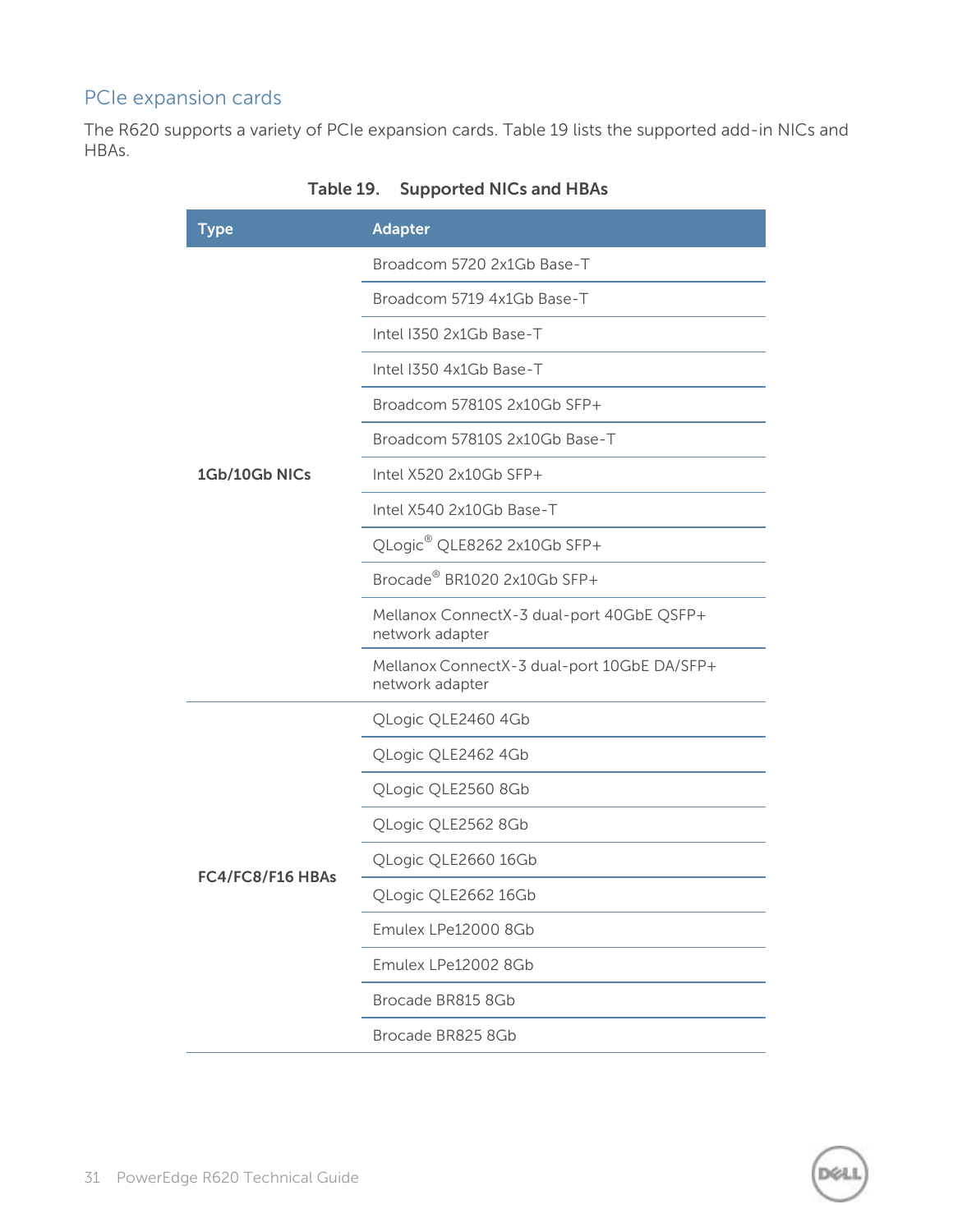## PCIe expansion cards

The R620 supports a variety of PCIe expansion cards. Table 19 lists the supported add-in NICs and HBAs.

**Table 19. Supported NICs and HBAs**

| Type | Adapter |
|---|---|
| 1Gb/10Gb NICs | Broadcom 5720 2x1Gb Base-T |
| | Broadcom 5719 4x1Gb Base-T |
| | Intel I350 2x1Gb Base-T |
| | Intel I350 4x1Gb Base-T |
| | Broadcom 57810S 2x10Gb SFP+ |
| | Broadcom 57810S 2x10Gb Base-T |
| | Intel X520 2x10Gb SFP+ |
| | Intel X540 2x10Gb Base-T |
| | QLogic® QLE8262 2x10Gb SFP+ |
| | Brocade® BR1020 2x10Gb SFP+ |
| | Mellanox ConnectX-3 dual-port 40GbE QSFP+ network adapter |
| | Mellanox ConnectX-3 dual-port 10GbE DA/SFP+ network adapter |
| FC4/FC8/F16 HBAs | QLogic QLE2460 4Gb |
| | QLogic QLE2462 4Gb |
| | QLogic QLE2560 8Gb |
| | QLogic QLE2562 8Gb |
| | QLogic QLE2660 16Gb |
| | QLogic QLE2662 16Gb |
| | Emulex LPe12000 8Gb |
| | Emulex LPe12002 8Gb |
| | Brocade BR815 8Gb |
| | Brocade BR825 8Gb |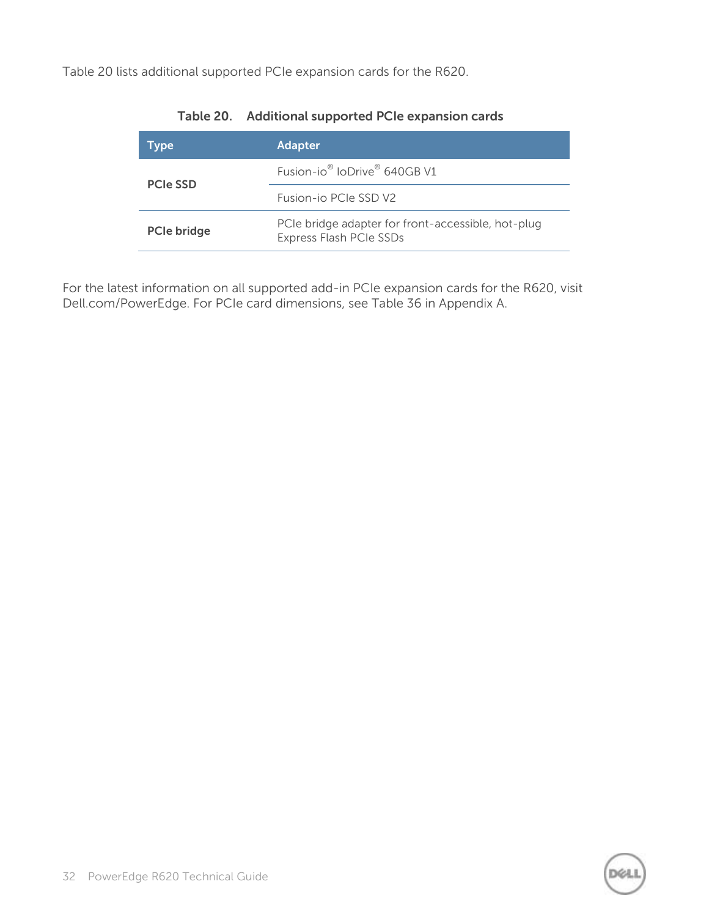Table 20 lists additional supported PCIe expansion cards for the R620.

**Table 20. Additional supported PCIe expansion cards**

| Type | Adapter |
|---|---|
| **PCIe SSD** | Fusion-io® IoDrive® 640GB V1 |
| | Fusion-io PCIe SSD V2 |
| **PCIe bridge** | PCIe bridge adapter for front-accessible, hot-plug Express Flash PCIe SSDs |

For the latest information on all supported add-in PCIe expansion cards for the R620, visit Dell.com/PowerEdge. For PCIe card dimensions, see Table 36 in Appendix A.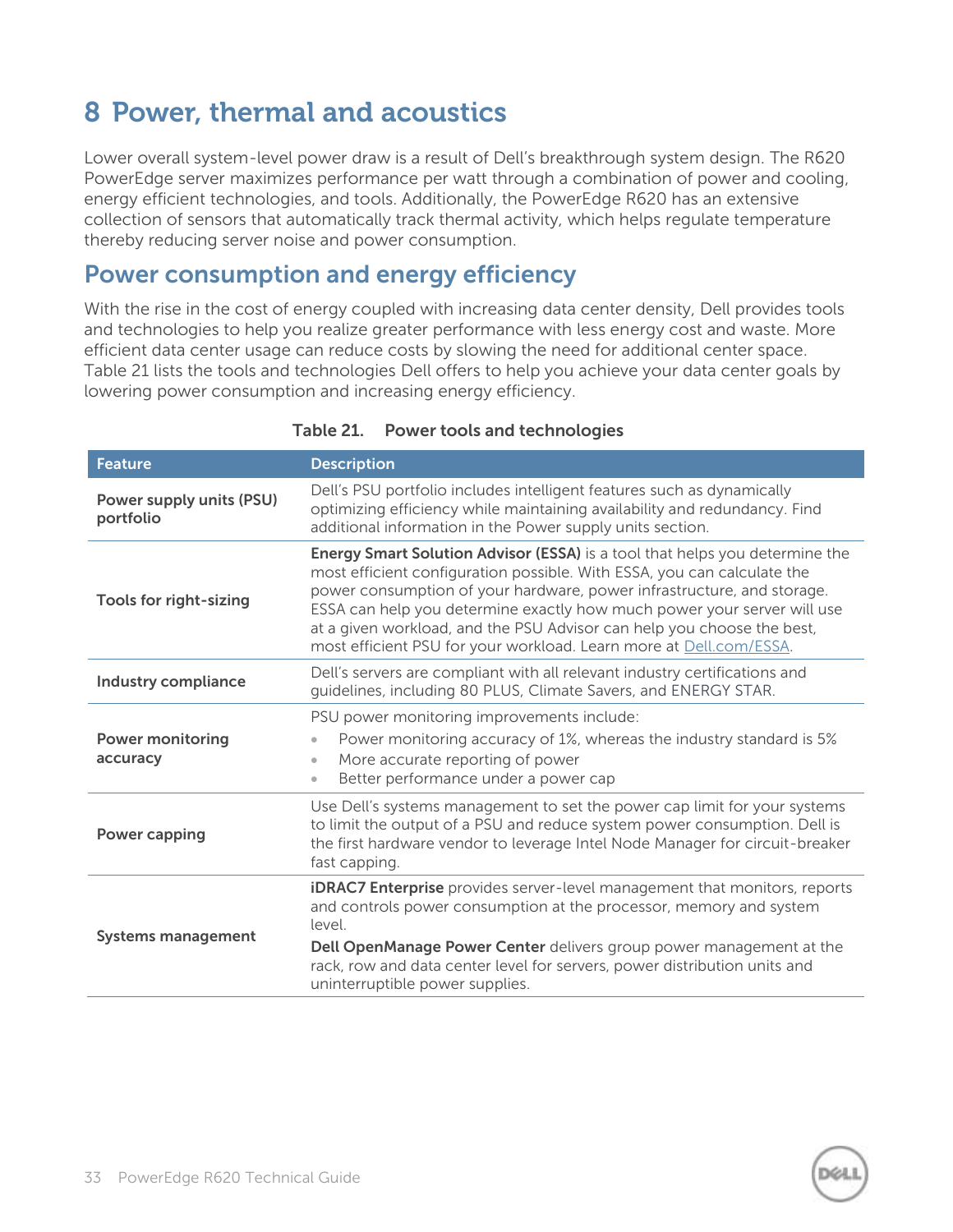# 8 Power, thermal and acoustics

Lower overall system-level power draw is a result of Dell's breakthrough system design. The R620 PowerEdge server maximizes performance per watt through a combination of power and cooling, energy efficient technologies, and tools. Additionally, the PowerEdge R620 has an extensive collection of sensors that automatically track thermal activity, which helps regulate temperature thereby reducing server noise and power consumption.

## Power consumption and energy efficiency

With the rise in the cost of energy coupled with increasing data center density, Dell provides tools and technologies to help you realize greater performance with less energy cost and waste. More efficient data center usage can reduce costs by slowing the need for additional center space. Table 21 lists the tools and technologies Dell offers to help you achieve your data center goals by lowering power consumption and increasing energy efficiency.

**Table 21. Power tools and technologies**

| Feature | Description |
|---|---|
| **Power supply units (PSU) portfolio** | Dell's PSU portfolio includes intelligent features such as dynamically optimizing efficiency while maintaining availability and redundancy. Find additional information in the Power supply units section. |
| **Tools for right-sizing** | **Energy Smart Solution Advisor (ESSA)** is a tool that helps you determine the most efficient configuration possible. With ESSA, you can calculate the power consumption of your hardware, power infrastructure, and storage. ESSA can help you determine exactly how much power your server will use at a given workload, and the PSU Advisor can help you choose the best, most efficient PSU for your workload. Learn more at Dell.com/ESSA. |
| **Industry compliance** | Dell's servers are compliant with all relevant industry certifications and guidelines, including 80 PLUS, Climate Savers, and ENERGY STAR. |
| **Power monitoring accuracy** | PSU power monitoring improvements include:<br>• Power monitoring accuracy of 1%, whereas the industry standard is 5%<br>• More accurate reporting of power<br>• Better performance under a power cap |
| **Power capping** | Use Dell's systems management to set the power cap limit for your systems to limit the output of a PSU and reduce system power consumption. Dell is the first hardware vendor to leverage Intel Node Manager for circuit-breaker fast capping. |
| **Systems management** | **iDRAC7 Enterprise** provides server-level management that monitors, reports and controls power consumption at the processor, memory and system level.<br>**Dell OpenManage Power Center** delivers group power management at the rack, row and data center level for servers, power distribution units and uninterruptible power supplies. |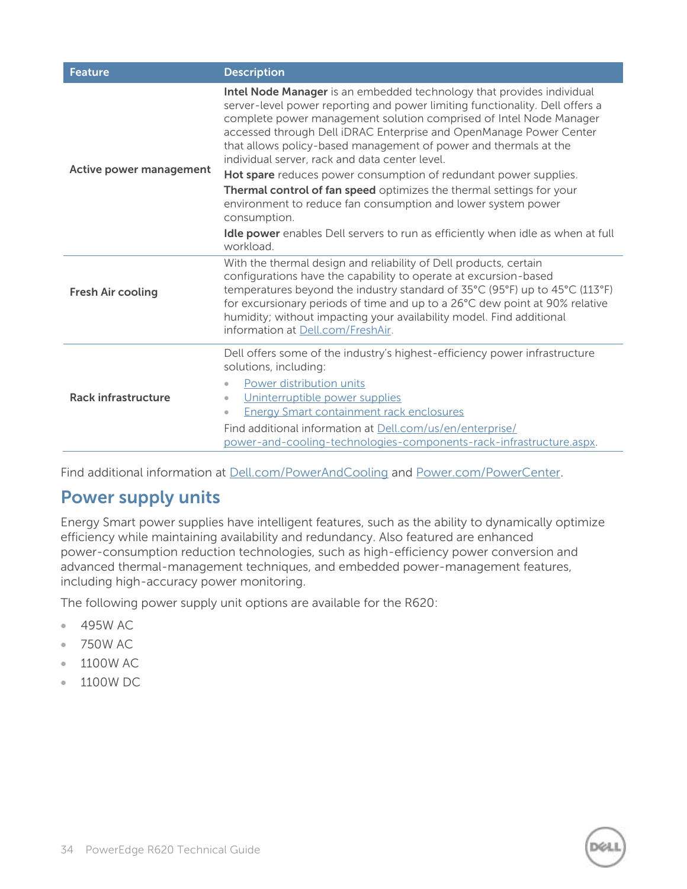| Feature | Description |
|---|---|
| **Active power management** | **Intel Node Manager** is an embedded technology that provides individual server-level power reporting and power limiting functionality. Dell offers a complete power management solution comprised of Intel Node Manager accessed through Dell iDRAC Enterprise and OpenManage Power Center that allows policy-based management of power and thermals at the individual server, rack and data center level.<br>**Hot spare** reduces power consumption of redundant power supplies.<br>**Thermal control of fan speed** optimizes the thermal settings for your environment to reduce fan consumption and lower system power consumption.<br>**Idle power** enables Dell servers to run as efficiently when idle as when at full workload. |
| **Fresh Air cooling** | With the thermal design and reliability of Dell products, certain configurations have the capability to operate at excursion-based temperatures beyond the industry standard of 35°C (95°F) up to 45°C (113°F) for excursionary periods of time and up to a 26°C dew point at 90% relative humidity; without impacting your availability model. Find additional information at Dell.com/FreshAir. |
| **Rack infrastructure** | Dell offers some of the industry's highest-efficiency power infrastructure solutions, including:<br>• Power distribution units<br>• Uninterruptible power supplies<br>• Energy Smart containment rack enclosures<br>Find additional information at Dell.com/us/en/enterprise/power-and-cooling-technologies-components-rack-infrastructure.aspx. |

Find additional information at Dell.com/PowerAndCooling and Power.com/PowerCenter.

## Power supply units

Energy Smart power supplies have intelligent features, such as the ability to dynamically optimize efficiency while maintaining availability and redundancy. Also featured are enhanced power-consumption reduction technologies, such as high-efficiency power conversion and advanced thermal-management techniques, and embedded power-management features, including high-accuracy power monitoring.

The following power supply unit options are available for the R620:

- 495W AC
- 750W AC
- 1100W AC
- 1100W DC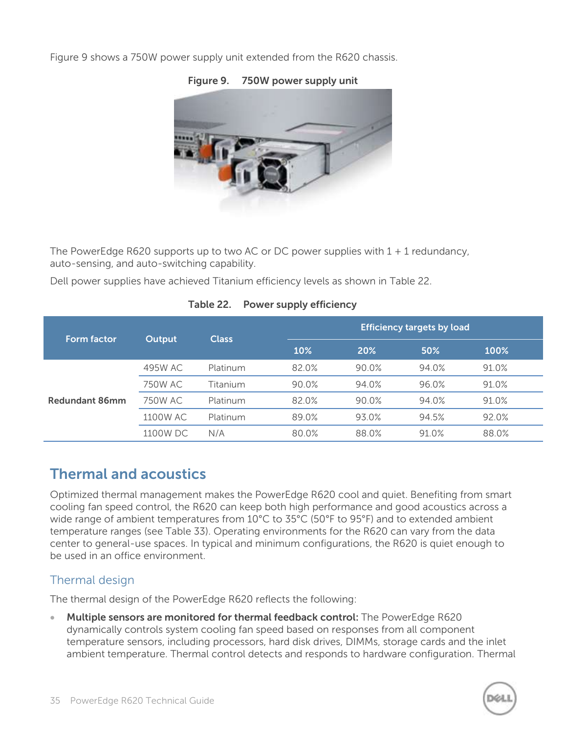Figure 9 shows a 750W power supply unit extended from the R620 chassis.

**Figure 9. 750W power supply unit**

The PowerEdge R620 supports up to two AC or DC power supplies with 1 + 1 redundancy, auto-sensing, and auto-switching capability.

Dell power supplies have achieved Titanium efficiency levels as shown in Table 22.

**Table 22. Power supply efficiency**

| Form factor | Output | Class | Efficiency targets by load | | | |
|---|---|---|---|---|---|---|
| | | | 10% | 20% | 50% | 100% |
| Redundant 86mm | 495W AC | Platinum | 82.0% | 90.0% | 94.0% | 91.0% |
| | 750W AC | Titanium | 90.0% | 94.0% | 96.0% | 91.0% |
| | 750W AC | Platinum | 82.0% | 90.0% | 94.0% | 91.0% |
| | 1100W AC | Platinum | 89.0% | 93.0% | 94.5% | 92.0% |
| | 1100W DC | N/A | 80.0% | 88.0% | 91.0% | 88.0% |

## Thermal and acoustics

Optimized thermal management makes the PowerEdge R620 cool and quiet. Benefiting from smart cooling fan speed control, the R620 can keep both high performance and good acoustics across a wide range of ambient temperatures from 10°C to 35°C (50°F to 95°F) and to extended ambient temperature ranges (see Table 33). Operating environments for the R620 can vary from the data center to general-use spaces. In typical and minimum configurations, the R620 is quiet enough to be used in an office environment.

### Thermal design

The thermal design of the PowerEdge R620 reflects the following:

- **Multiple sensors are monitored for thermal feedback control:** The PowerEdge R620 dynamically controls system cooling fan speed based on responses from all component temperature sensors, including processors, hard disk drives, DIMMs, storage cards and the inlet ambient temperature. Thermal control detects and responds to hardware configuration. Thermal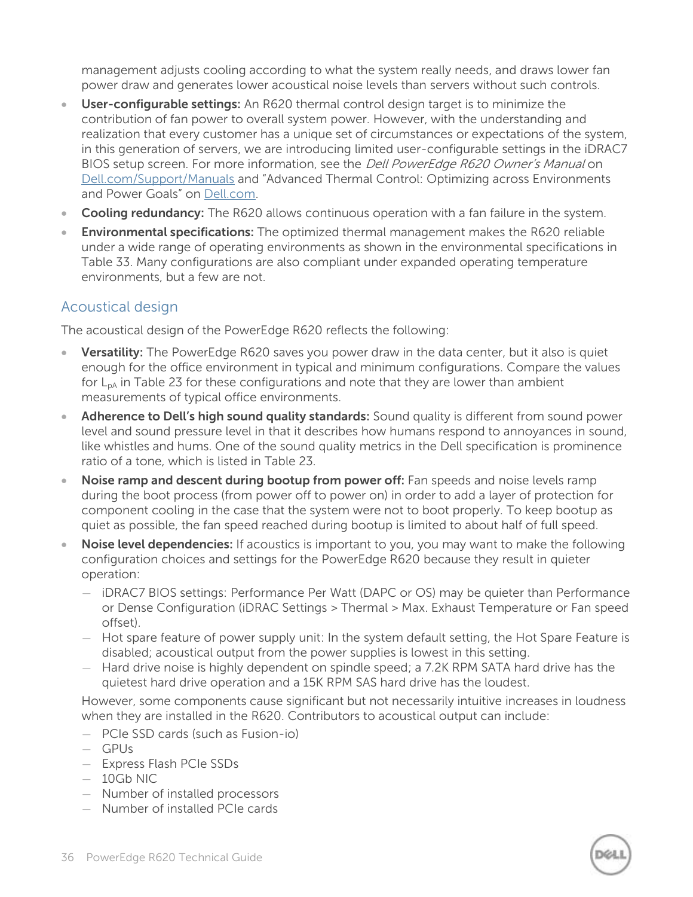management adjusts cooling according to what the system really needs, and draws lower fan power draw and generates lower acoustical noise levels than servers without such controls.

- **User-configurable settings:** An R620 thermal control design target is to minimize the contribution of fan power to overall system power. However, with the understanding and realization that every customer has a unique set of circumstances or expectations of the system, in this generation of servers, we are introducing limited user-configurable settings in the iDRAC7 BIOS setup screen. For more information, see the *Dell PowerEdge R620 Owner's Manual* on Dell.com/Support/Manuals and "Advanced Thermal Control: Optimizing across Environments and Power Goals" on Dell.com.
- **Cooling redundancy:** The R620 allows continuous operation with a fan failure in the system.
- **Environmental specifications:** The optimized thermal management makes the R620 reliable under a wide range of operating environments as shown in the environmental specifications in Table 33. Many configurations are also compliant under expanded operating temperature environments, but a few are not.

## Acoustical design

The acoustical design of the PowerEdge R620 reflects the following:

- **Versatility:** The PowerEdge R620 saves you power draw in the data center, but it also is quiet enough for the office environment in typical and minimum configurations. Compare the values for $L_{pA}$ in Table 23 for these configurations and note that they are lower than ambient measurements of typical office environments.
- **Adherence to Dell's high sound quality standards:** Sound quality is different from sound power level and sound pressure level in that it describes how humans respond to annoyances in sound, like whistles and hums. One of the sound quality metrics in the Dell specification is prominence ratio of a tone, which is listed in Table 23.
- **Noise ramp and descent during bootup from power off:** Fan speeds and noise levels ramp during the boot process (from power off to power on) in order to add a layer of protection for component cooling in the case that the system were not to boot properly. To keep bootup as quiet as possible, the fan speed reached during bootup is limited to about half of full speed.
- **Noise level dependencies:** If acoustics is important to you, you may want to make the following configuration choices and settings for the PowerEdge R620 because they result in quieter operation:
  - iDRAC7 BIOS settings: Performance Per Watt (DAPC or OS) may be quieter than Performance or Dense Configuration (iDRAC Settings > Thermal > Max. Exhaust Temperature or Fan speed offset).
  - Hot spare feature of power supply unit: In the system default setting, the Hot Spare Feature is disabled; acoustical output from the power supplies is lowest in this setting.
  - Hard drive noise is highly dependent on spindle speed; a 7.2K RPM SATA hard drive has the quietest hard drive operation and a 15K RPM SAS hard drive has the loudest.

  However, some components cause significant but not necessarily intuitive increases in loudness when they are installed in the R620. Contributors to acoustical output can include:
  - PCIe SSD cards (such as Fusion-io)
  - GPUs
  - Express Flash PCIe SSDs
  - 10Gb NIC
  - Number of installed processors
  - Number of installed PCIe cards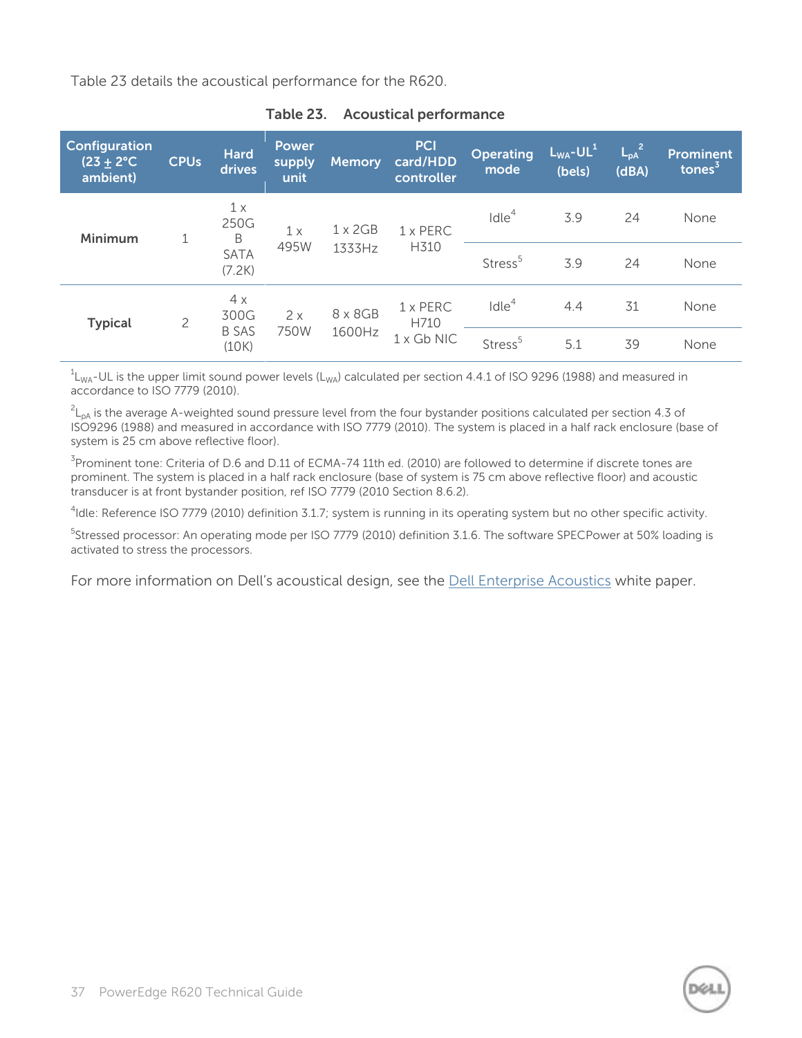Table 23 details the acoustical performance for the R620.

**Table 23. Acoustical performance**

| Configuration (23 ± 2°C ambient) | CPUs | Hard drives | Power supply unit | Memory | PCI card/HDD controller | Operating mode | $L_{WA}$-UL[1] (bels) | $L_{pA}$[2] (dBA) | Prominent tones[3] |
|---|---|---|---|---|---|---|---|---|---|
| **Minimum** | 1 | 1 x 250GB SATA (7.2K) | 1 x 495W | 1 x 2GB 1333Hz | 1 x PERC H310 | Idle[4] | 3.9 | 24 | None |
| | | | | | | Stress[5] | 3.9 | 24 | None |
| **Typical** | 2 | 4 x 300GB SAS (10K) | 2 x 750W | 8 x 8GB 1600Hz | 1 x PERC H710 1 x Gb NIC | Idle[4] | 4.4 | 31 | None |
| | | | | | | Stress[5] | 5.1 | 39 | None |

[1]$L_{WA}$-UL is the upper limit sound power levels ($L_{WA}$) calculated per section 4.4.1 of ISO 9296 (1988) and measured in accordance to ISO 7779 (2010).

[2]$L_{pA}$ is the average A-weighted sound pressure level from the four bystander positions calculated per section 4.3 of ISO9296 (1988) and measured in accordance with ISO 7779 (2010). The system is placed in a half rack enclosure (base of system is 25 cm above reflective floor).

[3]Prominent tone: Criteria of D.6 and D.11 of ECMA-74 11th ed. (2010) are followed to determine if discrete tones are prominent. The system is placed in a half rack enclosure (base of system is 75 cm above reflective floor) and acoustic transducer is at front bystander position, ref ISO 7779 (2010 Section 8.6.2).

[4]Idle: Reference ISO 7779 (2010) definition 3.1.7; system is running in its operating system but no other specific activity.

[5]Stressed processor: An operating mode per ISO 7779 (2010) definition 3.1.6. The software SPECPower at 50% loading is activated to stress the processors.

For more information on Dell's acoustical design, see the Dell Enterprise Acoustics white paper.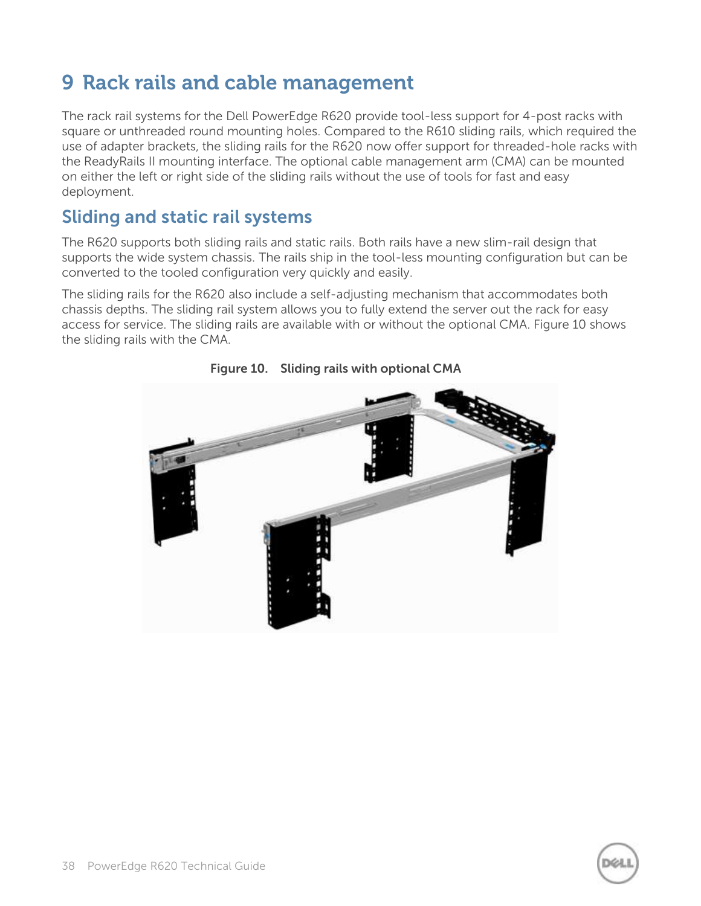# 9 Rack rails and cable management

The rack rail systems for the Dell PowerEdge R620 provide tool-less support for 4-post racks with square or unthreaded round mounting holes. Compared to the R610 sliding rails, which required the use of adapter brackets, the sliding rails for the R620 now offer support for threaded-hole racks with the ReadyRails II mounting interface. The optional cable management arm (CMA) can be mounted on either the left or right side of the sliding rails without the use of tools for fast and easy deployment.

## Sliding and static rail systems

The R620 supports both sliding rails and static rails. Both rails have a new slim-rail design that supports the wide system chassis. The rails ship in the tool-less mounting configuration but can be converted to the tooled configuration very quickly and easily.

The sliding rails for the R620 also include a self-adjusting mechanism that accommodates both chassis depths. The sliding rail system allows you to fully extend the server out the rack for easy access for service. The sliding rails are available with or without the optional CMA. Figure 10 shows the sliding rails with the CMA.

**Figure 10. Sliding rails with optional CMA**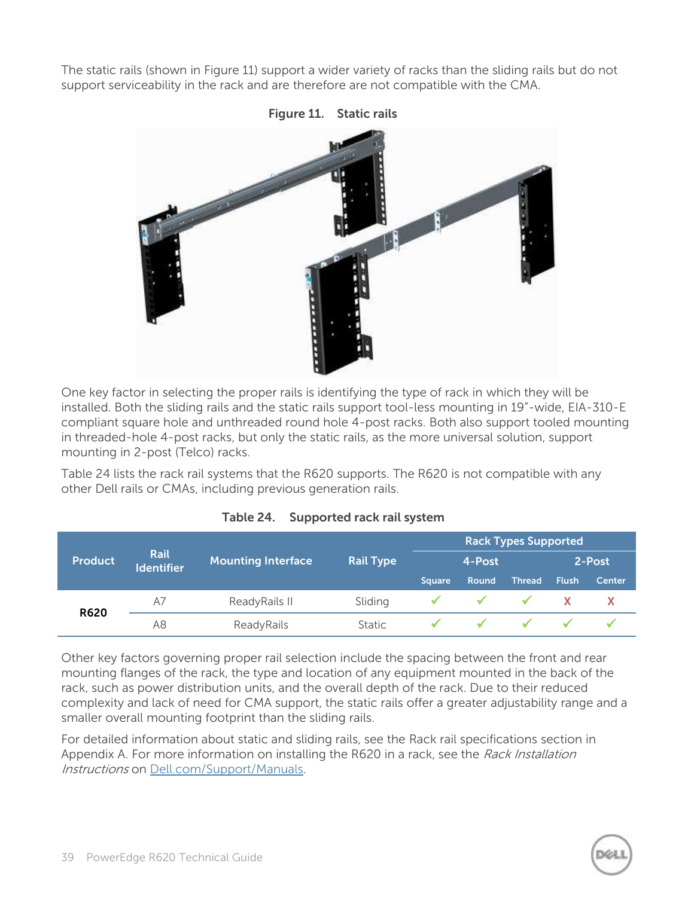The static rails (shown in Figure 11) support a wider variety of racks than the sliding rails but do not support serviceability in the rack and are therefore are not compatible with the CMA.

**Figure 11. Static rails**

One key factor in selecting the proper rails is identifying the type of rack in which they will be installed. Both the sliding rails and the static rails support tool-less mounting in 19"-wide, EIA-310-E compliant square hole and unthreaded round hole 4-post racks. Both also support tooled mounting in threaded-hole 4-post racks, but only the static rails, as the more universal solution, support mounting in 2-post (Telco) racks.

Table 24 lists the rack rail systems that the R620 supports. The R620 is not compatible with any other Dell rails or CMAs, including previous generation rails.

**Table 24. Supported rack rail system**

| Product | Rail Identifier | Mounting Interface | Rail Type | Rack Types Supported | | | | |
|---|---|---|---|---|---|---|---|---|
| | | | | 4-Post | | | 2-Post | |
| | | | | Square | Round | Thread | Flush | Center |
| R620 | A7 | ReadyRails II | Sliding | ✓ | ✓ | ✓ | X | X |
| | A8 | ReadyRails | Static | ✓ | ✓ | ✓ | ✓ | ✓ |

Other key factors governing proper rail selection include the spacing between the front and rear mounting flanges of the rack, the type and location of any equipment mounted in the back of the rack, such as power distribution units, and the overall depth of the rack. Due to their reduced complexity and lack of need for CMA support, the static rails offer a greater adjustability range and a smaller overall mounting footprint than the sliding rails.

For detailed information about static and sliding rails, see the Rack rail specifications section in Appendix A. For more information on installing the R620 in a rack, see the *Rack Installation Instructions* on Dell.com/Support/Manuals.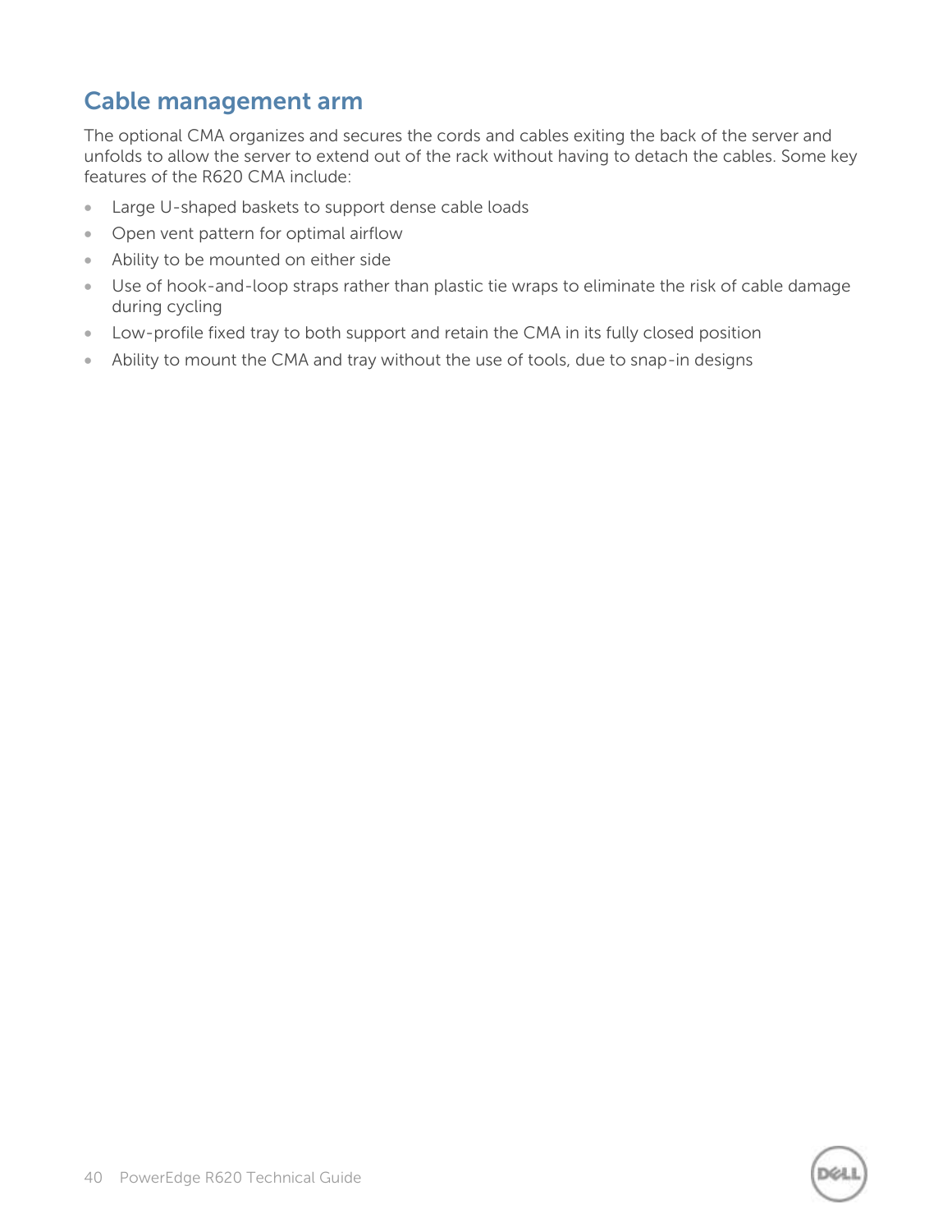## Cable management arm

The optional CMA organizes and secures the cords and cables exiting the back of the server and unfolds to allow the server to extend out of the rack without having to detach the cables. Some key features of the R620 CMA include:

- Large U-shaped baskets to support dense cable loads
- Open vent pattern for optimal airflow
- Ability to be mounted on either side
- Use of hook-and-loop straps rather than plastic tie wraps to eliminate the risk of cable damage during cycling
- Low-profile fixed tray to both support and retain the CMA in its fully closed position
- Ability to mount the CMA and tray without the use of tools, due to snap-in designs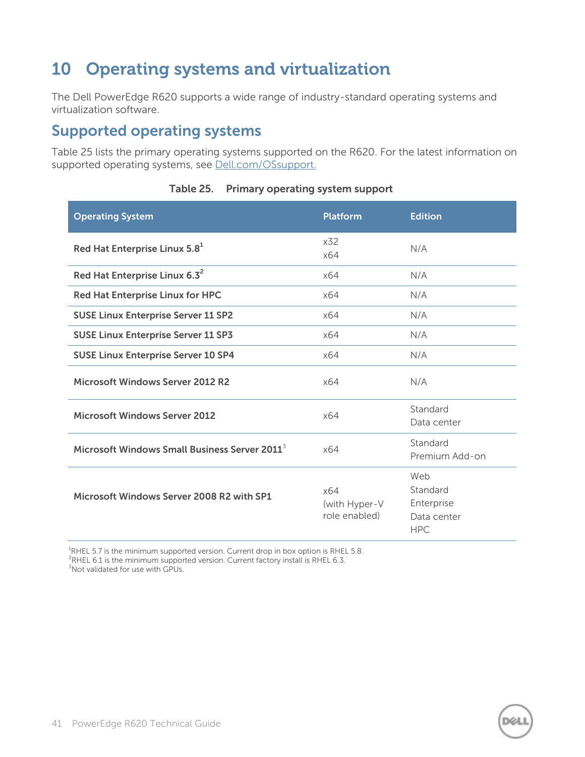# 10 Operating systems and virtualization

The Dell PowerEdge R620 supports a wide range of industry-standard operating systems and virtualization software.

## Supported operating systems

Table 25 lists the primary operating systems supported on the R620. For the latest information on supported operating systems, see Dell.com/OSsupport.

**Table 25. Primary operating system support**

| Operating System | Platform | Edition |
|---|---|---|
| **Red Hat Enterprise Linux 5.8**[1] | x32<br>x64 | N/A |
| **Red Hat Enterprise Linux 6.3**[2] | x64 | N/A |
| **Red Hat Enterprise Linux for HPC** | x64 | N/A |
| **SUSE Linux Enterprise Server 11 SP2** | x64 | N/A |
| **SUSE Linux Enterprise Server 11 SP3** | x64 | N/A |
| **SUSE Linux Enterprise Server 10 SP4** | x64 | N/A |
| **Microsoft Windows Server 2012 R2** | x64 | N/A |
| **Microsoft Windows Server 2012** | x64 | Standard<br>Data center |
| **Microsoft Windows Small Business Server 2011**[3] | x64 | Standard<br>Premium Add-on |
| **Microsoft Windows Server 2008 R2 with SP1** | x64<br>(with Hyper-V role enabled) | Web<br>Standard<br>Enterprise<br>Data center<br>HPC |

[1]RHEL 5.7 is the minimum supported version. Current drop in box option is RHEL 5.8.
[2]RHEL 6.1 is the minimum supported version. Current factory install is RHEL 6.3.
[3]Not validated for use with GPUs.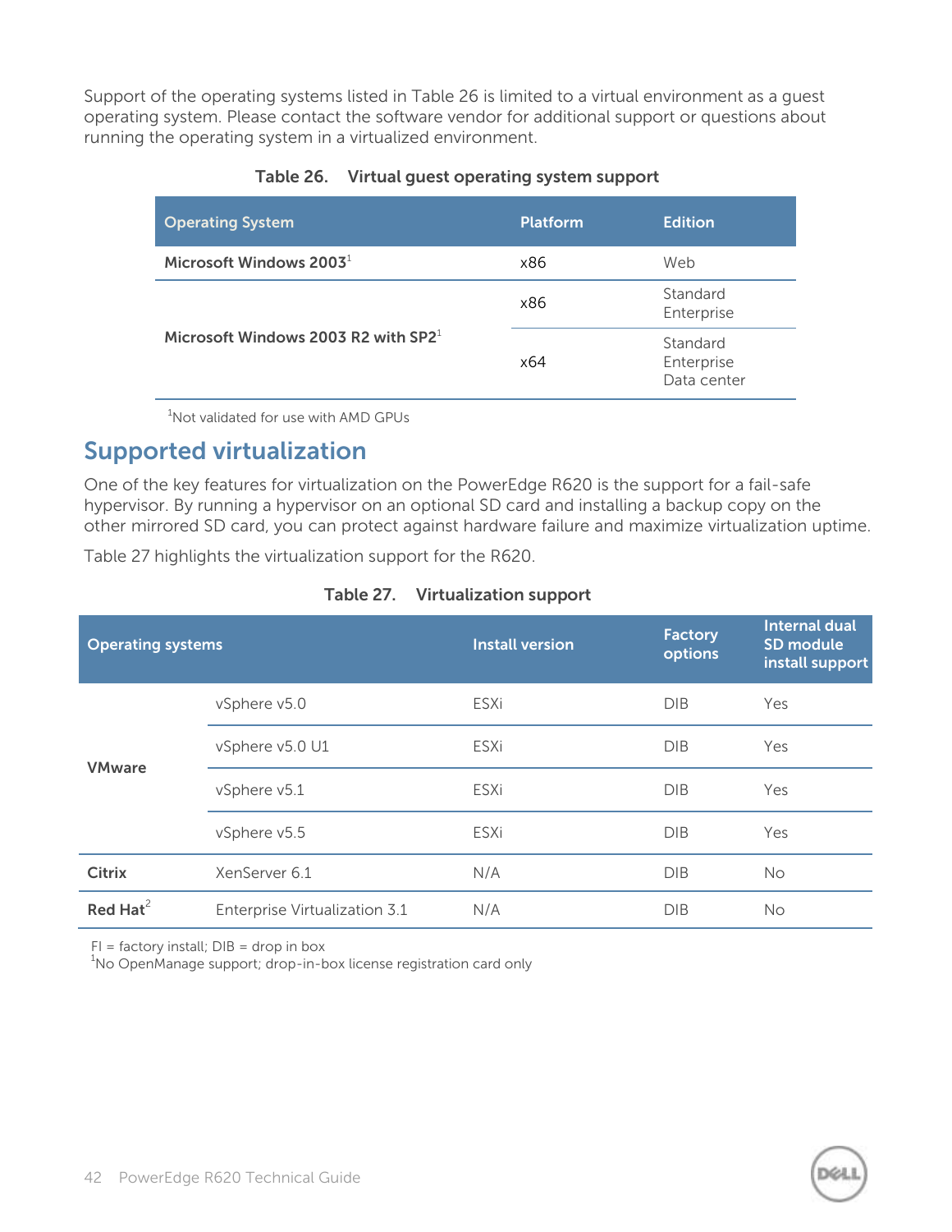Support of the operating systems listed in Table 26 is limited to a virtual environment as a guest operating system. Please contact the software vendor for additional support or questions about running the operating system in a virtualized environment.

**Table 26. Virtual guest operating system support**

| Operating System | Platform | Edition |
|---|---|---|
| **Microsoft Windows 2003**[1] | x86 | Web |
| **Microsoft Windows 2003 R2 with SP2**[1] | x86 | Standard<br>Enterprise |
| | x64 | Standard<br>Enterprise<br>Data center |

[1]Not validated for use with AMD GPUs

## Supported virtualization

One of the key features for virtualization on the PowerEdge R620 is the support for a fail-safe hypervisor. By running a hypervisor on an optional SD card and installing a backup copy on the other mirrored SD card, you can protect against hardware failure and maximize virtualization uptime.

Table 27 highlights the virtualization support for the R620.

**Table 27. Virtualization support**

| Operating systems | | Install version | Factory options | Internal dual SD module install support |
|---|---|---|---|---|
| **VMware** | vSphere v5.0 | ESXi | DIB | Yes |
| | vSphere v5.0 U1 | ESXi | DIB | Yes |
| | vSphere v5.1 | ESXi | DIB | Yes |
| | vSphere v5.5 | ESXi | DIB | Yes |
| **Citrix** | XenServer 6.1 | N/A | DIB | No |
| **Red Hat**[2] | Enterprise Virtualization 3.1 | N/A | DIB | No |

FI = factory install; DIB = drop in box
[1]No OpenManage support; drop-in-box license registration card only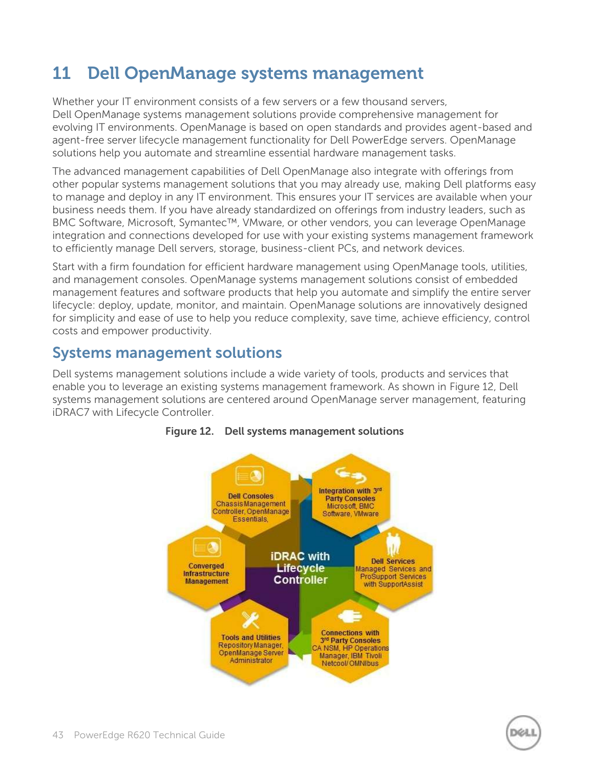# 11 Dell OpenManage systems management

Whether your IT environment consists of a few servers or a few thousand servers, Dell OpenManage systems management solutions provide comprehensive management for evolving IT environments. OpenManage is based on open standards and provides agent-based and agent-free server lifecycle management functionality for Dell PowerEdge servers. OpenManage solutions help you automate and streamline essential hardware management tasks.

The advanced management capabilities of Dell OpenManage also integrate with offerings from other popular systems management solutions that you may already use, making Dell platforms easy to manage and deploy in any IT environment. This ensures your IT services are available when your business needs them. If you have already standardized on offerings from industry leaders, such as BMC Software, Microsoft, Symantec™, VMware, or other vendors, you can leverage OpenManage integration and connections developed for use with your existing systems management framework to efficiently manage Dell servers, storage, business-client PCs, and network devices.

Start with a firm foundation for efficient hardware management using OpenManage tools, utilities, and management consoles. OpenManage systems management solutions consist of embedded management features and software products that help you automate and simplify the entire server lifecycle: deploy, update, monitor, and maintain. OpenManage solutions are innovatively designed for simplicity and ease of use to help you reduce complexity, save time, achieve efficiency, control costs and empower productivity.

## Systems management solutions

Dell systems management solutions include a wide variety of tools, products and services that enable you to leverage an existing systems management framework. As shown in Figure 12, Dell systems management solutions are centered around OpenManage server management, featuring iDRAC7 with Lifecycle Controller.

**Figure 12. Dell systems management solutions**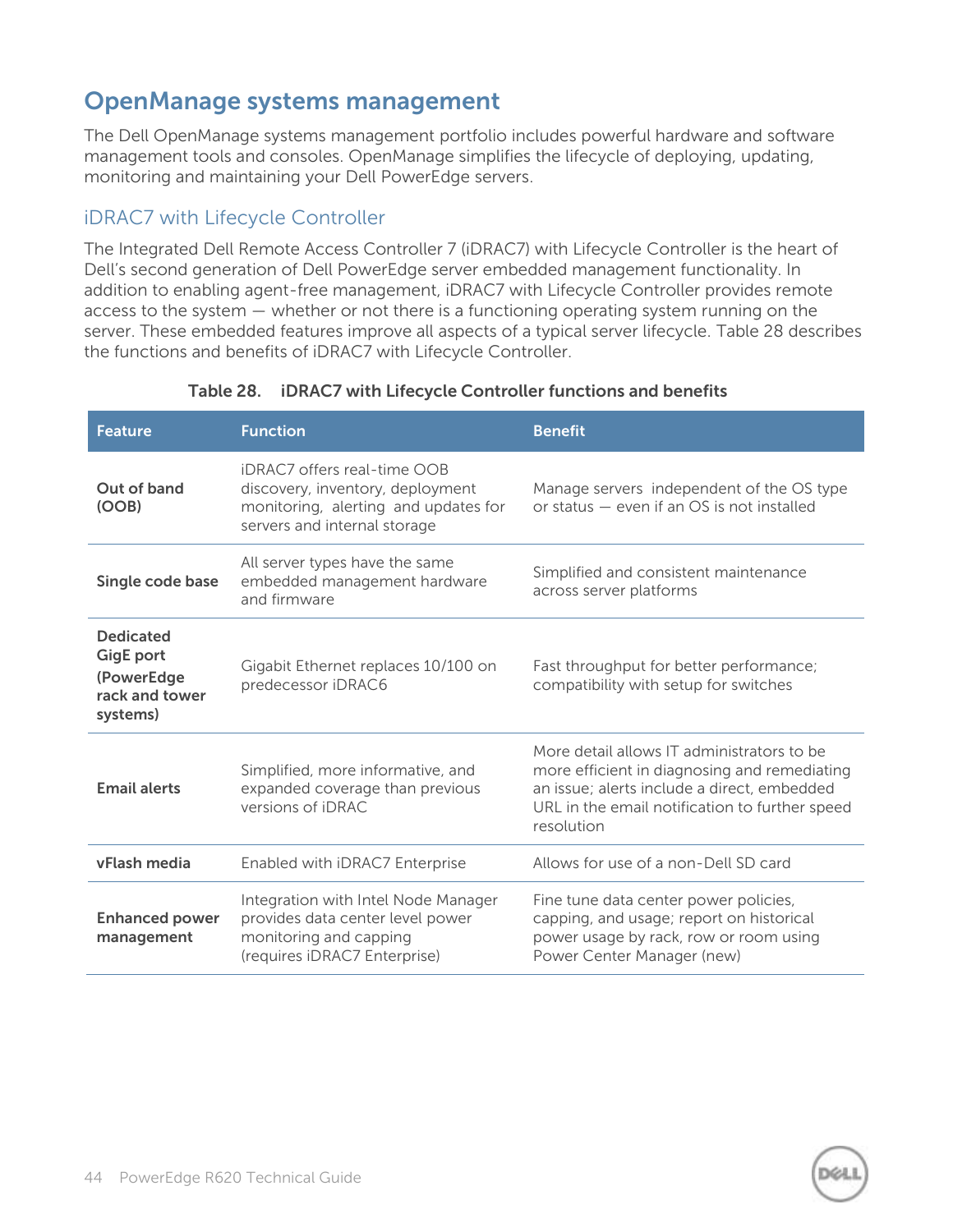## OpenManage systems management

The Dell OpenManage systems management portfolio includes powerful hardware and software management tools and consoles. OpenManage simplifies the lifecycle of deploying, updating, monitoring and maintaining your Dell PowerEdge servers.

### iDRAC7 with Lifecycle Controller

The Integrated Dell Remote Access Controller 7 (iDRAC7) with Lifecycle Controller is the heart of Dell's second generation of Dell PowerEdge server embedded management functionality. In addition to enabling agent-free management, iDRAC7 with Lifecycle Controller provides remote access to the system — whether or not there is a functioning operating system running on the server. These embedded features improve all aspects of a typical server lifecycle. Table 28 describes the functions and benefits of iDRAC7 with Lifecycle Controller.

**Table 28. iDRAC7 with Lifecycle Controller functions and benefits**

| Feature | Function | Benefit |
| --- | --- | --- |
| **Out of band (OOB)** | iDRAC7 offers real-time OOB discovery, inventory, deployment monitoring, alerting and updates for servers and internal storage | Manage servers independent of the OS type or status — even if an OS is not installed |
| **Single code base** | All server types have the same embedded management hardware and firmware | Simplified and consistent maintenance across server platforms |
| **Dedicated GigE port (PowerEdge rack and tower systems)** | Gigabit Ethernet replaces 10/100 on predecessor iDRAC6 | Fast throughput for better performance; compatibility with setup for switches |
| **Email alerts** | Simplified, more informative, and expanded coverage than previous versions of iDRAC | More detail allows IT administrators to be more efficient in diagnosing and remediating an issue; alerts include a direct, embedded URL in the email notification to further speed resolution |
| **vFlash media** | Enabled with iDRAC7 Enterprise | Allows for use of a non-Dell SD card |
| **Enhanced power management** | Integration with Intel Node Manager provides data center level power monitoring and capping (requires iDRAC7 Enterprise) | Fine tune data center power policies, capping, and usage; report on historical power usage by rack, row or room using Power Center Manager (new) |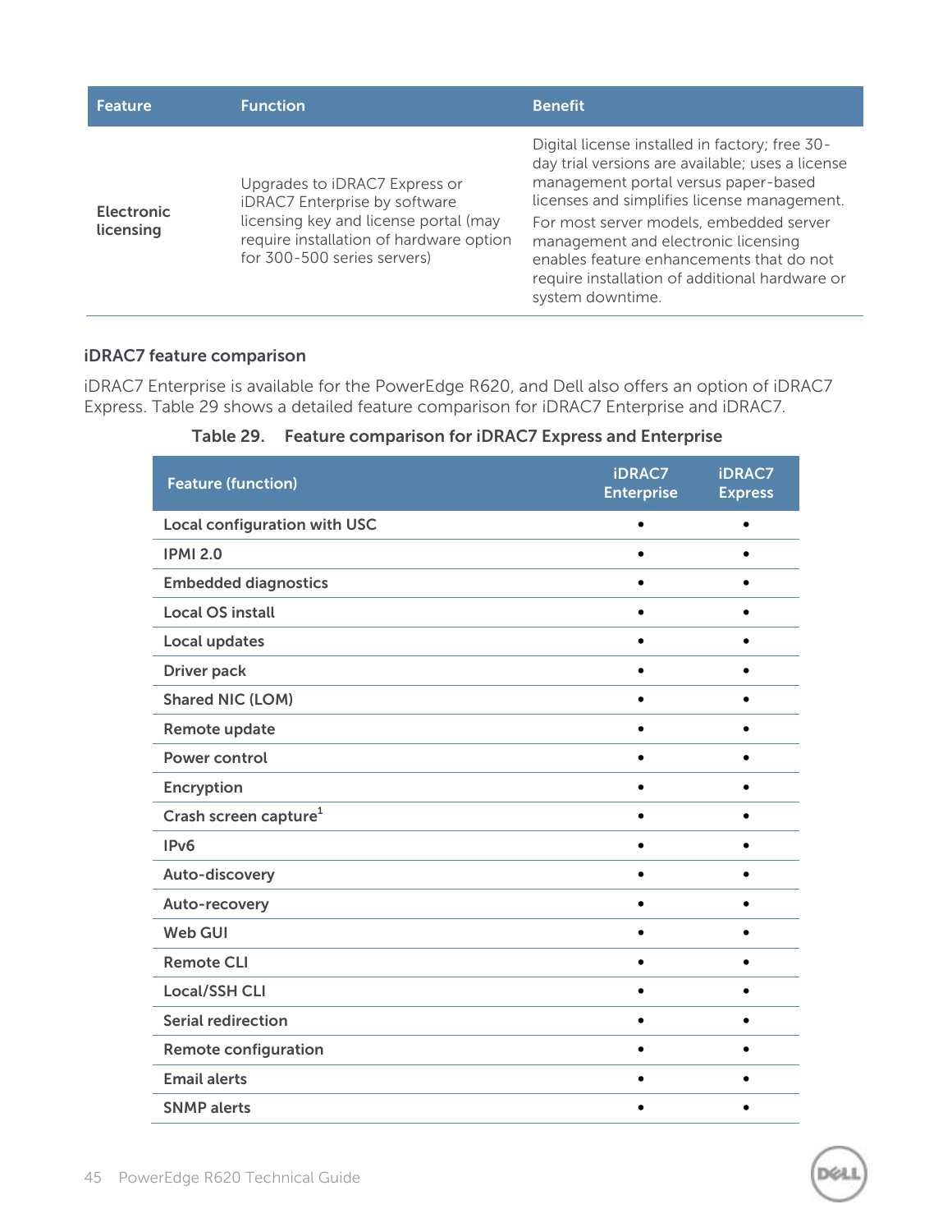| Feature | Function | Benefit |
|---|---|---|
| Electronic licensing | Upgrades to iDRAC7 Express or iDRAC7 Enterprise by software licensing key and license portal (may require installation of hardware option for 300-500 series servers) | Digital license installed in factory; free 30-day trial versions are available; uses a license management portal versus paper-based licenses and simplifies license management.<br>For most server models, embedded server management and electronic licensing enables feature enhancements that do not require installation of additional hardware or system downtime. |

### iDRAC7 feature comparison

iDRAC7 Enterprise is available for the PowerEdge R620, and Dell also offers an option of iDRAC7 Express. Table 29 shows a detailed feature comparison for iDRAC7 Enterprise and iDRAC7.

**Table 29. Feature comparison for iDRAC7 Express and Enterprise**

| Feature (function) | iDRAC7 Enterprise | iDRAC7 Express |
|---|---|---|
| Local configuration with USC | • | • |
| IPMI 2.0 | • | • |
| Embedded diagnostics | • | • |
| Local OS install | • | • |
| Local updates | • | • |
| Driver pack | • | • |
| Shared NIC (LOM) | • | • |
| Remote update | • | • |
| Power control | • | • |
| Encryption | • | • |
| Crash screen capture[1] | • | • |
| IPv6 | • | • |
| Auto-discovery | • | • |
| Auto-recovery | • | • |
| Web GUI | • | • |
| Remote CLI | • | • |
| Local/SSH CLI | • | • |
| Serial redirection | • | • |
| Remote configuration | • | • |
| Email alerts | • | • |
| SNMP alerts | • | • |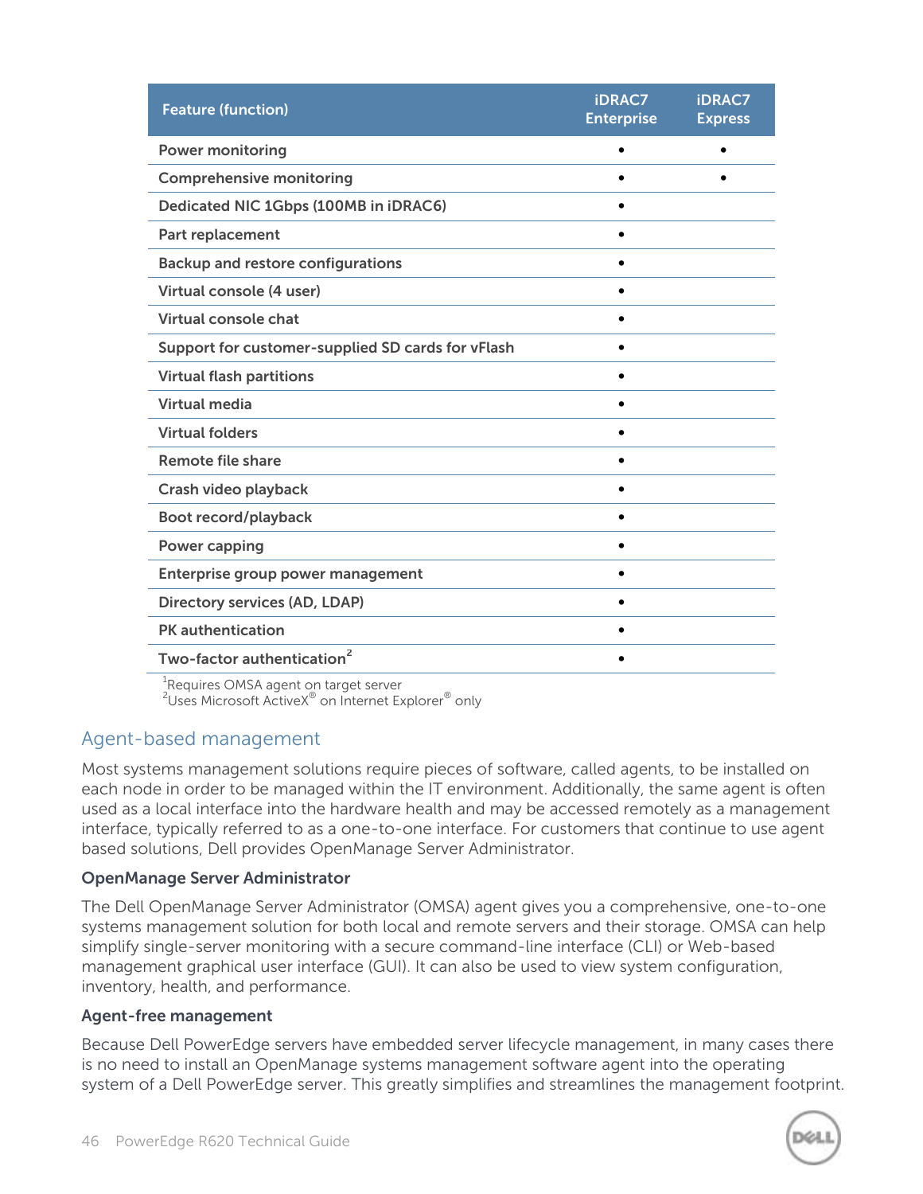| Feature (function) | iDRAC7 Enterprise | iDRAC7 Express |
|---|---|---|
| Power monitoring | • | • |
| Comprehensive monitoring | • | • |
| Dedicated NIC 1Gbps (100MB in iDRAC6) | • | |
| Part replacement | • | |
| Backup and restore configurations | • | |
| Virtual console (4 user) | • | |
| Virtual console chat | • | |
| Support for customer-supplied SD cards for vFlash | • | |
| Virtual flash partitions | • | |
| Virtual media | • | |
| Virtual folders | • | |
| Remote file share | • | |
| Crash video playback | • | |
| Boot record/playback | • | |
| Power capping | • | |
| Enterprise group power management | • | |
| Directory services (AD, LDAP) | • | |
| PK authentication | • | |
| Two-factor authentication[2] | • | |

[1]Requires OMSA agent on target server
[2]Uses Microsoft ActiveX® on Internet Explorer® only

## Agent-based management

Most systems management solutions require pieces of software, called agents, to be installed on each node in order to be managed within the IT environment. Additionally, the same agent is often used as a local interface into the hardware health and may be accessed remotely as a management interface, typically referred to as a one-to-one interface. For customers that continue to use agent based solutions, Dell provides OpenManage Server Administrator.

### OpenManage Server Administrator

The Dell OpenManage Server Administrator (OMSA) agent gives you a comprehensive, one-to-one systems management solution for both local and remote servers and their storage. OMSA can help simplify single-server monitoring with a secure command-line interface (CLI) or Web-based management graphical user interface (GUI). It can also be used to view system configuration, inventory, health, and performance.

### Agent-free management

Because Dell PowerEdge servers have embedded server lifecycle management, in many cases there is no need to install an OpenManage systems management software agent into the operating system of a Dell PowerEdge server. This greatly simplifies and streamlines the management footprint.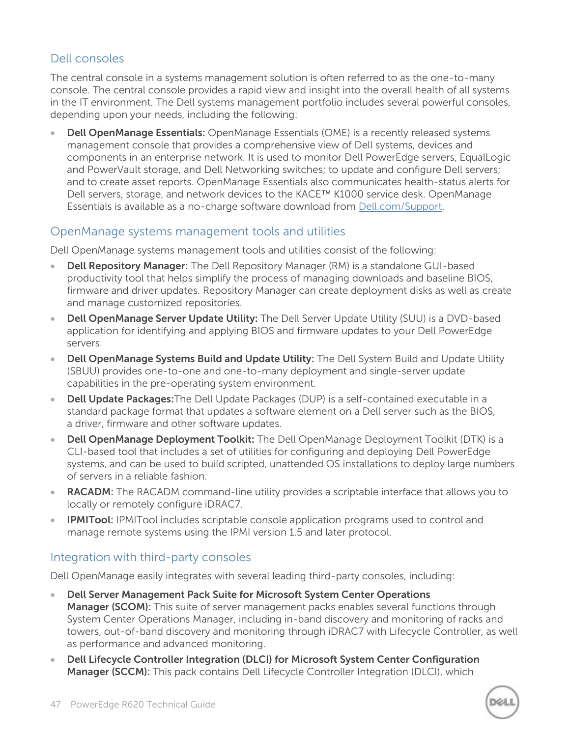## Dell consoles

The central console in a systems management solution is often referred to as the one-to-many console. The central console provides a rapid view and insight into the overall health of all systems in the IT environment. The Dell systems management portfolio includes several powerful consoles, depending upon your needs, including the following:

- **Dell OpenManage Essentials:** OpenManage Essentials (OME) is a recently released systems management console that provides a comprehensive view of Dell systems, devices and components in an enterprise network. It is used to monitor Dell PowerEdge servers, EqualLogic and PowerVault storage, and Dell Networking switches; to update and configure Dell servers; and to create asset reports. OpenManage Essentials also communicates health-status alerts for Dell servers, storage, and network devices to the KACE™ K1000 service desk. OpenManage Essentials is available as a no-charge software download from [Dell.com/Support](Dell.com/Support).

## OpenManage systems management tools and utilities

Dell OpenManage systems management tools and utilities consist of the following:

- **Dell Repository Manager:** The Dell Repository Manager (RM) is a standalone GUI-based productivity tool that helps simplify the process of managing downloads and baseline BIOS, firmware and driver updates. Repository Manager can create deployment disks as well as create and manage customized repositories.
- **Dell OpenManage Server Update Utility:** The Dell Server Update Utility (SUU) is a DVD-based application for identifying and applying BIOS and firmware updates to your Dell PowerEdge servers.
- **Dell OpenManage Systems Build and Update Utility:** The Dell System Build and Update Utility (SBUU) provides one-to-one and one-to-many deployment and single-server update capabilities in the pre-operating system environment.
- **Dell Update Packages:**The Dell Update Packages (DUP) is a self-contained executable in a standard package format that updates a software element on a Dell server such as the BIOS, a driver, firmware and other software updates.
- **Dell OpenManage Deployment Toolkit:** The Dell OpenManage Deployment Toolkit (DTK) is a CLI-based tool that includes a set of utilities for configuring and deploying Dell PowerEdge systems, and can be used to build scripted, unattended OS installations to deploy large numbers of servers in a reliable fashion.
- **RACADM:** The RACADM command-line utility provides a scriptable interface that allows you to locally or remotely configure iDRAC7.
- **IPMITool:** IPMITool includes scriptable console application programs used to control and manage remote systems using the IPMI version 1.5 and later protocol.

## Integration with third-party consoles

Dell OpenManage easily integrates with several leading third-party consoles, including:

- **Dell Server Management Pack Suite for Microsoft System Center Operations Manager (SCOM):** This suite of server management packs enables several functions through System Center Operations Manager, including in-band discovery and monitoring of racks and towers, out-of-band discovery and monitoring through iDRAC7 with Lifecycle Controller, as well as performance and advanced monitoring.
- **Dell Lifecycle Controller Integration (DLCI) for Microsoft System Center Configuration Manager (SCCM):** This pack contains Dell Lifecycle Controller Integration (DLCI), which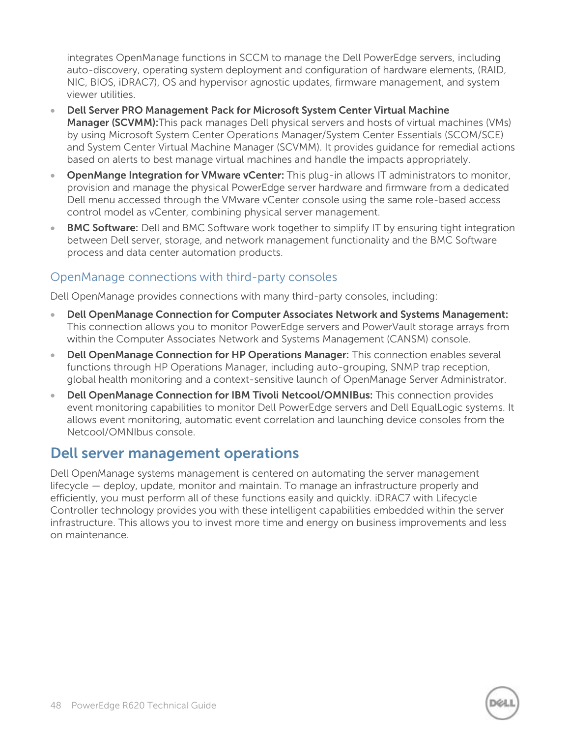integrates OpenManage functions in SCCM to manage the Dell PowerEdge servers, including auto-discovery, operating system deployment and configuration of hardware elements, (RAID, NIC, BIOS, iDRAC7), OS and hypervisor agnostic updates, firmware management, and system viewer utilities.

- **Dell Server PRO Management Pack for Microsoft System Center Virtual Machine Manager (SCVMM):**This pack manages Dell physical servers and hosts of virtual machines (VMs) by using Microsoft System Center Operations Manager/System Center Essentials (SCOM/SCE) and System Center Virtual Machine Manager (SCVMM). It provides guidance for remedial actions based on alerts to best manage virtual machines and handle the impacts appropriately.
- **OpenMange Integration for VMware vCenter:** This plug-in allows IT administrators to monitor, provision and manage the physical PowerEdge server hardware and firmware from a dedicated Dell menu accessed through the VMware vCenter console using the same role-based access control model as vCenter, combining physical server management.
- **BMC Software:** Dell and BMC Software work together to simplify IT by ensuring tight integration between Dell server, storage, and network management functionality and the BMC Software process and data center automation products.

### OpenManage connections with third-party consoles

Dell OpenManage provides connections with many third-party consoles, including:

- **Dell OpenManage Connection for Computer Associates Network and Systems Management:** This connection allows you to monitor PowerEdge servers and PowerVault storage arrays from within the Computer Associates Network and Systems Management (CANSM) console.
- **Dell OpenManage Connection for HP Operations Manager:** This connection enables several functions through HP Operations Manager, including auto-grouping, SNMP trap reception, global health monitoring and a context-sensitive launch of OpenManage Server Administrator.
- **Dell OpenManage Connection for IBM Tivoli Netcool/OMNIBus:** This connection provides event monitoring capabilities to monitor Dell PowerEdge servers and Dell EqualLogic systems. It allows event monitoring, automatic event correlation and launching device consoles from the Netcool/OMNIbus console.

## Dell server management operations

Dell OpenManage systems management is centered on automating the server management lifecycle — deploy, update, monitor and maintain. To manage an infrastructure properly and efficiently, you must perform all of these functions easily and quickly. iDRAC7 with Lifecycle Controller technology provides you with these intelligent capabilities embedded within the server infrastructure. This allows you to invest more time and energy on business improvements and less on maintenance.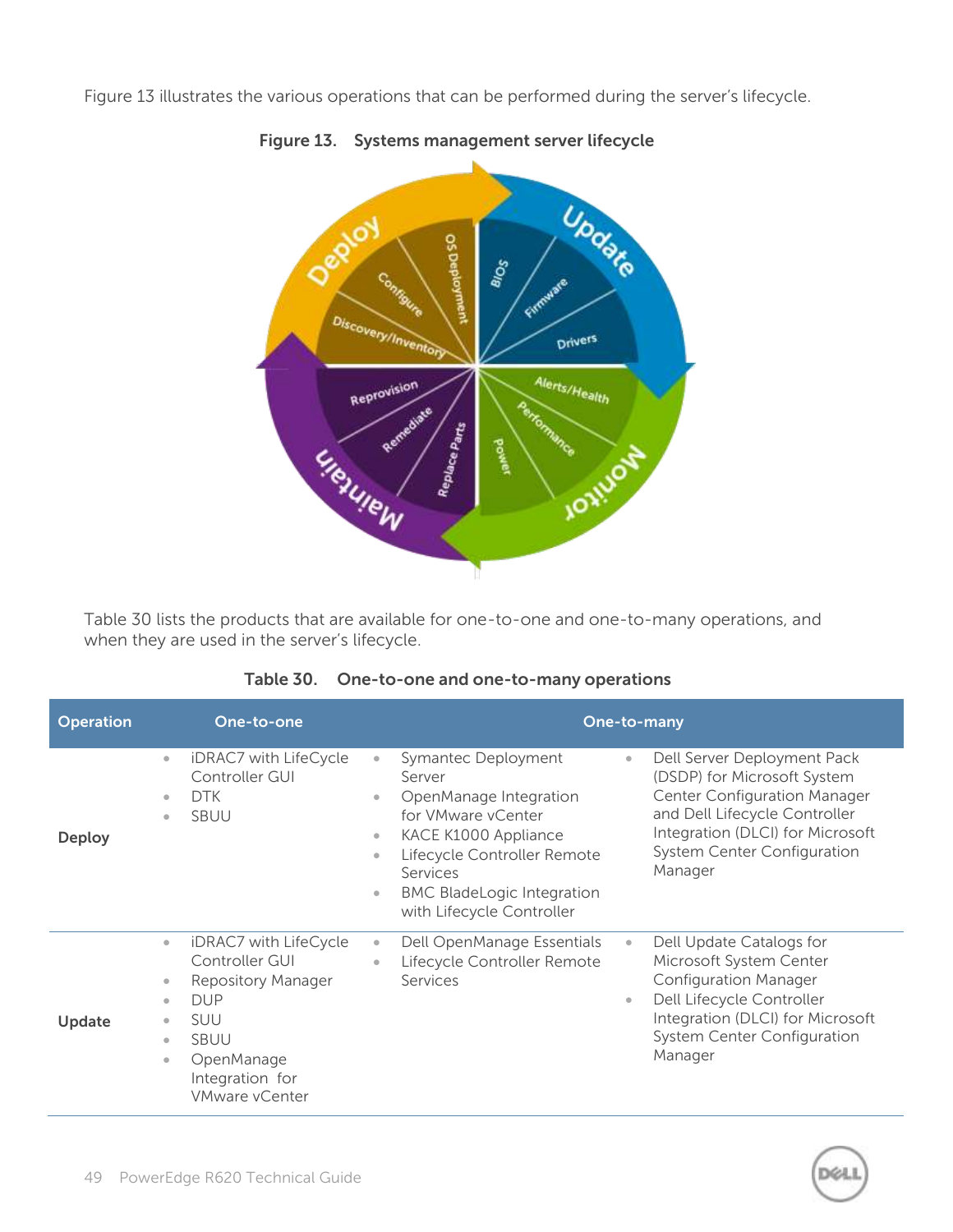Figure 13 illustrates the various operations that can be performed during the server's lifecycle.

**Figure 13. Systems management server lifecycle**

Table 30 lists the products that are available for one-to-one and one-to-many operations, and when they are used in the server's lifecycle.

**Table 30. One-to-one and one-to-many operations**

| Operation | One-to-one | One-to-many | |
|---|---|---|---|
| **Deploy** | • iDRAC7 with LifeCycle Controller GUI<br>• DTK<br>• SBUU | • Symantec Deployment Server<br>• OpenManage Integration for VMware vCenter<br>• KACE K1000 Appliance<br>• Lifecycle Controller Remote Services<br>• BMC BladeLogic Integration with Lifecycle Controller | • Dell Server Deployment Pack (DSDP) for Microsoft System Center Configuration Manager and Dell Lifecycle Controller Integration (DLCI) for Microsoft System Center Configuration Manager |
| **Update** | • iDRAC7 with LifeCycle Controller GUI<br>• Repository Manager<br>• DUP<br>• SUU<br>• SBUU<br>• OpenManage Integration for VMware vCenter | • Dell OpenManage Essentials<br>• Lifecycle Controller Remote Services | • Dell Update Catalogs for Microsoft System Center Configuration Manager<br>• Dell Lifecycle Controller Integration (DLCI) for Microsoft System Center Configuration Manager |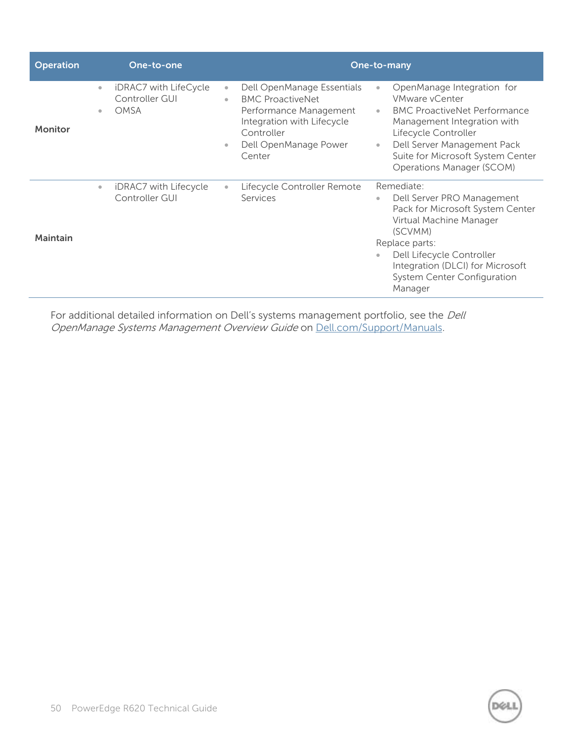| Operation | One-to-one | One-to-many | |
|---|---|---|---|
| **Monitor** | • iDRAC7 with LifeCycle Controller GUI<br>• OMSA | • Dell OpenManage Essentials<br>• BMC ProactiveNet Performance Management Integration with Lifecycle Controller<br>• Dell OpenManage Power Center | • OpenManage Integration for VMware vCenter<br>• BMC ProactiveNet Performance Management Integration with Lifecycle Controller<br>• Dell Server Management Pack Suite for Microsoft System Center Operations Manager (SCOM) |
| **Maintain** | • iDRAC7 with Lifecycle Controller GUI | • Lifecycle Controller Remote Services | Remediate:<br>• Dell Server PRO Management Pack for Microsoft System Center Virtual Machine Manager (SCVMM)<br>Replace parts:<br>• Dell Lifecycle Controller Integration (DLCI) for Microsoft System Center Configuration Manager |

For additional detailed information on Dell's systems management portfolio, see the *Dell OpenManage Systems Management Overview Guide* on Dell.com/Support/Manuals.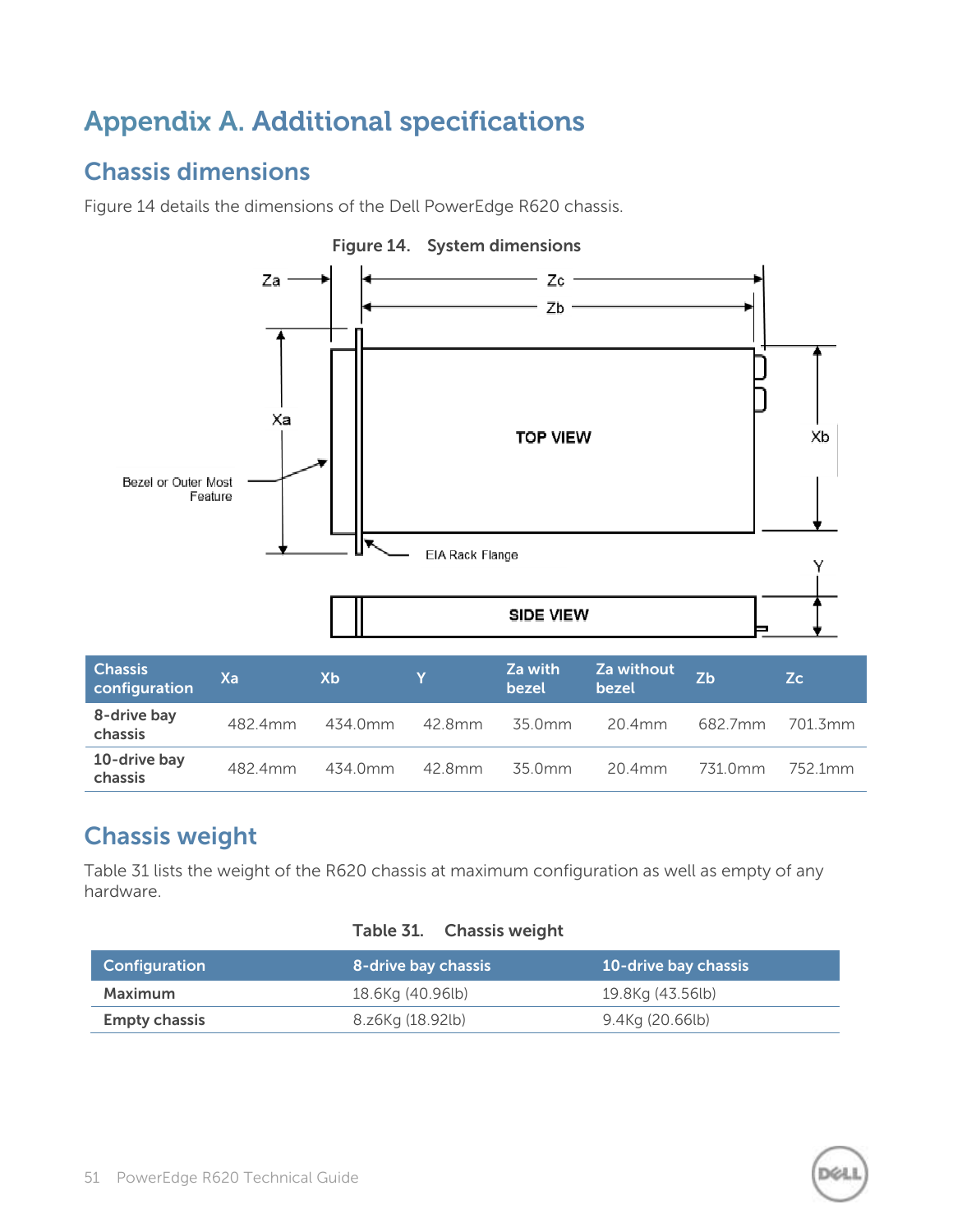# Appendix A. Additional specifications

## Chassis dimensions

Figure 14 details the dimensions of the Dell PowerEdge R620 chassis.

Figure 14. System dimensions

| Chassis configuration | Xa | Xb | Y | Za with bezel | Za without bezel | Zb | Zc |
|---|---|---|---|---|---|---|---|
| 8-drive bay chassis | 482.4mm | 434.0mm | 42.8mm | 35.0mm | 20.4mm | 682.7mm | 701.3mm |
| 10-drive bay chassis | 482.4mm | 434.0mm | 42.8mm | 35.0mm | 20.4mm | 731.0mm | 752.1mm |

## Chassis weight

Table 31 lists the weight of the R620 chassis at maximum configuration as well as empty of any hardware.

Table 31. Chassis weight

| Configuration | 8-drive bay chassis | 10-drive bay chassis |
|---|---|---|
| Maximum | 18.6Kg (40.96lb) | 19.8Kg (43.56lb) |
| Empty chassis | 8.z6Kg (18.92lb) | 9.4Kg (20.66lb) |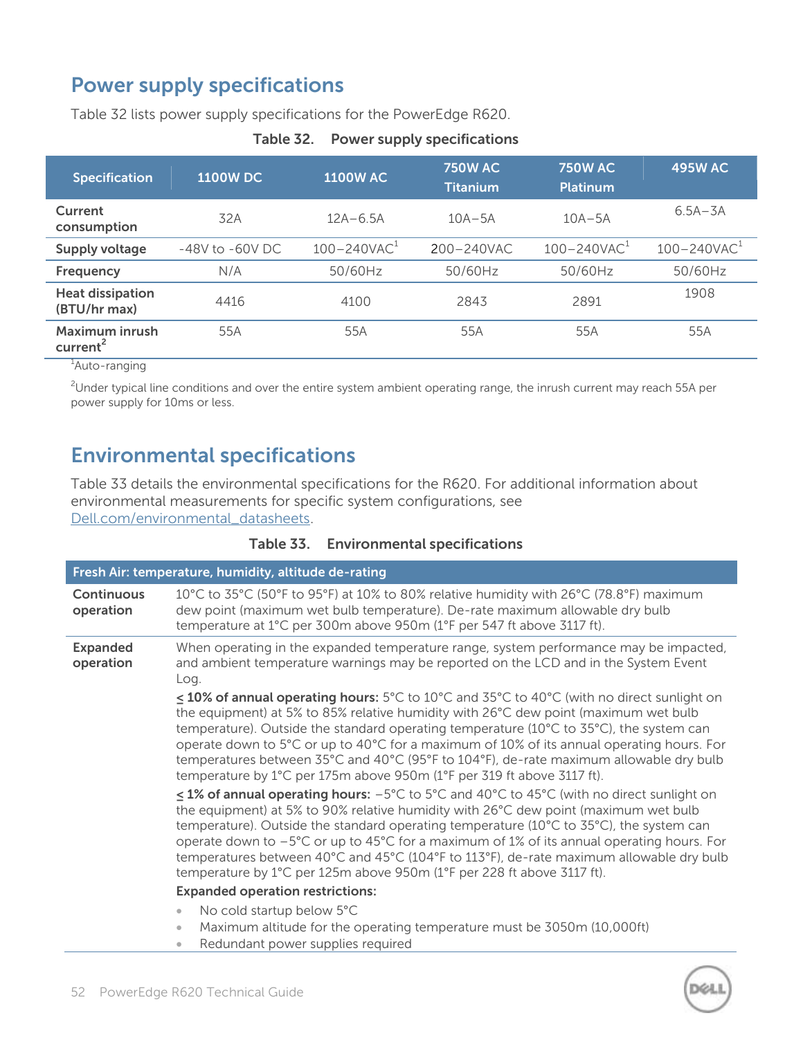## Power supply specifications

Table 32 lists power supply specifications for the PowerEdge R620.

**Table 32. Power supply specifications**

| Specification | 1100W DC | 1100W AC | 750W AC Titanium | 750W AC Platinum | 495W AC |
|---|---|---|---|---|---|
| Current consumption | 32A | 12A–6.5A | 10A–5A | 10A–5A | 6.5A–3A |
| Supply voltage | -48V to -60V DC | 100–240VAC[1] | 200–240VAC | 100–240VAC[1] | 100–240VAC[1] |
| Frequency | N/A | 50/60Hz | 50/60Hz | 50/60Hz | 50/60Hz |
| Heat dissipation (BTU/hr max) | 4416 | 4100 | 2843 | 2891 | 1908 |
| Maximum inrush current[2] | 55A | 55A | 55A | 55A | 55A |

[1]Auto-ranging

[2]Under typical line conditions and over the entire system ambient operating range, the inrush current may reach 55A per power supply for 10ms or less.

## Environmental specifications

Table 33 details the environmental specifications for the R620. For additional information about environmental measurements for specific system configurations, see Dell.com/environmental_datasheets.

**Table 33. Environmental specifications**

| Fresh Air: temperature, humidity, altitude de-rating | |
|---|---|
| **Continuous operation** | 10°C to 35°C (50°F to 95°F) at 10% to 80% relative humidity with 26°C (78.8°F) maximum dew point (maximum wet bulb temperature). De-rate maximum allowable dry bulb temperature at 1°C per 300m above 950m (1°F per 547 ft above 3117 ft). |
| **Expanded operation** | When operating in the expanded temperature range, system performance may be impacted, and ambient temperature warnings may be reported on the LCD and in the System Event Log.<br><br>**≤ 10% of annual operating hours:** 5°C to 10°C and 35°C to 40°C (with no direct sunlight on the equipment) at 5% to 85% relative humidity with 26°C dew point (maximum wet bulb temperature). Outside the standard operating temperature (10°C to 35°C), the system can operate down to 5°C or up to 40°C for a maximum of 10% of its annual operating hours. For temperatures between 35°C and 40°C (95°F to 104°F), de-rate maximum allowable dry bulb temperature by 1°C per 175m above 950m (1°F per 319 ft above 3117 ft).<br><br>**≤ 1% of annual operating hours:** −5°C to 5°C and 40°C to 45°C (with no direct sunlight on the equipment) at 5% to 90% relative humidity with 26°C dew point (maximum wet bulb temperature). Outside the standard operating temperature (10°C to 35°C), the system can operate down to −5°C or up to 45°C for a maximum of 1% of its annual operating hours. For temperatures between 40°C and 45°C (104°F to 113°F), de-rate maximum allowable dry bulb temperature by 1°C per 125m above 950m (1°F per 228 ft above 3117 ft).<br><br>**Expanded operation restrictions:**<br>• No cold startup below 5°C<br>• Maximum altitude for the operating temperature must be 3050m (10,000ft)<br>• Redundant power supplies required |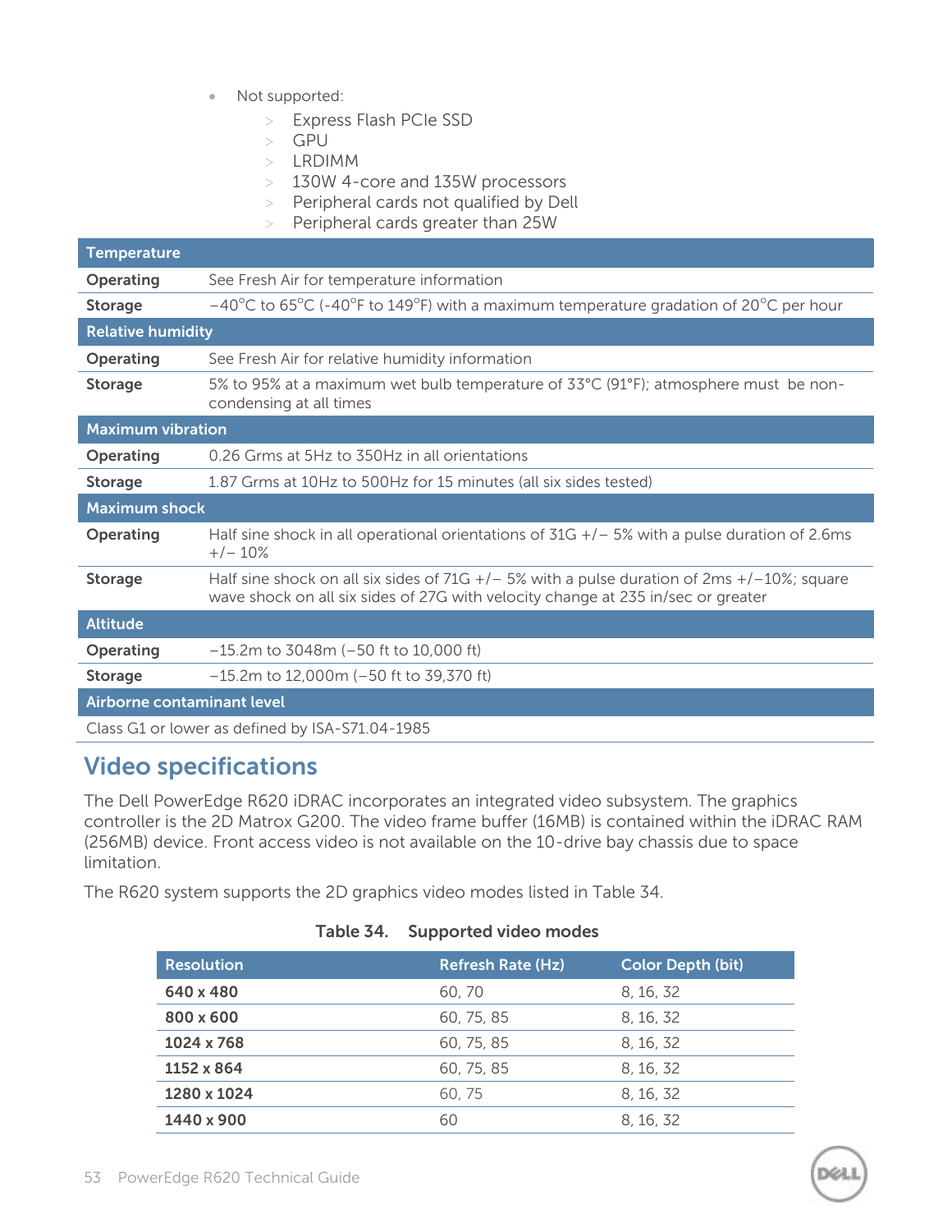- Not supported:
  - Express Flash PCIe SSD
  - GPU
  - LRDIMM
  - 130W 4-core and 135W processors
  - Peripheral cards not qualified by Dell
  - Peripheral cards greater than 25W

| Temperature | |
|---|---|
| **Operating** | See Fresh Air for temperature information |
| **Storage** | −40°C to 65°C (-40°F to 149°F) with a maximum temperature gradation of 20°C per hour |
| **Relative humidity** | |
| **Operating** | See Fresh Air for relative humidity information |
| **Storage** | 5% to 95% at a maximum wet bulb temperature of 33°C (91°F); atmosphere must be non-condensing at all times |
| **Maximum vibration** | |
| **Operating** | 0.26 Grms at 5Hz to 350Hz in all orientations |
| **Storage** | 1.87 Grms at 10Hz to 500Hz for 15 minutes (all six sides tested) |
| **Maximum shock** | |
| **Operating** | Half sine shock in all operational orientations of 31G +/− 5% with a pulse duration of 2.6ms +/− 10% |
| **Storage** | Half sine shock on all six sides of 71G +/− 5% with a pulse duration of 2ms +/−10%; square wave shock on all six sides of 27G with velocity change at 235 in/sec or greater |
| **Altitude** | |
| **Operating** | −15.2m to 3048m (−50 ft to 10,000 ft) |
| **Storage** | −15.2m to 12,000m (−50 ft to 39,370 ft) |
| **Airborne contaminant level** | |
| Class G1 or lower as defined by ISA-S71.04-1985 | |

## Video specifications

The Dell PowerEdge R620 iDRAC incorporates an integrated video subsystem. The graphics controller is the 2D Matrox G200. The video frame buffer (16MB) is contained within the iDRAC RAM (256MB) device. Front access video is not available on the 10-drive bay chassis due to space limitation.

The R620 system supports the 2D graphics video modes listed in Table 34.

**Table 34. Supported video modes**

| Resolution | Refresh Rate (Hz) | Color Depth (bit) |
|---|---|---|
| **640 x 480** | 60, 70 | 8, 16, 32 |
| **800 x 600** | 60, 75, 85 | 8, 16, 32 |
| **1024 x 768** | 60, 75, 85 | 8, 16, 32 |
| **1152 x 864** | 60, 75, 85 | 8, 16, 32 |
| **1280 x 1024** | 60, 75 | 8, 16, 32 |
| **1440 x 900** | 60 | 8, 16, 32 |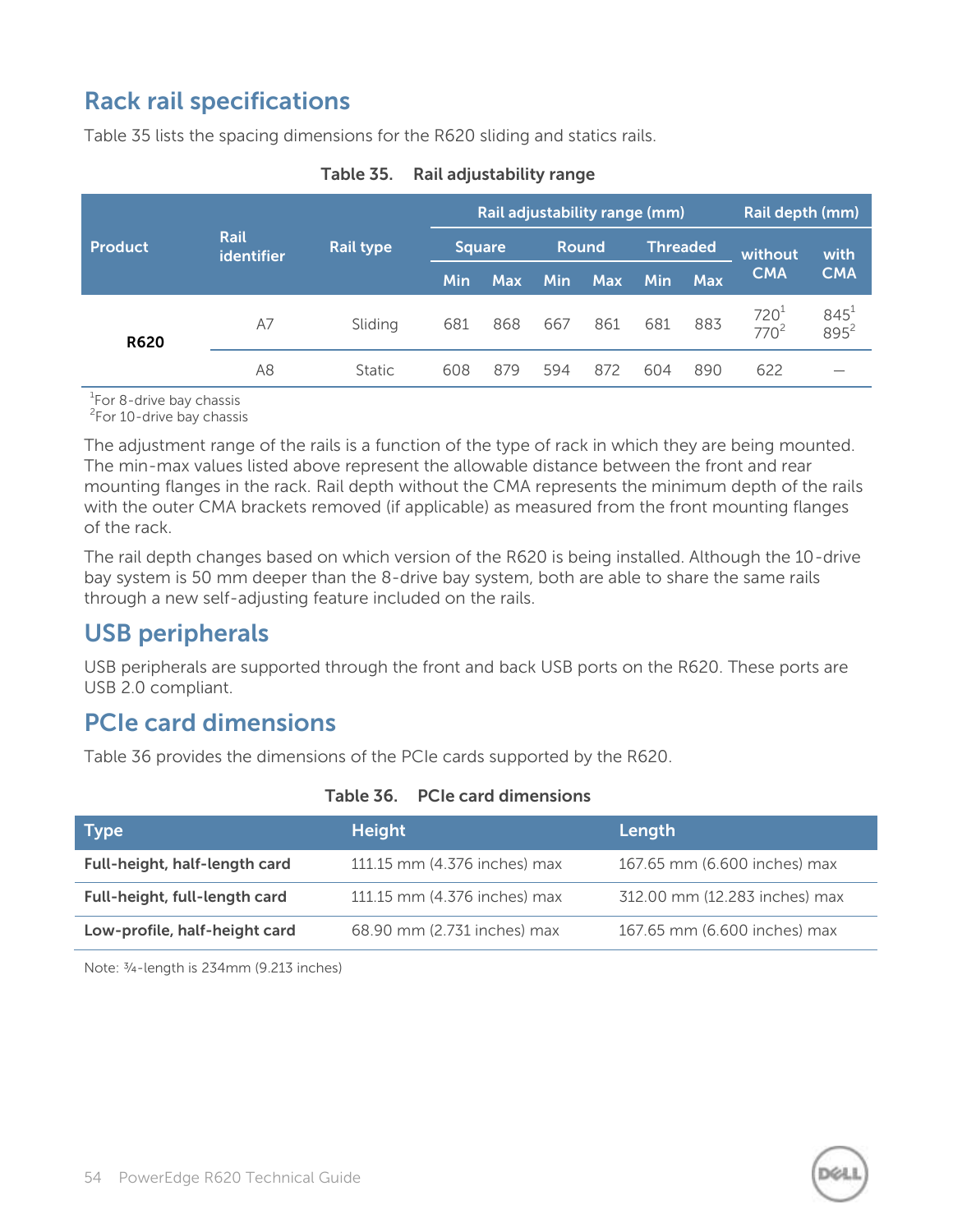## Rack rail specifications

Table 35 lists the spacing dimensions for the R620 sliding and statics rails.

**Table 35. Rail adjustability range**

| Product | Rail identifier | Rail type | Rail adjustability range (mm) | | | | | | Rail depth (mm) | |
|---|---|---|---|---|---|---|---|---|---|---|
| | | | Square | | Round | | Threaded | | without CMA | with CMA |
| | | | Min | Max | Min | Max | Min | Max | | |
| R620 | A7 | Sliding | 681 | 868 | 667 | 861 | 681 | 883 | 720[1] 770[2] | 845[1] 895[2] |
| | A8 | Static | 608 | 879 | 594 | 872 | 604 | 890 | 622 | — |

[1]For 8-drive bay chassis
[2]For 10-drive bay chassis

The adjustment range of the rails is a function of the type of rack in which they are being mounted. The min-max values listed above represent the allowable distance between the front and rear mounting flanges in the rack. Rail depth without the CMA represents the minimum depth of the rails with the outer CMA brackets removed (if applicable) as measured from the front mounting flanges of the rack.

The rail depth changes based on which version of the R620 is being installed. Although the 10-drive bay system is 50 mm deeper than the 8-drive bay system, both are able to share the same rails through a new self-adjusting feature included on the rails.

## USB peripherals

USB peripherals are supported through the front and back USB ports on the R620. These ports are USB 2.0 compliant.

## PCIe card dimensions

Table 36 provides the dimensions of the PCIe cards supported by the R620.

**Table 36. PCIe card dimensions**

| Type | Height | Length |
|---|---|---|
| **Full-height, half-length card** | 111.15 mm (4.376 inches) max | 167.65 mm (6.600 inches) max |
| **Full-height, full-length card** | 111.15 mm (4.376 inches) max | 312.00 mm (12.283 inches) max |
| **Low-profile, half-height card** | 68.90 mm (2.731 inches) max | 167.65 mm (6.600 inches) max |

Note: ¾-length is 234mm (9.213 inches)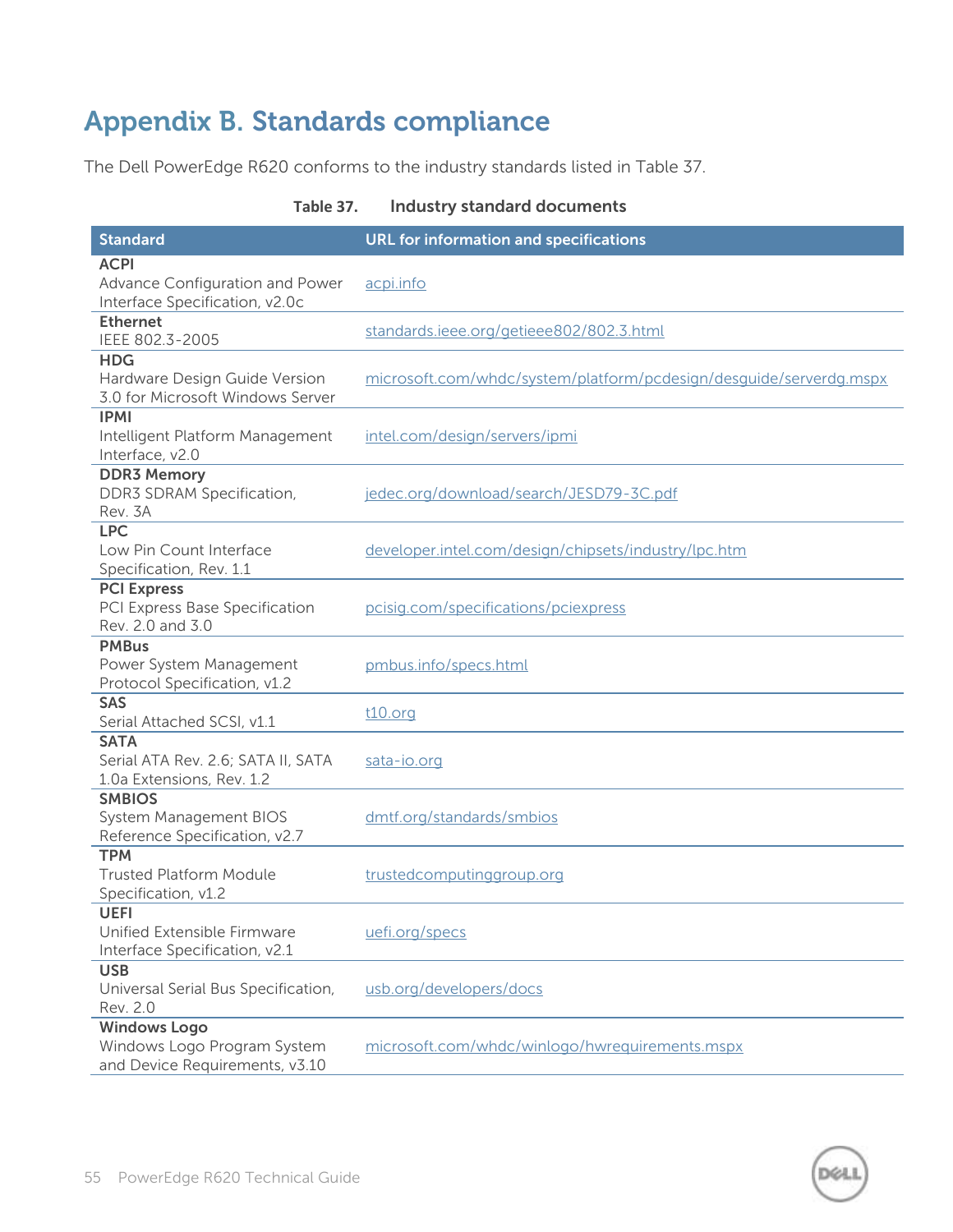# Appendix B. Standards compliance

The Dell PowerEdge R620 conforms to the industry standards listed in Table 37.

**Table 37. Industry standard documents**

| Standard | URL for information and specifications |
|---|---|
| **ACPI** Advance Configuration and Power Interface Specification, v2.0c | acpi.info |
| **Ethernet** IEEE 802.3-2005 | standards.ieee.org/getieee802/802.3.html |
| **HDG** Hardware Design Guide Version 3.0 for Microsoft Windows Server | microsoft.com/whdc/system/platform/pcdesign/desguide/serverdg.mspx |
| **IPMI** Intelligent Platform Management Interface, v2.0 | intel.com/design/servers/ipmi |
| **DDR3 Memory** DDR3 SDRAM Specification, Rev. 3A | jedec.org/download/search/JESD79-3C.pdf |
| **LPC** Low Pin Count Interface Specification, Rev. 1.1 | developer.intel.com/design/chipsets/industry/lpc.htm |
| **PCI Express** PCI Express Base Specification Rev. 2.0 and 3.0 | pcisig.com/specifications/pciexpress |
| **PMBus** Power System Management Protocol Specification, v1.2 | pmbus.info/specs.html |
| **SAS** Serial Attached SCSI, v1.1 | t10.org |
| **SATA** Serial ATA Rev. 2.6; SATA II, SATA 1.0a Extensions, Rev. 1.2 | sata-io.org |
| **SMBIOS** System Management BIOS Reference Specification, v2.7 | dmtf.org/standards/smbios |
| **TPM** Trusted Platform Module Specification, v1.2 | trustedcomputinggroup.org |
| **UEFI** Unified Extensible Firmware Interface Specification, v2.1 | uefi.org/specs |
| **USB** Universal Serial Bus Specification, Rev. 2.0 | usb.org/developers/docs |
| **Windows Logo** Windows Logo Program System and Device Requirements, v3.10 | microsoft.com/whdc/winlogo/hwrequirements.mspx |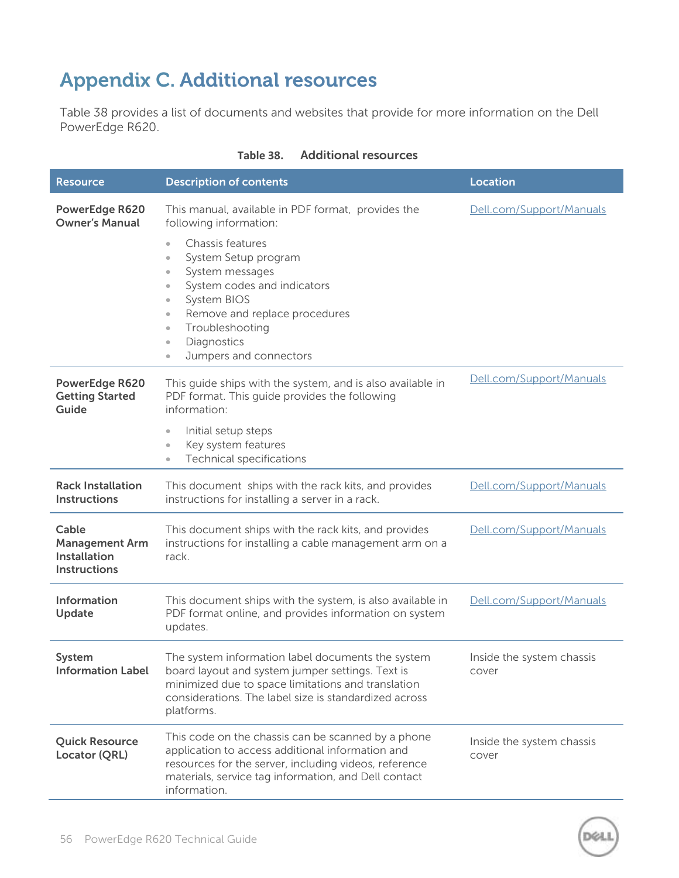# Appendix C. Additional resources

Table 38 provides a list of documents and websites that provide for more information on the Dell PowerEdge R620.

**Table 38. Additional resources**

| Resource | Description of contents | Location |
|---|---|---|
| **PowerEdge R620 Owner's Manual** | This manual, available in PDF format, provides the following information:<br>• Chassis features<br>• System Setup program<br>• System messages<br>• System codes and indicators<br>• System BIOS<br>• Remove and replace procedures<br>• Troubleshooting<br>• Diagnostics<br>• Jumpers and connectors | Dell.com/Support/Manuals |
| **PowerEdge R620 Getting Started Guide** | This guide ships with the system, and is also available in PDF format. This guide provides the following information:<br>• Initial setup steps<br>• Key system features<br>• Technical specifications | Dell.com/Support/Manuals |
| **Rack Installation Instructions** | This document ships with the rack kits, and provides instructions for installing a server in a rack. | Dell.com/Support/Manuals |
| **Cable Management Arm Installation Instructions** | This document ships with the rack kits, and provides instructions for installing a cable management arm on a rack. | Dell.com/Support/Manuals |
| **Information Update** | This document ships with the system, is also available in PDF format online, and provides information on system updates. | Dell.com/Support/Manuals |
| **System Information Label** | The system information label documents the system board layout and system jumper settings. Text is minimized due to space limitations and translation considerations. The label size is standardized across platforms. | Inside the system chassis cover |
| **Quick Resource Locator (QRL)** | This code on the chassis can be scanned by a phone application to access additional information and resources for the server, including videos, reference materials, service tag information, and Dell contact information. | Inside the system chassis cover |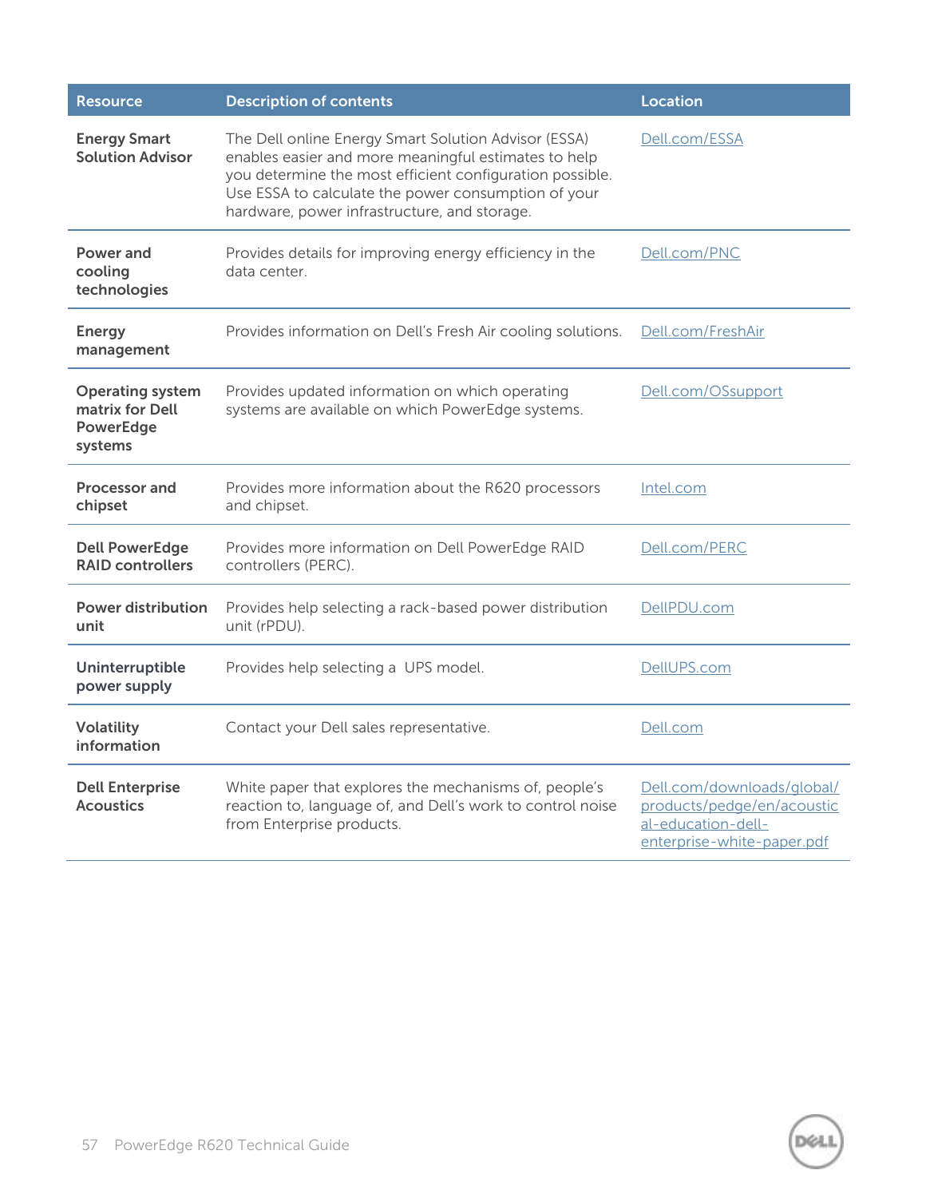| Resource | Description of contents | Location |
|---|---|---|
| **Energy Smart Solution Advisor** | The Dell online Energy Smart Solution Advisor (ESSA) enables easier and more meaningful estimates to help you determine the most efficient configuration possible. Use ESSA to calculate the power consumption of your hardware, power infrastructure, and storage. | Dell.com/ESSA |
| **Power and cooling technologies** | Provides details for improving energy efficiency in the data center. | Dell.com/PNC |
| **Energy management** | Provides information on Dell's Fresh Air cooling solutions. | Dell.com/FreshAir |
| **Operating system matrix for Dell PowerEdge systems** | Provides updated information on which operating systems are available on which PowerEdge systems. | Dell.com/OSsupport |
| **Processor and chipset** | Provides more information about the R620 processors and chipset. | Intel.com |
| **Dell PowerEdge RAID controllers** | Provides more information on Dell PowerEdge RAID controllers (PERC). | Dell.com/PERC |
| **Power distribution unit** | Provides help selecting a rack-based power distribution unit (rPDU). | DellPDU.com |
| **Uninterruptible power supply** | Provides help selecting a UPS model. | DellUPS.com |
| **Volatility information** | Contact your Dell sales representative. | Dell.com |
| **Dell Enterprise Acoustics** | White paper that explores the mechanisms of, people's reaction to, language of, and Dell's work to control noise from Enterprise products. | Dell.com/downloads/global/products/pedge/en/acoustical-education-dell-enterprise-white-paper.pdf |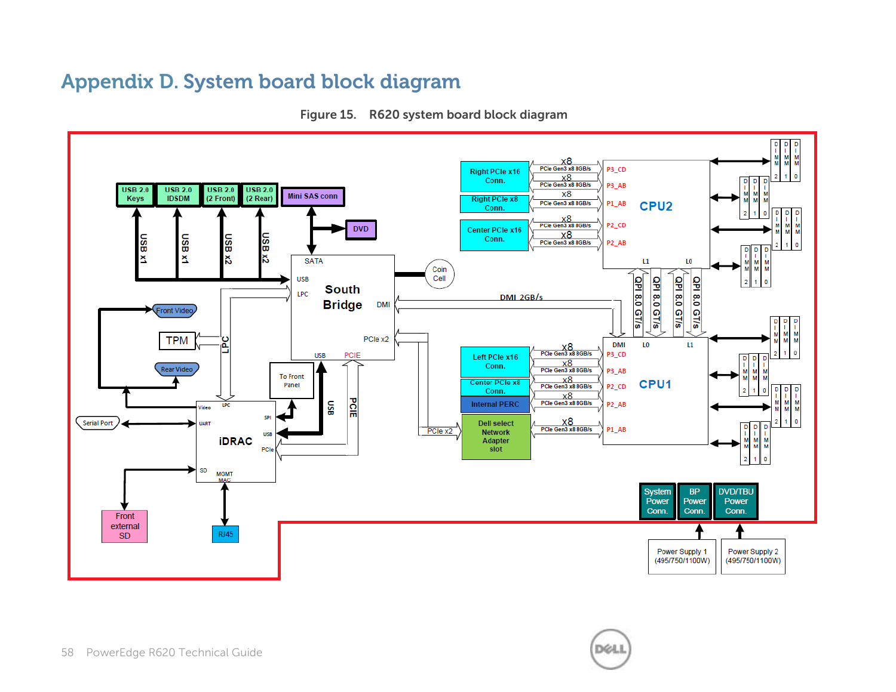# Appendix D. System board block diagram

Figure 15. R620 system board block diagram

USB 2.0 Keys
USB 2.0 IDSDM
USB 2.0 (2 Front)
USB 2.0 (2 Rear)
Mini SAS conn
DVD
USB x1
USB x1
USB x2
USB x2
SATA
USB
LPC
South Bridge
DMI
PCIe x2
USB
PCIE
Coin Cell
Front Video
TPM
Rear Video
LPC
To Front Panel
USB
PCIE
Serial Port
Video
LPC
UART
SPI
USB
PCIe
iDRAC
SD
MGMT MAC
Front external SD
RJ45
DMI 2GB/s
PCIe x2

Right PCIe x16 Conn.
Right PCIe x8 Conn.
Center PCIe x16 Conn.
x8
PCIe Gen3 x8 8GB/s
P3_CD
P3_AB
P1_AB
P2_CD
P2_AB
CPU2
L1
L0
QPI 8.0 GT/s
QPI 8.0 GT/s
QPI 8.0 GT/s
QPI 8.0 GT/s
DMI
L0
L1
Left PCIe x16 Conn.
Center PCIe x8 Conn.
Internal PERC
Dell select Network Adapter slot
P3_CD
P3_AB
P2_CD
P2_AB
P1_AB
CPU1
DIMM 2
DIMM 1
DIMM 0

System Power Conn.
BP Power Conn.
DVD/TBU Power Conn.
Power Supply 1 (495/750/1100W)
Power Supply 2 (495/750/1100W)